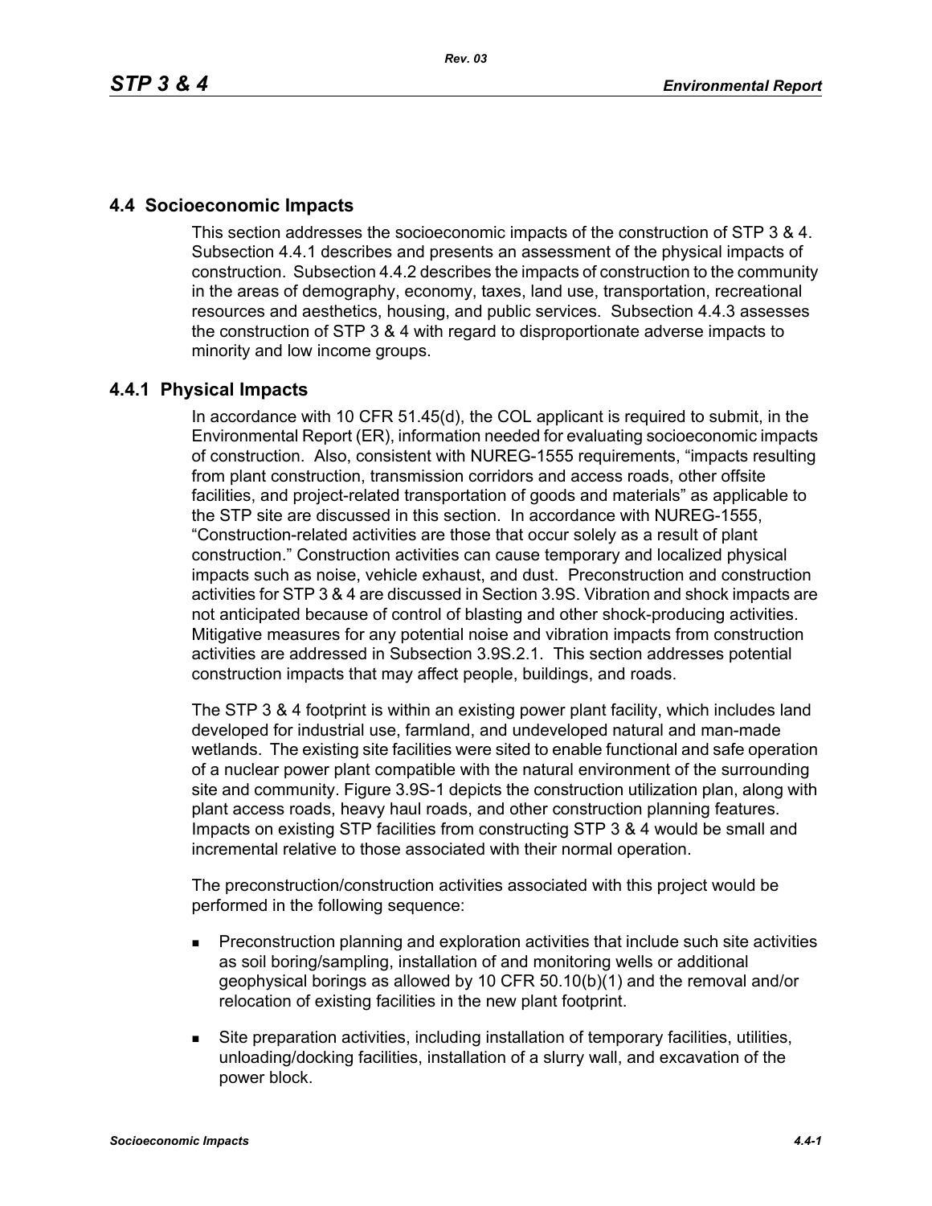## 4.4 Socioeconomic Impacts

This section addresses the socioeconomic impacts of the construction of STP 3 & 4. Subsection 4.4.1 describes and presents an assessment of the physical impacts of construction. Subsection 4.4.2 describes the impacts of construction to the community in the areas of demography, economy, taxes, land use, transportation, recreational resources and aesthetics, housing, and public services. Subsection 4.4.3 assesses the construction of STP 3 & 4 with regard to disproportionate adverse impacts to minority and low income groups.

### 4.4.1 Physical Impacts

In accordance with 10 CFR 51.45(d), the COL applicant is required to submit, in the Environmental Report (ER), information needed for evaluating socioeconomic impacts of construction. Also, consistent with NUREG-1555 requirements, "impacts resulting from plant construction, transmission corridors and access roads, other offsite facilities, and project-related transportation of goods and materials" as applicable to the STP site are discussed in this section. In accordance with NUREG-1555, "Construction-related activities are those that occur solely as a result of plant construction." Construction activities can cause temporary and localized physical impacts such as noise, vehicle exhaust, and dust. Preconstruction and construction activities for STP 3 & 4 are discussed in Section 3.9S. Vibration and shock impacts are not anticipated because of control of blasting and other shock-producing activities. Mitigative measures for any potential noise and vibration impacts from construction activities are addressed in Subsection 3.9S.2.1. This section addresses potential construction impacts that may affect people, buildings, and roads.

The STP 3 & 4 footprint is within an existing power plant facility, which includes land developed for industrial use, farmland, and undeveloped natural and man-made wetlands. The existing site facilities were sited to enable functional and safe operation of a nuclear power plant compatible with the natural environment of the surrounding site and community. Figure 3.9S-1 depicts the construction utilization plan, along with plant access roads, heavy haul roads, and other construction planning features. Impacts on existing STP facilities from constructing STP 3 & 4 would be small and incremental relative to those associated with their normal operation.

The preconstruction/construction activities associated with this project would be performed in the following sequence:

- Preconstruction planning and exploration activities that include such site activities as soil boring/sampling, installation of and monitoring wells or additional geophysical borings as allowed by 10 CFR 50.10(b)(1) and the removal and/or relocation of existing facilities in the new plant footprint.
- Site preparation activities, including installation of temporary facilities, utilities, unloading/docking facilities, installation of a slurry wall, and excavation of the power block.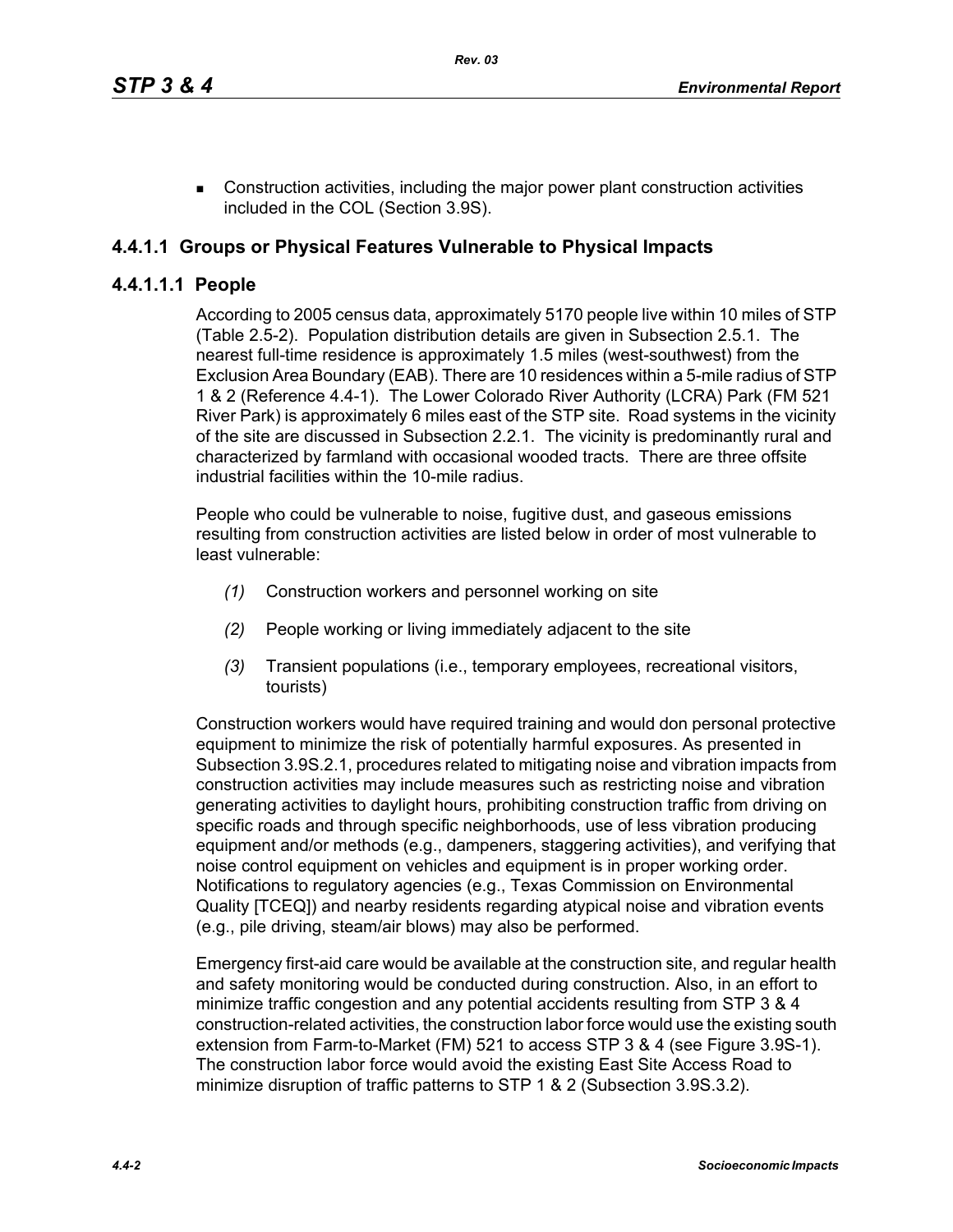- Construction activities, including the major power plant construction activities included in the COL (Section 3.9S).

### 4.4.1.1 Groups or Physical Features Vulnerable to Physical Impacts

#### 4.4.1.1.1 People

According to 2005 census data, approximately 5170 people live within 10 miles of STP (Table 2.5-2). Population distribution details are given in Subsection 2.5.1. The nearest full-time residence is approximately 1.5 miles (west-southwest) from the Exclusion Area Boundary (EAB). There are 10 residences within a 5-mile radius of STP 1 & 2 (Reference 4.4-1). The Lower Colorado River Authority (LCRA) Park (FM 521 River Park) is approximately 6 miles east of the STP site. Road systems in the vicinity of the site are discussed in Subsection 2.2.1. The vicinity is predominantly rural and characterized by farmland with occasional wooded tracts. There are three offsite industrial facilities within the 10-mile radius.

People who could be vulnerable to noise, fugitive dust, and gaseous emissions resulting from construction activities are listed below in order of most vulnerable to least vulnerable:

*(1)* Construction workers and personnel working on site

*(2)* People working or living immediately adjacent to the site

*(3)* Transient populations (i.e., temporary employees, recreational visitors, tourists)

Construction workers would have required training and would don personal protective equipment to minimize the risk of potentially harmful exposures. As presented in Subsection 3.9S.2.1, procedures related to mitigating noise and vibration impacts from construction activities may include measures such as restricting noise and vibration generating activities to daylight hours, prohibiting construction traffic from driving on specific roads and through specific neighborhoods, use of less vibration producing equipment and/or methods (e.g., dampeners, staggering activities), and verifying that noise control equipment on vehicles and equipment is in proper working order. Notifications to regulatory agencies (e.g., Texas Commission on Environmental Quality [TCEQ]) and nearby residents regarding atypical noise and vibration events (e.g., pile driving, steam/air blows) may also be performed.

Emergency first-aid care would be available at the construction site, and regular health and safety monitoring would be conducted during construction. Also, in an effort to minimize traffic congestion and any potential accidents resulting from STP 3 & 4 construction-related activities, the construction labor force would use the existing south extension from Farm-to-Market (FM) 521 to access STP 3 & 4 (see Figure 3.9S-1). The construction labor force would avoid the existing East Site Access Road to minimize disruption of traffic patterns to STP 1 & 2 (Subsection 3.9S.3.2).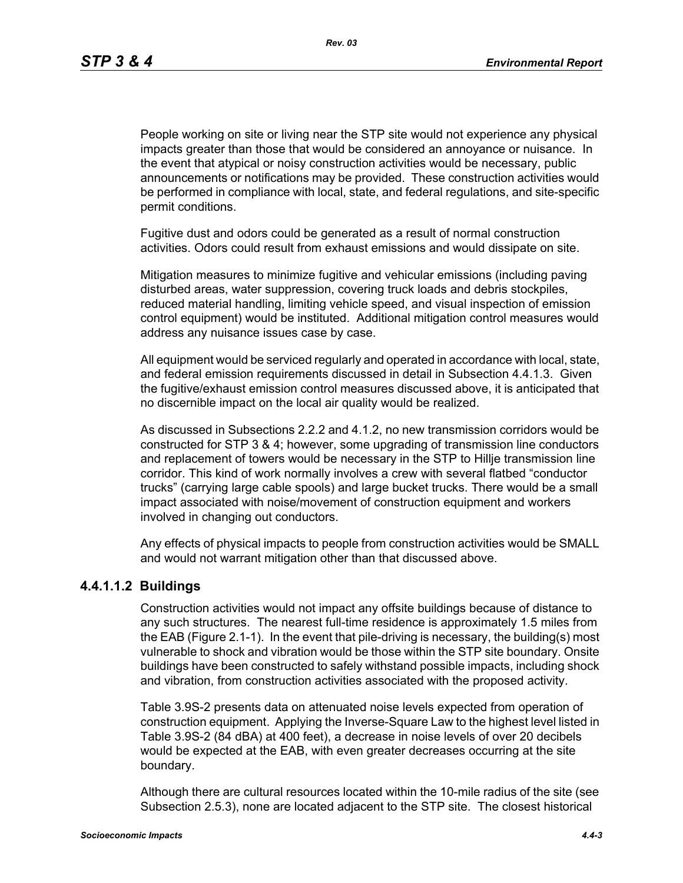People working on site or living near the STP site would not experience any physical impacts greater than those that would be considered an annoyance or nuisance. In the event that atypical or noisy construction activities would be necessary, public announcements or notifications may be provided. These construction activities would be performed in compliance with local, state, and federal regulations, and site-specific permit conditions.

Fugitive dust and odors could be generated as a result of normal construction activities. Odors could result from exhaust emissions and would dissipate on site.

Mitigation measures to minimize fugitive and vehicular emissions (including paving disturbed areas, water suppression, covering truck loads and debris stockpiles, reduced material handling, limiting vehicle speed, and visual inspection of emission control equipment) would be instituted. Additional mitigation control measures would address any nuisance issues case by case.

All equipment would be serviced regularly and operated in accordance with local, state, and federal emission requirements discussed in detail in Subsection 4.4.1.3. Given the fugitive/exhaust emission control measures discussed above, it is anticipated that no discernible impact on the local air quality would be realized.

As discussed in Subsections 2.2.2 and 4.1.2, no new transmission corridors would be constructed for STP 3 & 4; however, some upgrading of transmission line conductors and replacement of towers would be necessary in the STP to Hillje transmission line corridor. This kind of work normally involves a crew with several flatbed "conductor trucks" (carrying large cable spools) and large bucket trucks. There would be a small impact associated with noise/movement of construction equipment and workers involved in changing out conductors.

Any effects of physical impacts to people from construction activities would be SMALL and would not warrant mitigation other than that discussed above.

### 4.4.1.1.2 Buildings

Construction activities would not impact any offsite buildings because of distance to any such structures. The nearest full-time residence is approximately 1.5 miles from the EAB (Figure 2.1-1). In the event that pile-driving is necessary, the building(s) most vulnerable to shock and vibration would be those within the STP site boundary. Onsite buildings have been constructed to safely withstand possible impacts, including shock and vibration, from construction activities associated with the proposed activity.

Table 3.9S-2 presents data on attenuated noise levels expected from operation of construction equipment. Applying the Inverse-Square Law to the highest level listed in Table 3.9S-2 (84 dBA) at 400 feet), a decrease in noise levels of over 20 decibels would be expected at the EAB, with even greater decreases occurring at the site boundary.

Although there are cultural resources located within the 10-mile radius of the site (see Subsection 2.5.3), none are located adjacent to the STP site. The closest historical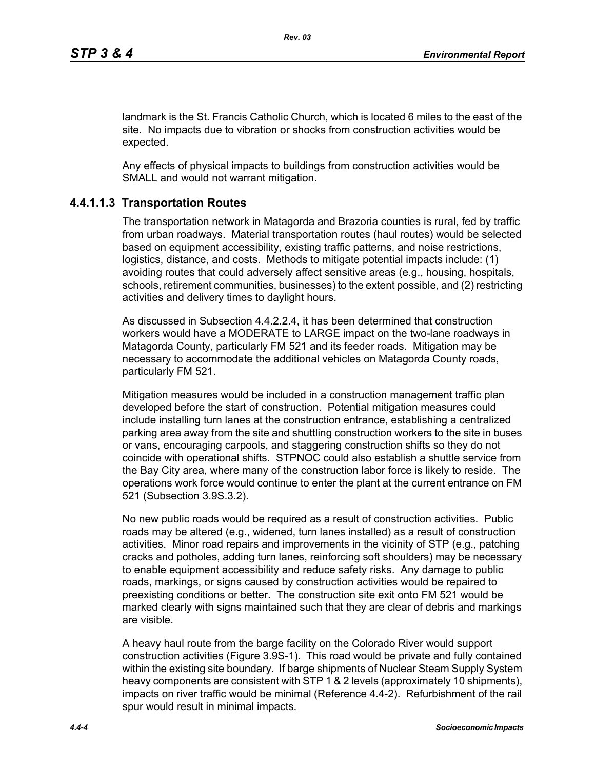landmark is the St. Francis Catholic Church, which is located 6 miles to the east of the site. No impacts due to vibration or shocks from construction activities would be expected.

Any effects of physical impacts to buildings from construction activities would be SMALL and would not warrant mitigation.

### 4.4.1.1.3 Transportation Routes

The transportation network in Matagorda and Brazoria counties is rural, fed by traffic from urban roadways. Material transportation routes (haul routes) would be selected based on equipment accessibility, existing traffic patterns, and noise restrictions, logistics, distance, and costs. Methods to mitigate potential impacts include: (1) avoiding routes that could adversely affect sensitive areas (e.g., housing, hospitals, schools, retirement communities, businesses) to the extent possible, and (2) restricting activities and delivery times to daylight hours.

As discussed in Subsection 4.4.2.2.4, it has been determined that construction workers would have a MODERATE to LARGE impact on the two-lane roadways in Matagorda County, particularly FM 521 and its feeder roads. Mitigation may be necessary to accommodate the additional vehicles on Matagorda County roads, particularly FM 521.

Mitigation measures would be included in a construction management traffic plan developed before the start of construction. Potential mitigation measures could include installing turn lanes at the construction entrance, establishing a centralized parking area away from the site and shuttling construction workers to the site in buses or vans, encouraging carpools, and staggering construction shifts so they do not coincide with operational shifts. STPNOC could also establish a shuttle service from the Bay City area, where many of the construction labor force is likely to reside. The operations work force would continue to enter the plant at the current entrance on FM 521 (Subsection 3.9S.3.2).

No new public roads would be required as a result of construction activities. Public roads may be altered (e.g., widened, turn lanes installed) as a result of construction activities. Minor road repairs and improvements in the vicinity of STP (e.g., patching cracks and potholes, adding turn lanes, reinforcing soft shoulders) may be necessary to enable equipment accessibility and reduce safety risks. Any damage to public roads, markings, or signs caused by construction activities would be repaired to preexisting conditions or better. The construction site exit onto FM 521 would be marked clearly with signs maintained such that they are clear of debris and markings are visible.

A heavy haul route from the barge facility on the Colorado River would support construction activities (Figure 3.9S-1). This road would be private and fully contained within the existing site boundary. If barge shipments of Nuclear Steam Supply System heavy components are consistent with STP 1 & 2 levels (approximately 10 shipments), impacts on river traffic would be minimal (Reference 4.4-2). Refurbishment of the rail spur would result in minimal impacts.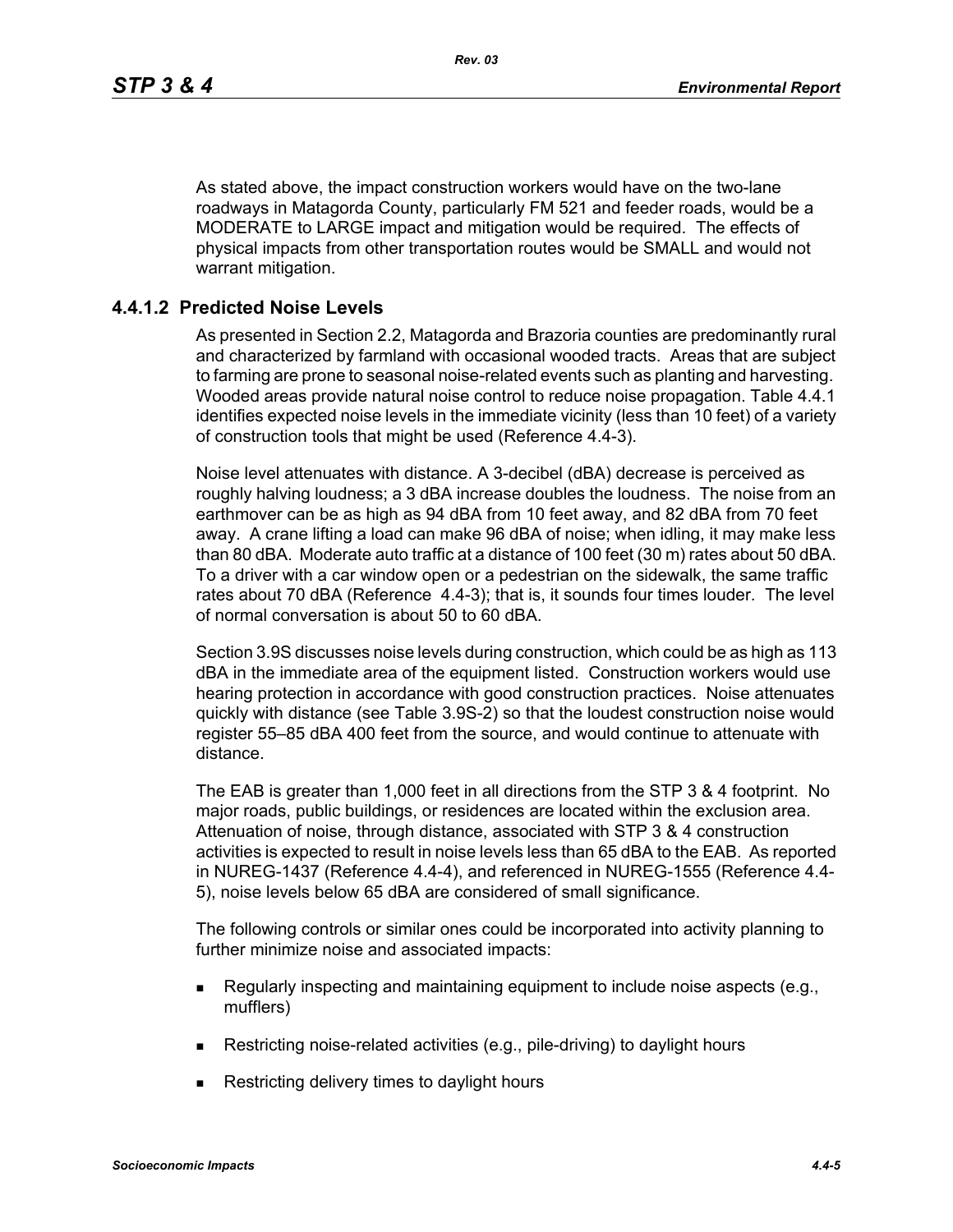As stated above, the impact construction workers would have on the two-lane roadways in Matagorda County, particularly FM 521 and feeder roads, would be a MODERATE to LARGE impact and mitigation would be required. The effects of physical impacts from other transportation routes would be SMALL and would not warrant mitigation.

### 4.4.1.2 Predicted Noise Levels

As presented in Section 2.2, Matagorda and Brazoria counties are predominantly rural and characterized by farmland with occasional wooded tracts. Areas that are subject to farming are prone to seasonal noise-related events such as planting and harvesting. Wooded areas provide natural noise control to reduce noise propagation. Table 4.4.1 identifies expected noise levels in the immediate vicinity (less than 10 feet) of a variety of construction tools that might be used (Reference 4.4-3).

Noise level attenuates with distance. A 3-decibel (dBA) decrease is perceived as roughly halving loudness; a 3 dBA increase doubles the loudness. The noise from an earthmover can be as high as 94 dBA from 10 feet away, and 82 dBA from 70 feet away. A crane lifting a load can make 96 dBA of noise; when idling, it may make less than 80 dBA. Moderate auto traffic at a distance of 100 feet (30 m) rates about 50 dBA. To a driver with a car window open or a pedestrian on the sidewalk, the same traffic rates about 70 dBA (Reference 4.4-3); that is, it sounds four times louder. The level of normal conversation is about 50 to 60 dBA.

Section 3.9S discusses noise levels during construction, which could be as high as 113 dBA in the immediate area of the equipment listed. Construction workers would use hearing protection in accordance with good construction practices. Noise attenuates quickly with distance (see Table 3.9S-2) so that the loudest construction noise would register 55–85 dBA 400 feet from the source, and would continue to attenuate with distance.

The EAB is greater than 1,000 feet in all directions from the STP 3 & 4 footprint. No major roads, public buildings, or residences are located within the exclusion area. Attenuation of noise, through distance, associated with STP 3 & 4 construction activities is expected to result in noise levels less than 65 dBA to the EAB. As reported in NUREG-1437 (Reference 4.4-4), and referenced in NUREG-1555 (Reference 4.4-5), noise levels below 65 dBA are considered of small significance.

The following controls or similar ones could be incorporated into activity planning to further minimize noise and associated impacts:

- Regularly inspecting and maintaining equipment to include noise aspects (e.g., mufflers)
- Restricting noise-related activities (e.g., pile-driving) to daylight hours
- Restricting delivery times to daylight hours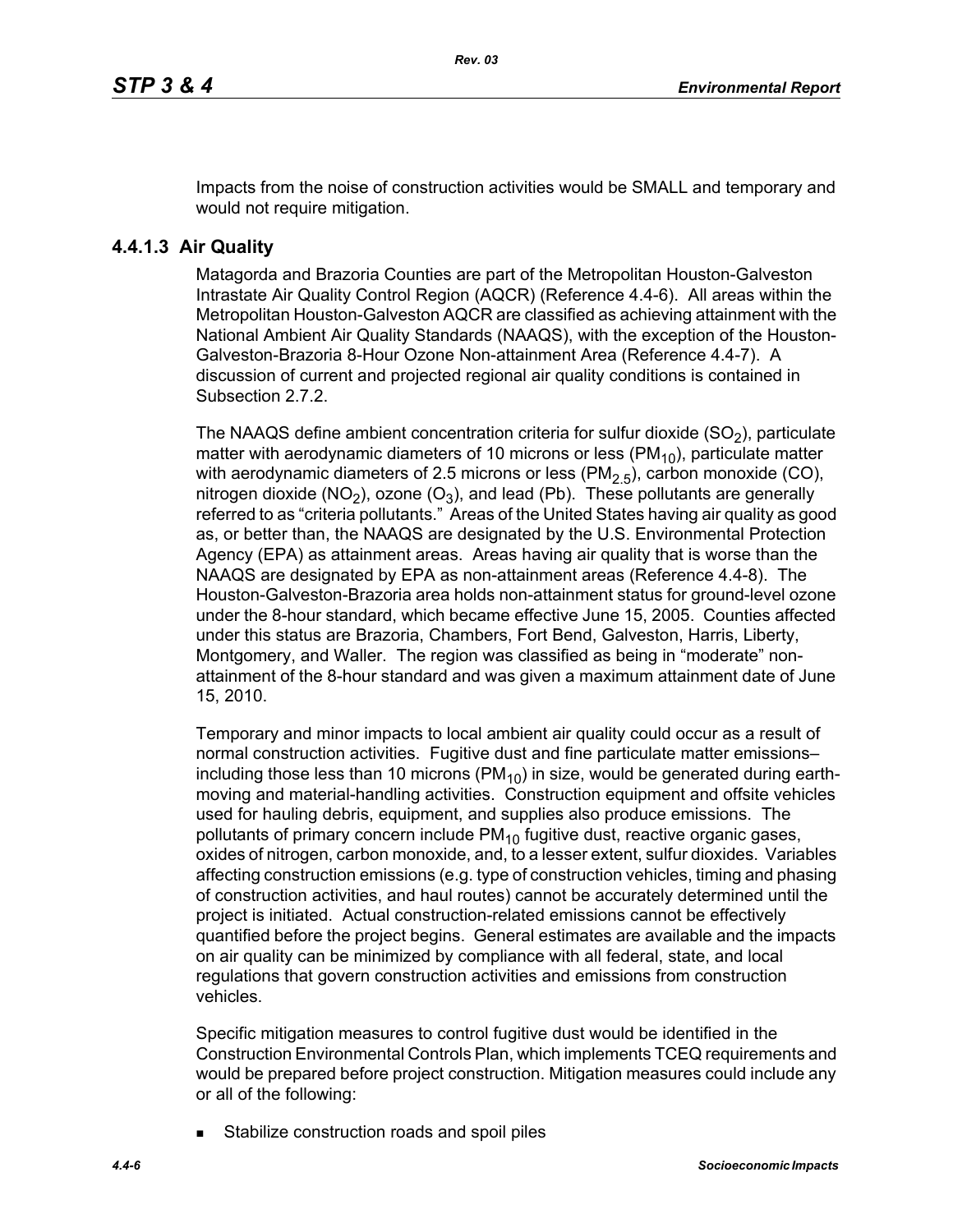Impacts from the noise of construction activities would be SMALL and temporary and would not require mitigation.

### 4.4.1.3 Air Quality

Matagorda and Brazoria Counties are part of the Metropolitan Houston-Galveston Intrastate Air Quality Control Region (AQCR) (Reference 4.4-6). All areas within the Metropolitan Houston-Galveston AQCR are classified as achieving attainment with the National Ambient Air Quality Standards (NAAQS), with the exception of the Houston-Galveston-Brazoria 8-Hour Ozone Non-attainment Area (Reference 4.4-7). A discussion of current and projected regional air quality conditions is contained in Subsection 2.7.2.

The NAAQS define ambient concentration criteria for sulfur dioxide ($SO_2$), particulate matter with aerodynamic diameters of 10 microns or less ($PM_{10}$), particulate matter with aerodynamic diameters of 2.5 microns or less ($PM_{2.5}$), carbon monoxide (CO), nitrogen dioxide ($NO_2$), ozone ($O_3$), and lead (Pb). These pollutants are generally referred to as "criteria pollutants." Areas of the United States having air quality as good as, or better than, the NAAQS are designated by the U.S. Environmental Protection Agency (EPA) as attainment areas. Areas having air quality that is worse than the NAAQS are designated by EPA as non-attainment areas (Reference 4.4-8). The Houston-Galveston-Brazoria area holds non-attainment status for ground-level ozone under the 8-hour standard, which became effective June 15, 2005. Counties affected under this status are Brazoria, Chambers, Fort Bend, Galveston, Harris, Liberty, Montgomery, and Waller. The region was classified as being in "moderate" non-attainment of the 8-hour standard and was given a maximum attainment date of June 15, 2010.

Temporary and minor impacts to local ambient air quality could occur as a result of normal construction activities. Fugitive dust and fine particulate matter emissions– including those less than 10 microns ($PM_{10}$) in size, would be generated during earth-moving and material-handling activities. Construction equipment and offsite vehicles used for hauling debris, equipment, and supplies also produce emissions. The pollutants of primary concern include $PM_{10}$ fugitive dust, reactive organic gases, oxides of nitrogen, carbon monoxide, and, to a lesser extent, sulfur dioxides. Variables affecting construction emissions (e.g. type of construction vehicles, timing and phasing of construction activities, and haul routes) cannot be accurately determined until the project is initiated. Actual construction-related emissions cannot be effectively quantified before the project begins. General estimates are available and the impacts on air quality can be minimized by compliance with all federal, state, and local regulations that govern construction activities and emissions from construction vehicles.

Specific mitigation measures to control fugitive dust would be identified in the Construction Environmental Controls Plan, which implements TCEQ requirements and would be prepared before project construction. Mitigation measures could include any or all of the following:

- Stabilize construction roads and spoil piles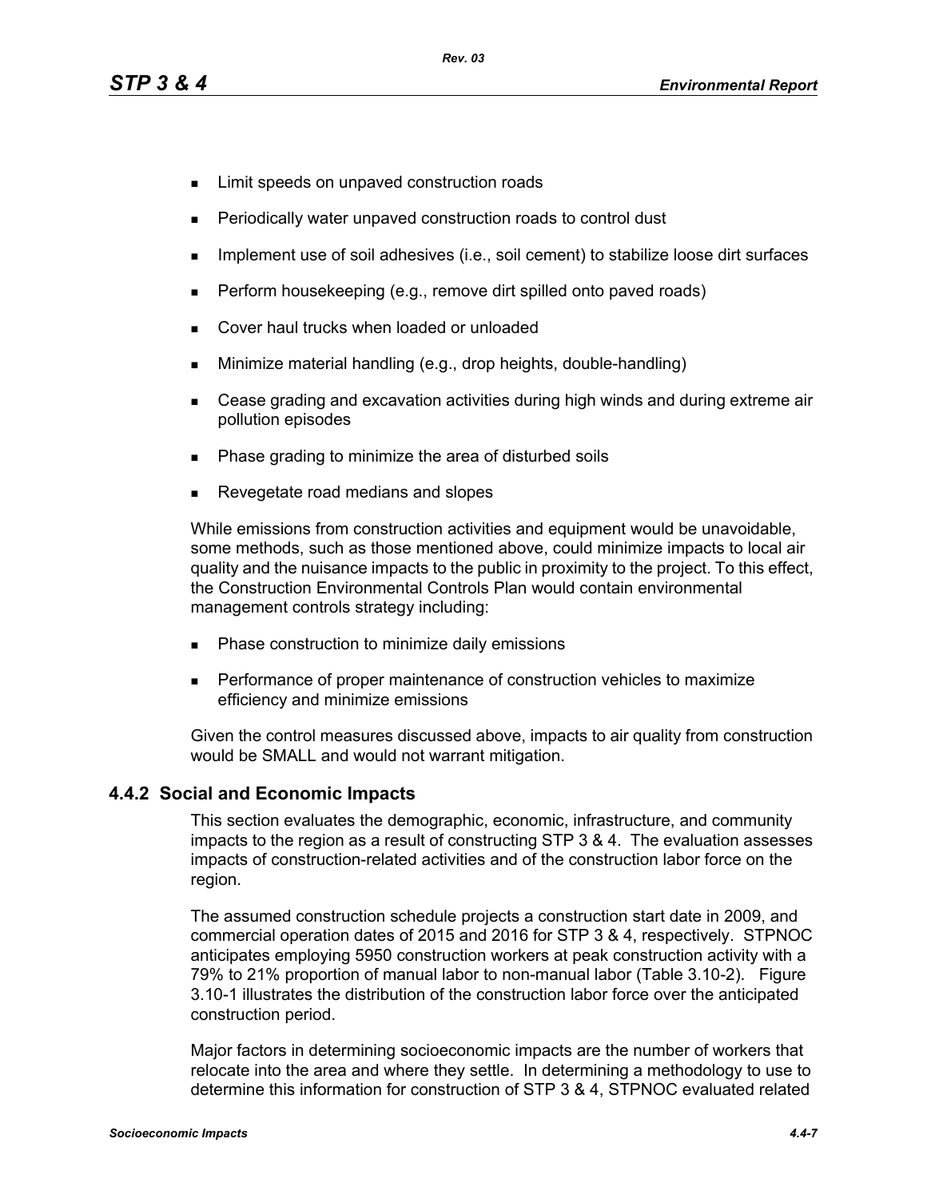- Limit speeds on unpaved construction roads
- Periodically water unpaved construction roads to control dust
- Implement use of soil adhesives (i.e., soil cement) to stabilize loose dirt surfaces
- Perform housekeeping (e.g., remove dirt spilled onto paved roads)
- Cover haul trucks when loaded or unloaded
- Minimize material handling (e.g., drop heights, double-handling)
- Cease grading and excavation activities during high winds and during extreme air pollution episodes
- Phase grading to minimize the area of disturbed soils
- Revegetate road medians and slopes

While emissions from construction activities and equipment would be unavoidable, some methods, such as those mentioned above, could minimize impacts to local air quality and the nuisance impacts to the public in proximity to the project. To this effect, the Construction Environmental Controls Plan would contain environmental management controls strategy including:

- Phase construction to minimize daily emissions
- Performance of proper maintenance of construction vehicles to maximize efficiency and minimize emissions

Given the control measures discussed above, impacts to air quality from construction would be SMALL and would not warrant mitigation.

### 4.4.2 Social and Economic Impacts

This section evaluates the demographic, economic, infrastructure, and community impacts to the region as a result of constructing STP 3 & 4. The evaluation assesses impacts of construction-related activities and of the construction labor force on the region.

The assumed construction schedule projects a construction start date in 2009, and commercial operation dates of 2015 and 2016 for STP 3 & 4, respectively. STPNOC anticipates employing 5950 construction workers at peak construction activity with a 79% to 21% proportion of manual labor to non-manual labor (Table 3.10-2). Figure 3.10-1 illustrates the distribution of the construction labor force over the anticipated construction period.

Major factors in determining socioeconomic impacts are the number of workers that relocate into the area and where they settle. In determining a methodology to use to determine this information for construction of STP 3 & 4, STPNOC evaluated related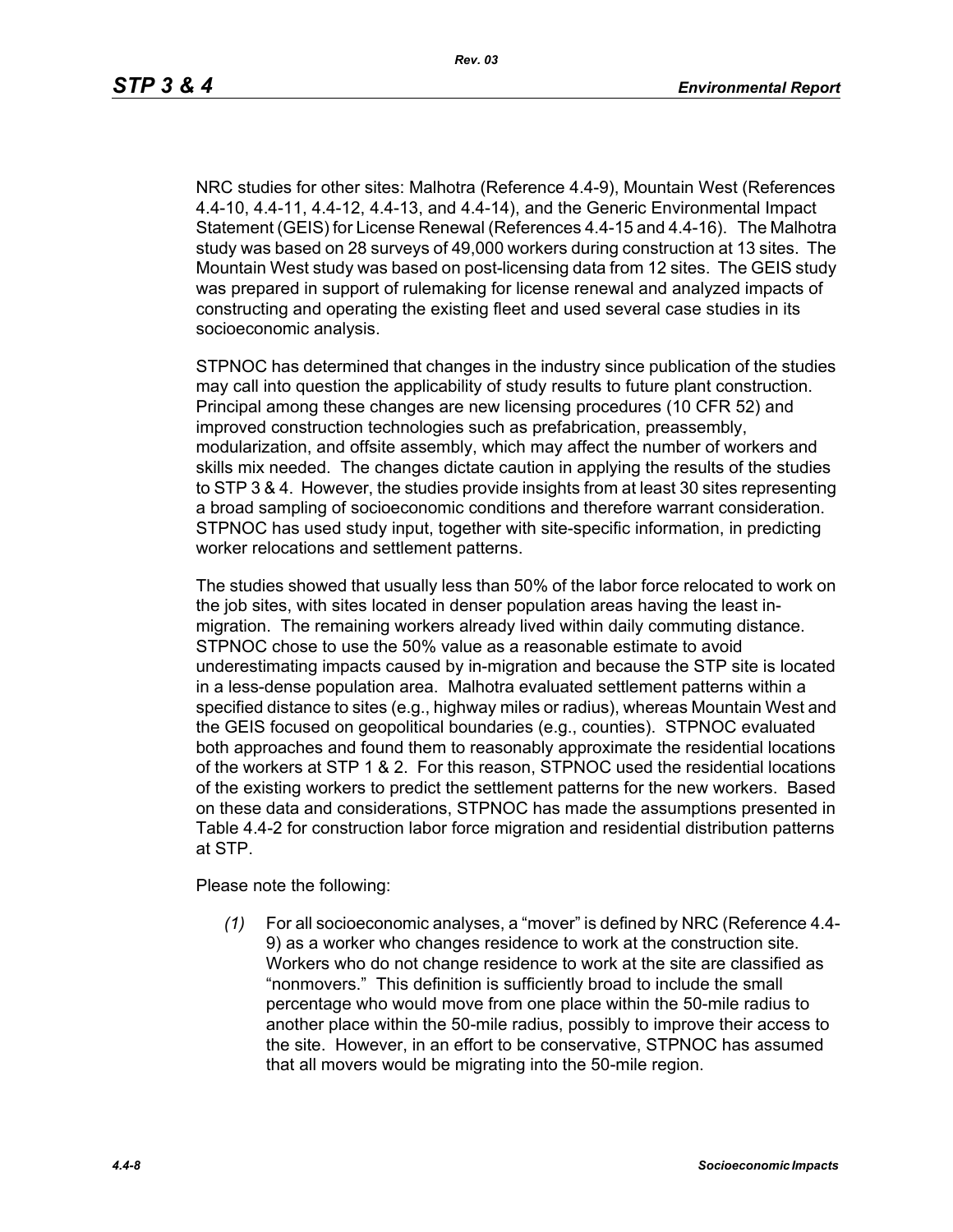NRC studies for other sites: Malhotra (Reference 4.4-9), Mountain West (References 4.4-10, 4.4-11, 4.4-12, 4.4-13, and 4.4-14), and the Generic Environmental Impact Statement (GEIS) for License Renewal (References 4.4-15 and 4.4-16). The Malhotra study was based on 28 surveys of 49,000 workers during construction at 13 sites. The Mountain West study was based on post-licensing data from 12 sites. The GEIS study was prepared in support of rulemaking for license renewal and analyzed impacts of constructing and operating the existing fleet and used several case studies in its socioeconomic analysis.

STPNOC has determined that changes in the industry since publication of the studies may call into question the applicability of study results to future plant construction. Principal among these changes are new licensing procedures (10 CFR 52) and improved construction technologies such as prefabrication, preassembly, modularization, and offsite assembly, which may affect the number of workers and skills mix needed. The changes dictate caution in applying the results of the studies to STP 3 & 4. However, the studies provide insights from at least 30 sites representing a broad sampling of socioeconomic conditions and therefore warrant consideration. STPNOC has used study input, together with site-specific information, in predicting worker relocations and settlement patterns.

The studies showed that usually less than 50% of the labor force relocated to work on the job sites, with sites located in denser population areas having the least in-migration. The remaining workers already lived within daily commuting distance. STPNOC chose to use the 50% value as a reasonable estimate to avoid underestimating impacts caused by in-migration and because the STP site is located in a less-dense population area. Malhotra evaluated settlement patterns within a specified distance to sites (e.g., highway miles or radius), whereas Mountain West and the GEIS focused on geopolitical boundaries (e.g., counties). STPNOC evaluated both approaches and found them to reasonably approximate the residential locations of the workers at STP 1 & 2. For this reason, STPNOC used the residential locations of the existing workers to predict the settlement patterns for the new workers. Based on these data and considerations, STPNOC has made the assumptions presented in Table 4.4-2 for construction labor force migration and residential distribution patterns at STP.

Please note the following:

*(1)* For all socioeconomic analyses, a "mover" is defined by NRC (Reference 4.4-9) as a worker who changes residence to work at the construction site. Workers who do not change residence to work at the site are classified as "nonmovers." This definition is sufficiently broad to include the small percentage who would move from one place within the 50-mile radius to another place within the 50-mile radius, possibly to improve their access to the site. However, in an effort to be conservative, STPNOC has assumed that all movers would be migrating into the 50-mile region.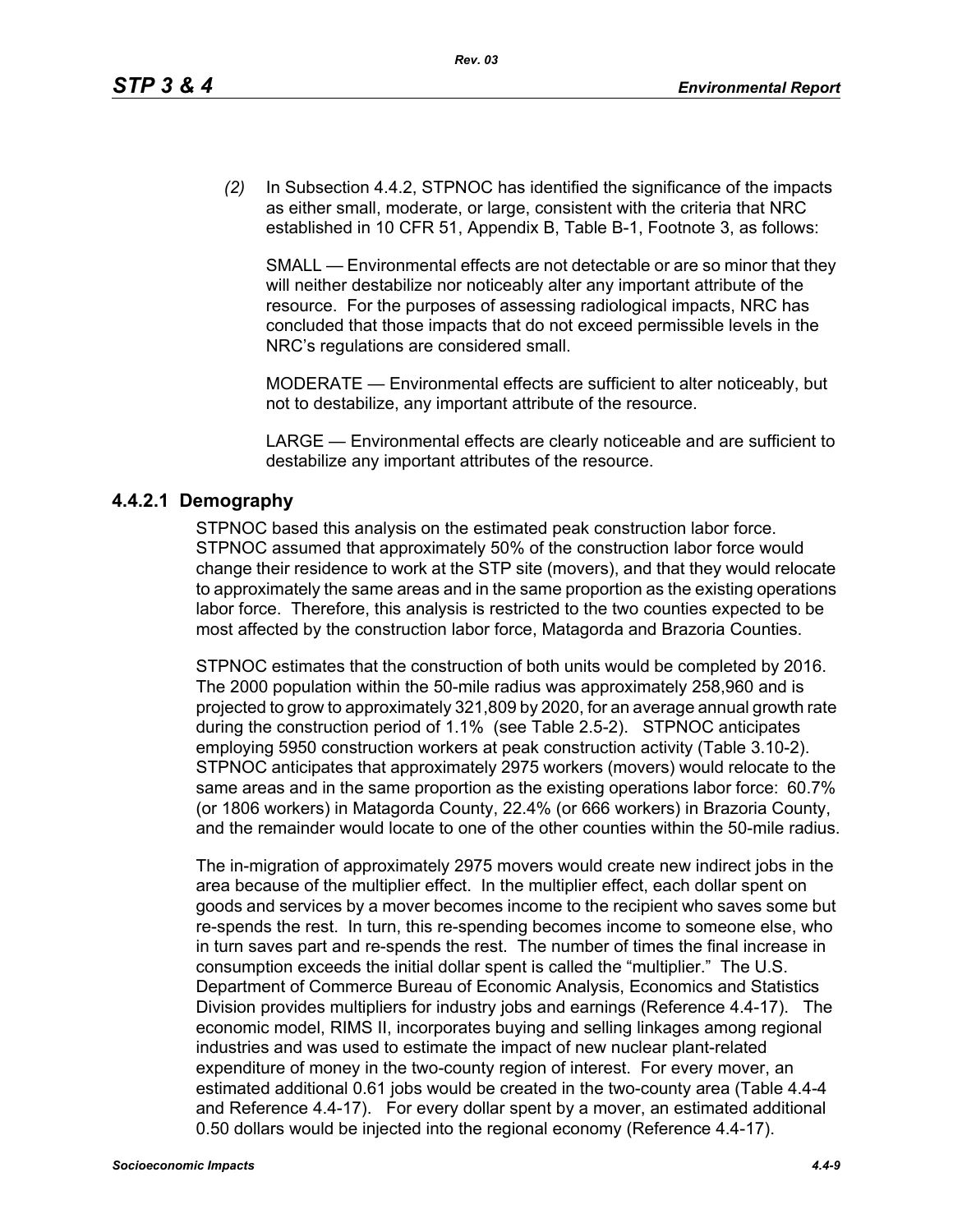*(2)* In Subsection 4.4.2, STPNOC has identified the significance of the impacts as either small, moderate, or large, consistent with the criteria that NRC established in 10 CFR 51, Appendix B, Table B-1, Footnote 3, as follows:

SMALL — Environmental effects are not detectable or are so minor that they will neither destabilize nor noticeably alter any important attribute of the resource. For the purposes of assessing radiological impacts, NRC has concluded that those impacts that do not exceed permissible levels in the NRC's regulations are considered small.

MODERATE — Environmental effects are sufficient to alter noticeably, but not to destabilize, any important attribute of the resource.

LARGE — Environmental effects are clearly noticeable and are sufficient to destabilize any important attributes of the resource.

### 4.4.2.1 Demography

STPNOC based this analysis on the estimated peak construction labor force. STPNOC assumed that approximately 50% of the construction labor force would change their residence to work at the STP site (movers), and that they would relocate to approximately the same areas and in the same proportion as the existing operations labor force. Therefore, this analysis is restricted to the two counties expected to be most affected by the construction labor force, Matagorda and Brazoria Counties.

STPNOC estimates that the construction of both units would be completed by 2016. The 2000 population within the 50-mile radius was approximately 258,960 and is projected to grow to approximately 321,809 by 2020, for an average annual growth rate during the construction period of 1.1% (see Table 2.5-2). STPNOC anticipates employing 5950 construction workers at peak construction activity (Table 3.10-2). STPNOC anticipates that approximately 2975 workers (movers) would relocate to the same areas and in the same proportion as the existing operations labor force: 60.7% (or 1806 workers) in Matagorda County, 22.4% (or 666 workers) in Brazoria County, and the remainder would locate to one of the other counties within the 50-mile radius.

The in-migration of approximately 2975 movers would create new indirect jobs in the area because of the multiplier effect. In the multiplier effect, each dollar spent on goods and services by a mover becomes income to the recipient who saves some but re-spends the rest. In turn, this re-spending becomes income to someone else, who in turn saves part and re-spends the rest. The number of times the final increase in consumption exceeds the initial dollar spent is called the "multiplier." The U.S. Department of Commerce Bureau of Economic Analysis, Economics and Statistics Division provides multipliers for industry jobs and earnings (Reference 4.4-17). The economic model, RIMS II, incorporates buying and selling linkages among regional industries and was used to estimate the impact of new nuclear plant-related expenditure of money in the two-county region of interest. For every mover, an estimated additional 0.61 jobs would be created in the two-county area (Table 4.4-4 and Reference 4.4-17). For every dollar spent by a mover, an estimated additional 0.50 dollars would be injected into the regional economy (Reference 4.4-17).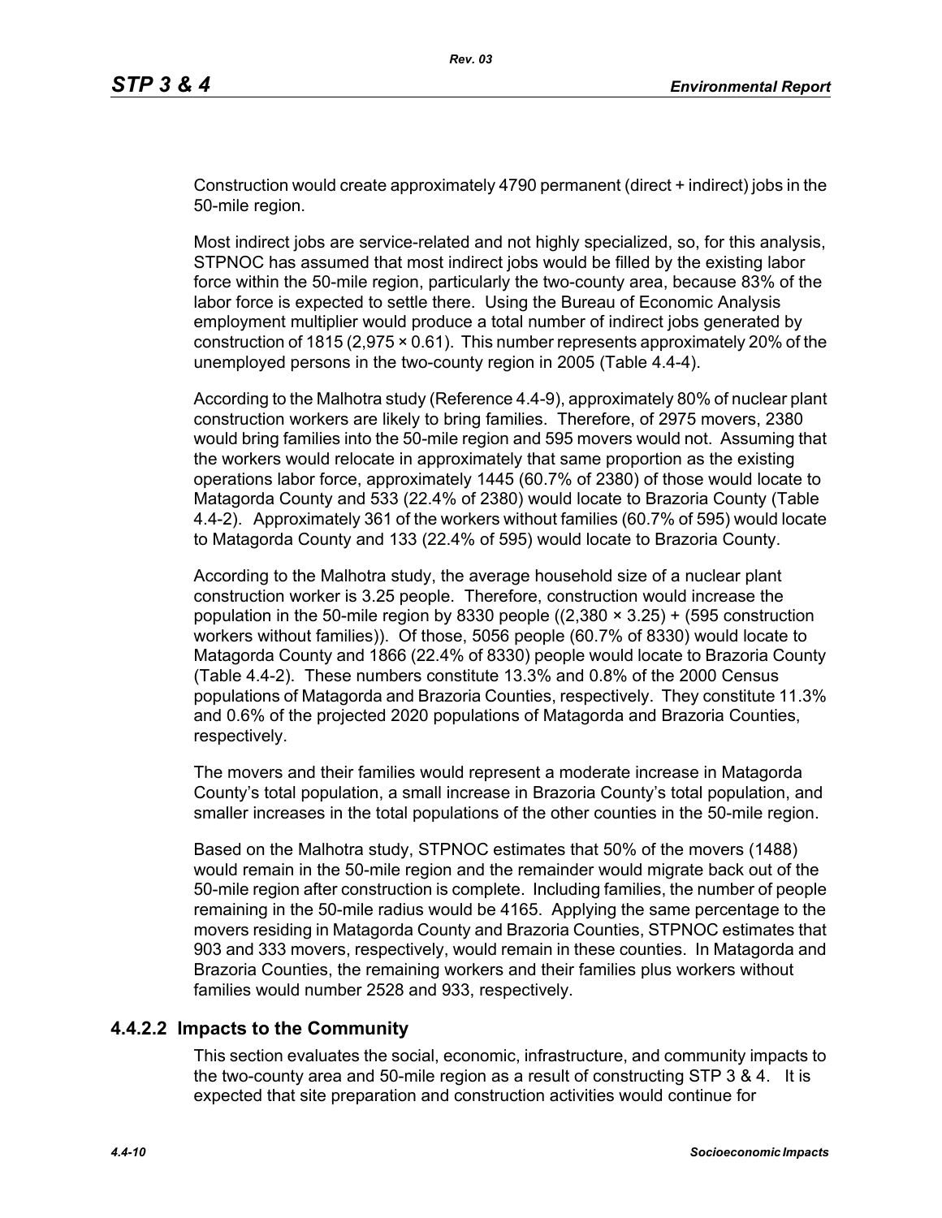Construction would create approximately 4790 permanent (direct + indirect) jobs in the 50-mile region.

Most indirect jobs are service-related and not highly specialized, so, for this analysis, STPNOC has assumed that most indirect jobs would be filled by the existing labor force within the 50-mile region, particularly the two-county area, because 83% of the labor force is expected to settle there. Using the Bureau of Economic Analysis employment multiplier would produce a total number of indirect jobs generated by construction of 1815 (2,975 × 0.61). This number represents approximately 20% of the unemployed persons in the two-county region in 2005 (Table 4.4-4).

According to the Malhotra study (Reference 4.4-9), approximately 80% of nuclear plant construction workers are likely to bring families. Therefore, of 2975 movers, 2380 would bring families into the 50-mile region and 595 movers would not. Assuming that the workers would relocate in approximately that same proportion as the existing operations labor force, approximately 1445 (60.7% of 2380) of those would locate to Matagorda County and 533 (22.4% of 2380) would locate to Brazoria County (Table 4.4-2). Approximately 361 of the workers without families (60.7% of 595) would locate to Matagorda County and 133 (22.4% of 595) would locate to Brazoria County.

According to the Malhotra study, the average household size of a nuclear plant construction worker is 3.25 people. Therefore, construction would increase the population in the 50-mile region by 8330 people ((2,380 × 3.25) + (595 construction workers without families)). Of those, 5056 people (60.7% of 8330) would locate to Matagorda County and 1866 (22.4% of 8330) people would locate to Brazoria County (Table 4.4-2). These numbers constitute 13.3% and 0.8% of the 2000 Census populations of Matagorda and Brazoria Counties, respectively. They constitute 11.3% and 0.6% of the projected 2020 populations of Matagorda and Brazoria Counties, respectively.

The movers and their families would represent a moderate increase in Matagorda County's total population, a small increase in Brazoria County's total population, and smaller increases in the total populations of the other counties in the 50-mile region.

Based on the Malhotra study, STPNOC estimates that 50% of the movers (1488) would remain in the 50-mile region and the remainder would migrate back out of the 50-mile region after construction is complete. Including families, the number of people remaining in the 50-mile radius would be 4165. Applying the same percentage to the movers residing in Matagorda County and Brazoria Counties, STPNOC estimates that 903 and 333 movers, respectively, would remain in these counties. In Matagorda and Brazoria Counties, the remaining workers and their families plus workers without families would number 2528 and 933, respectively.

### 4.4.2.2 Impacts to the Community

This section evaluates the social, economic, infrastructure, and community impacts to the two-county area and 50-mile region as a result of constructing STP 3 & 4. It is expected that site preparation and construction activities would continue for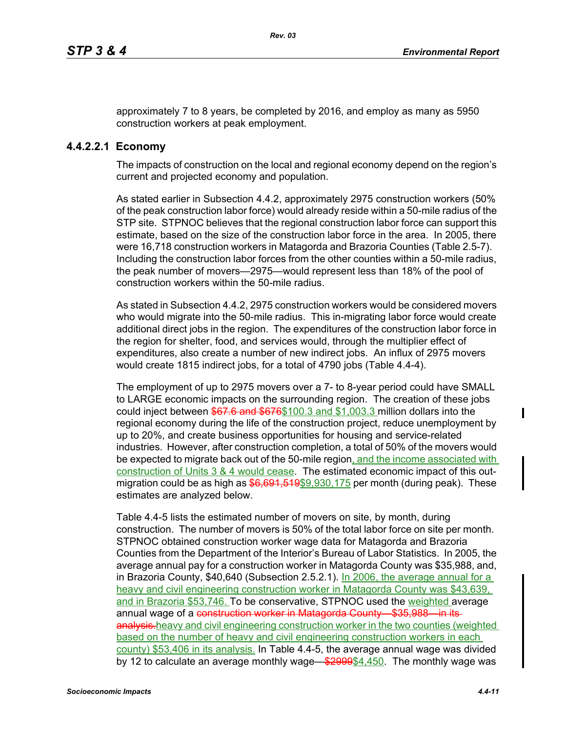approximately 7 to 8 years, be completed by 2016, and employ as many as 5950 construction workers at peak employment.

#### 4.4.2.2.1 Economy

The impacts of construction on the local and regional economy depend on the region's current and projected economy and population.

As stated earlier in Subsection 4.4.2, approximately 2975 construction workers (50% of the peak construction labor force) would already reside within a 50-mile radius of the STP site. STPNOC believes that the regional construction labor force can support this estimate, based on the size of the construction labor force in the area. In 2005, there were 16,718 construction workers in Matagorda and Brazoria Counties (Table 2.5-7). Including the construction labor forces from the other counties within a 50-mile radius, the peak number of movers—2975—would represent less than 18% of the pool of construction workers within the 50-mile radius.

As stated in Subsection 4.4.2, 2975 construction workers would be considered movers who would migrate into the 50-mile radius. This in-migrating labor force would create additional direct jobs in the region. The expenditures of the construction labor force in the region for shelter, food, and services would, through the multiplier effect of expenditures, also create a number of new indirect jobs. An influx of 2975 movers would create 1815 indirect jobs, for a total of 4790 jobs (Table 4.4-4).

The employment of up to 2975 movers over a 7- to 8-year period could have SMALL to LARGE economic impacts on the surrounding region. The creation of these jobs could inject between ~~$67.6 and $676~~$100.3 and $1,003.3 million dollars into the regional economy during the life of the construction project, reduce unemployment by up to 20%, and create business opportunities for housing and service-related industries. However, after construction completion, a total of 50% of the movers would be expected to migrate back out of the 50-mile region, and the income associated with construction of Units 3 & 4 would cease. The estimated economic impact of this out-migration could be as high as ~~$6,691,519~~$9,930,175 per month (during peak). These estimates are analyzed below.

Table 4.4-5 lists the estimated number of movers on site, by month, during construction. The number of movers is 50% of the total labor force on site per month. STPNOC obtained construction worker wage data for Matagorda and Brazoria Counties from the Department of the Interior's Bureau of Labor Statistics. In 2005, the average annual pay for a construction worker in Matagorda County was $35,988, and, in Brazoria County, $40,640 (Subsection 2.5.2.1). In 2006, the average annual for a heavy and civil engineering construction worker in Matagorda County was $43,639, and in Brazoria $53,746. To be conservative, STPNOC used the weighted average annual wage of a ~~construction worker in Matagorda County—$35,988—in its analysis.~~heavy and civil engineering construction worker in the two counties (weighted based on the number of heavy and civil engineering construction workers in each county) $53,406 in its analysis. In Table 4.4-5, the average annual wage was divided by 12 to calculate an average monthly wage—~~$2999~~$4,450. The monthly wage was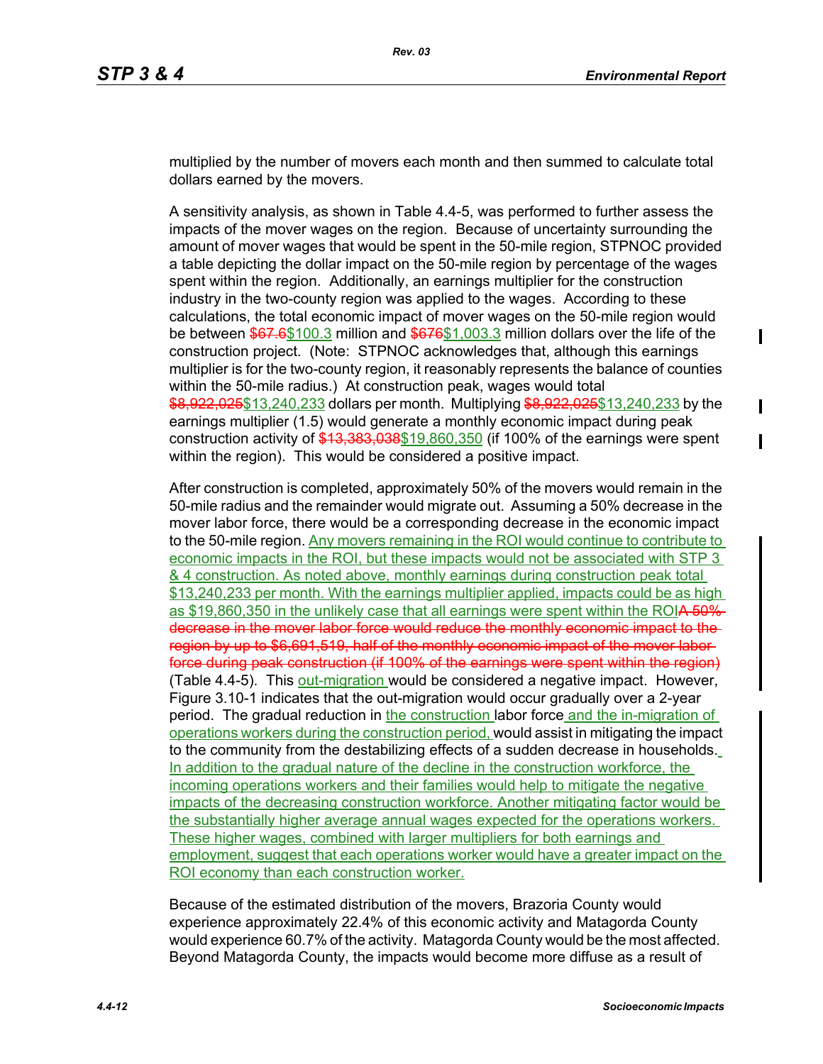multiplied by the number of movers each month and then summed to calculate total dollars earned by the movers.

A sensitivity analysis, as shown in Table 4.4-5, was performed to further assess the impacts of the mover wages on the region. Because of uncertainty surrounding the amount of mover wages that would be spent in the 50-mile region, STPNOC provided a table depicting the dollar impact on the 50-mile region by percentage of the wages spent within the region. Additionally, an earnings multiplier for the construction industry in the two-county region was applied to the wages. According to these calculations, the total economic impact of mover wages on the 50-mile region would be between ~~$67.6~~$100.3 million and ~~$676~~$1,003.3 million dollars over the life of the construction project. (Note: STPNOC acknowledges that, although this earnings multiplier is for the two-county region, it reasonably represents the balance of counties within the 50-mile radius.) At construction peak, wages would total ~~$8,922,025~~$13,240,233 dollars per month. Multiplying ~~$8,922,025~~$13,240,233 by the earnings multiplier (1.5) would generate a monthly economic impact during peak construction activity of ~~$13,383,038~~$19,860,350 (if 100% of the earnings were spent within the region). This would be considered a positive impact.

After construction is completed, approximately 50% of the movers would remain in the 50-mile radius and the remainder would migrate out. Assuming a 50% decrease in the mover labor force, there would be a corresponding decrease in the economic impact to the 50-mile region. Any movers remaining in the ROI would continue to contribute to economic impacts in the ROI, but these impacts would not be associated with STP 3 & 4 construction. As noted above, monthly earnings during construction peak total $13,240,233 per month. With the earnings multiplier applied, impacts could be as high as $19,860,350 in the unlikely case that all earnings were spent within the ROI~~A 50% decrease in the mover labor force would reduce the monthly economic impact to the region by up to $6,691,519, half of the monthly economic impact of the mover labor force during peak construction (if 100% of the earnings were spent within the region)~~ (Table 4.4-5). This out-migration would be considered a negative impact. However, Figure 3.10-1 indicates that the out-migration would occur gradually over a 2-year period. The gradual reduction in the construction labor force and the in-migration of operations workers during the construction period, would assist in mitigating the impact to the community from the destabilizing effects of a sudden decrease in households. In addition to the gradual nature of the decline in the construction workforce, the incoming operations workers and their families would help to mitigate the negative impacts of the decreasing construction workforce. Another mitigating factor would be the substantially higher average annual wages expected for the operations workers. These higher wages, combined with larger multipliers for both earnings and employment, suggest that each operations worker would have a greater impact on the ROI economy than each construction worker.

Because of the estimated distribution of the movers, Brazoria County would experience approximately 22.4% of this economic activity and Matagorda County would experience 60.7% of the activity. Matagorda County would be the most affected. Beyond Matagorda County, the impacts would become more diffuse as a result of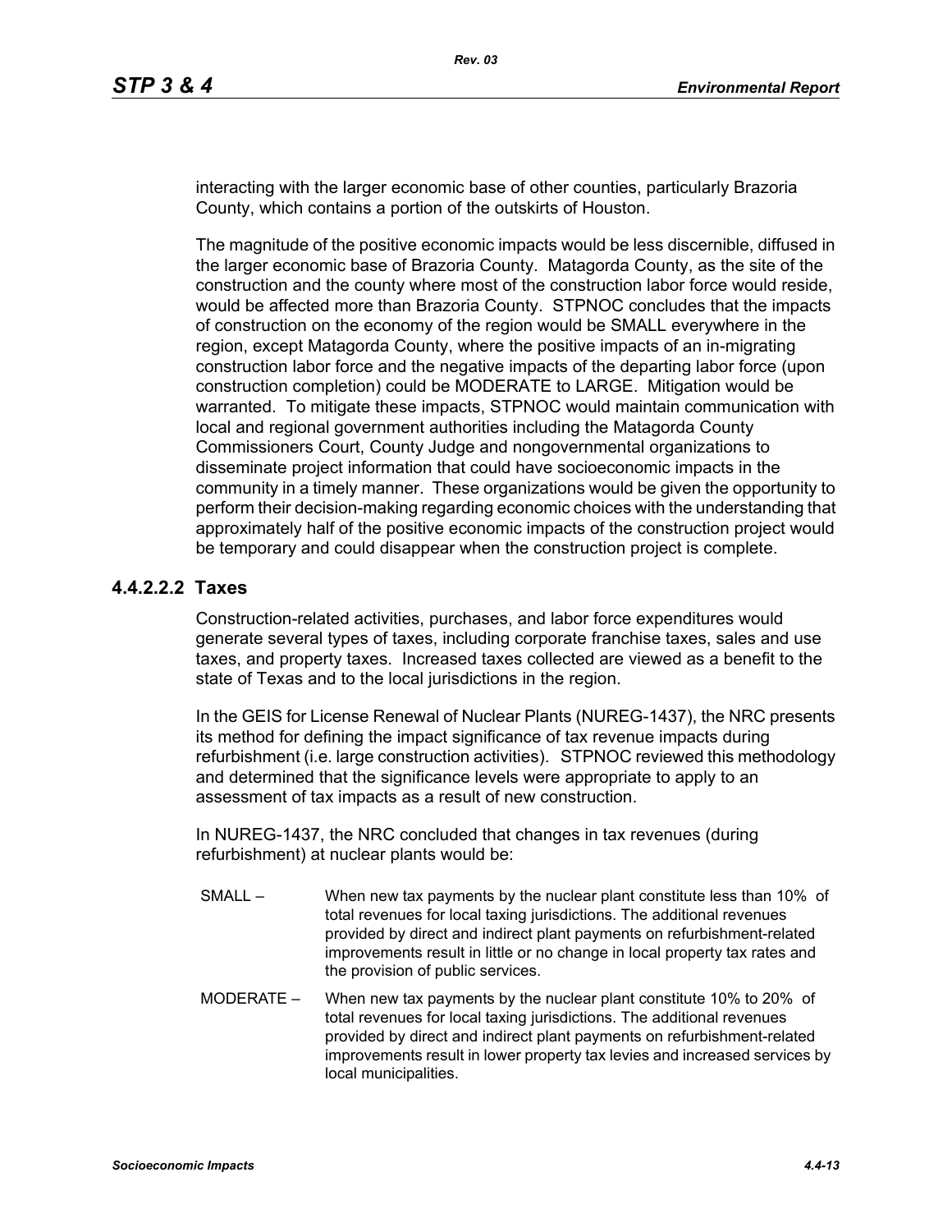interacting with the larger economic base of other counties, particularly Brazoria County, which contains a portion of the outskirts of Houston.

The magnitude of the positive economic impacts would be less discernible, diffused in the larger economic base of Brazoria County. Matagorda County, as the site of the construction and the county where most of the construction labor force would reside, would be affected more than Brazoria County. STPNOC concludes that the impacts of construction on the economy of the region would be SMALL everywhere in the region, except Matagorda County, where the positive impacts of an in-migrating construction labor force and the negative impacts of the departing labor force (upon construction completion) could be MODERATE to LARGE. Mitigation would be warranted. To mitigate these impacts, STPNOC would maintain communication with local and regional government authorities including the Matagorda County Commissioners Court, County Judge and nongovernmental organizations to disseminate project information that could have socioeconomic impacts in the community in a timely manner. These organizations would be given the opportunity to perform their decision-making regarding economic choices with the understanding that approximately half of the positive economic impacts of the construction project would be temporary and could disappear when the construction project is complete.

#### 4.4.2.2.2 Taxes

Construction-related activities, purchases, and labor force expenditures would generate several types of taxes, including corporate franchise taxes, sales and use taxes, and property taxes. Increased taxes collected are viewed as a benefit to the state of Texas and to the local jurisdictions in the region.

In the GEIS for License Renewal of Nuclear Plants (NUREG-1437), the NRC presents its method for defining the impact significance of tax revenue impacts during refurbishment (i.e. large construction activities). STPNOC reviewed this methodology and determined that the significance levels were appropriate to apply to an assessment of tax impacts as a result of new construction.

In NUREG-1437, the NRC concluded that changes in tax revenues (during refurbishment) at nuclear plants would be:

SMALL – When new tax payments by the nuclear plant constitute less than 10% of total revenues for local taxing jurisdictions. The additional revenues provided by direct and indirect plant payments on refurbishment-related improvements result in little or no change in local property tax rates and the provision of public services.

MODERATE – When new tax payments by the nuclear plant constitute 10% to 20% of total revenues for local taxing jurisdictions. The additional revenues provided by direct and indirect plant payments on refurbishment-related improvements result in lower property tax levies and increased services by local municipalities.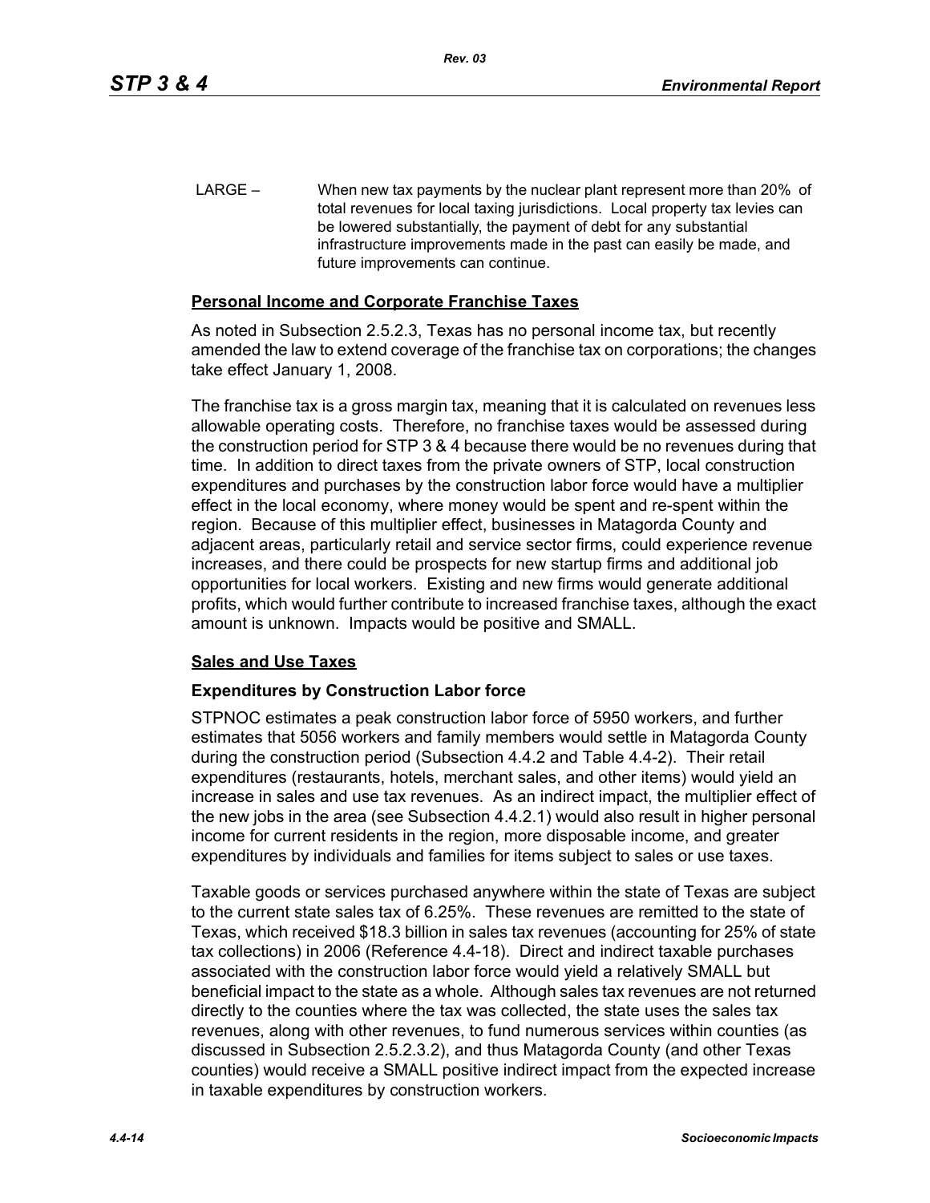LARGE – When new tax payments by the nuclear plant represent more than 20% of total revenues for local taxing jurisdictions. Local property tax levies can be lowered substantially, the payment of debt for any substantial infrastructure improvements made in the past can easily be made, and future improvements can continue.

## Personal Income and Corporate Franchise Taxes

As noted in Subsection 2.5.2.3, Texas has no personal income tax, but recently amended the law to extend coverage of the franchise tax on corporations; the changes take effect January 1, 2008.

The franchise tax is a gross margin tax, meaning that it is calculated on revenues less allowable operating costs. Therefore, no franchise taxes would be assessed during the construction period for STP 3 & 4 because there would be no revenues during that time. In addition to direct taxes from the private owners of STP, local construction expenditures and purchases by the construction labor force would have a multiplier effect in the local economy, where money would be spent and re-spent within the region. Because of this multiplier effect, businesses in Matagorda County and adjacent areas, particularly retail and service sector firms, could experience revenue increases, and there could be prospects for new startup firms and additional job opportunities for local workers. Existing and new firms would generate additional profits, which would further contribute to increased franchise taxes, although the exact amount is unknown. Impacts would be positive and SMALL.

## Sales and Use Taxes

### Expenditures by Construction Labor force

STPNOC estimates a peak construction labor force of 5950 workers, and further estimates that 5056 workers and family members would settle in Matagorda County during the construction period (Subsection 4.4.2 and Table 4.4-2). Their retail expenditures (restaurants, hotels, merchant sales, and other items) would yield an increase in sales and use tax revenues. As an indirect impact, the multiplier effect of the new jobs in the area (see Subsection 4.4.2.1) would also result in higher personal income for current residents in the region, more disposable income, and greater expenditures by individuals and families for items subject to sales or use taxes.

Taxable goods or services purchased anywhere within the state of Texas are subject to the current state sales tax of 6.25%. These revenues are remitted to the state of Texas, which received $18.3 billion in sales tax revenues (accounting for 25% of state tax collections) in 2006 (Reference 4.4-18). Direct and indirect taxable purchases associated with the construction labor force would yield a relatively SMALL but beneficial impact to the state as a whole. Although sales tax revenues are not returned directly to the counties where the tax was collected, the state uses the sales tax revenues, along with other revenues, to fund numerous services within counties (as discussed in Subsection 2.5.2.3.2), and thus Matagorda County (and other Texas counties) would receive a SMALL positive indirect impact from the expected increase in taxable expenditures by construction workers.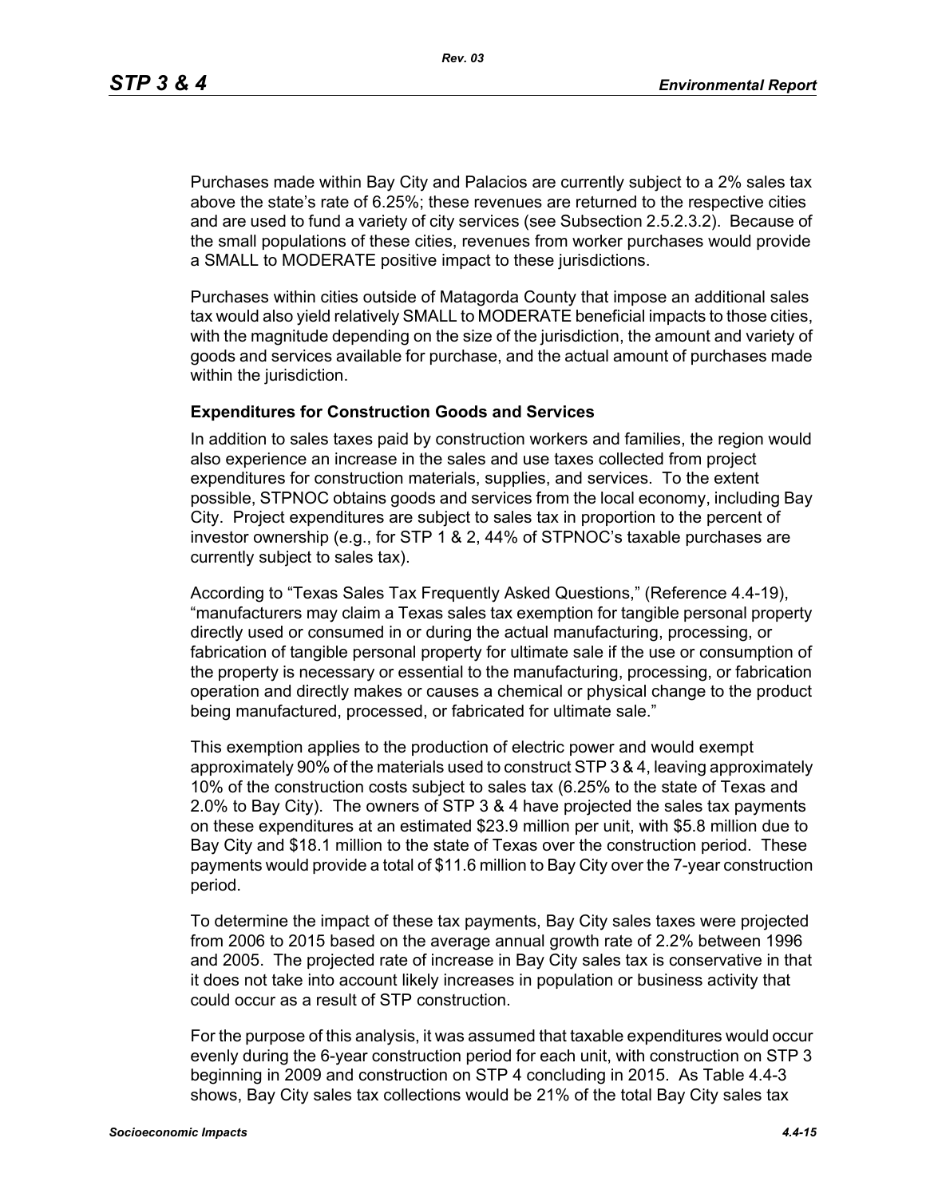Purchases made within Bay City and Palacios are currently subject to a 2% sales tax above the state's rate of 6.25%; these revenues are returned to the respective cities and are used to fund a variety of city services (see Subsection 2.5.2.3.2). Because of the small populations of these cities, revenues from worker purchases would provide a SMALL to MODERATE positive impact to these jurisdictions.

Purchases within cities outside of Matagorda County that impose an additional sales tax would also yield relatively SMALL to MODERATE beneficial impacts to those cities, with the magnitude depending on the size of the jurisdiction, the amount and variety of goods and services available for purchase, and the actual amount of purchases made within the jurisdiction.

**Expenditures for Construction Goods and Services**

In addition to sales taxes paid by construction workers and families, the region would also experience an increase in the sales and use taxes collected from project expenditures for construction materials, supplies, and services. To the extent possible, STPNOC obtains goods and services from the local economy, including Bay City. Project expenditures are subject to sales tax in proportion to the percent of investor ownership (e.g., for STP 1 & 2, 44% of STPNOC's taxable purchases are currently subject to sales tax).

According to "Texas Sales Tax Frequently Asked Questions," (Reference 4.4-19), "manufacturers may claim a Texas sales tax exemption for tangible personal property directly used or consumed in or during the actual manufacturing, processing, or fabrication of tangible personal property for ultimate sale if the use or consumption of the property is necessary or essential to the manufacturing, processing, or fabrication operation and directly makes or causes a chemical or physical change to the product being manufactured, processed, or fabricated for ultimate sale."

This exemption applies to the production of electric power and would exempt approximately 90% of the materials used to construct STP 3 & 4, leaving approximately 10% of the construction costs subject to sales tax (6.25% to the state of Texas and 2.0% to Bay City). The owners of STP 3 & 4 have projected the sales tax payments on these expenditures at an estimated $23.9 million per unit, with $5.8 million due to Bay City and $18.1 million to the state of Texas over the construction period. These payments would provide a total of $11.6 million to Bay City over the 7-year construction period.

To determine the impact of these tax payments, Bay City sales taxes were projected from 2006 to 2015 based on the average annual growth rate of 2.2% between 1996 and 2005. The projected rate of increase in Bay City sales tax is conservative in that it does not take into account likely increases in population or business activity that could occur as a result of STP construction.

For the purpose of this analysis, it was assumed that taxable expenditures would occur evenly during the 6-year construction period for each unit, with construction on STP 3 beginning in 2009 and construction on STP 4 concluding in 2015. As Table 4.4-3 shows, Bay City sales tax collections would be 21% of the total Bay City sales tax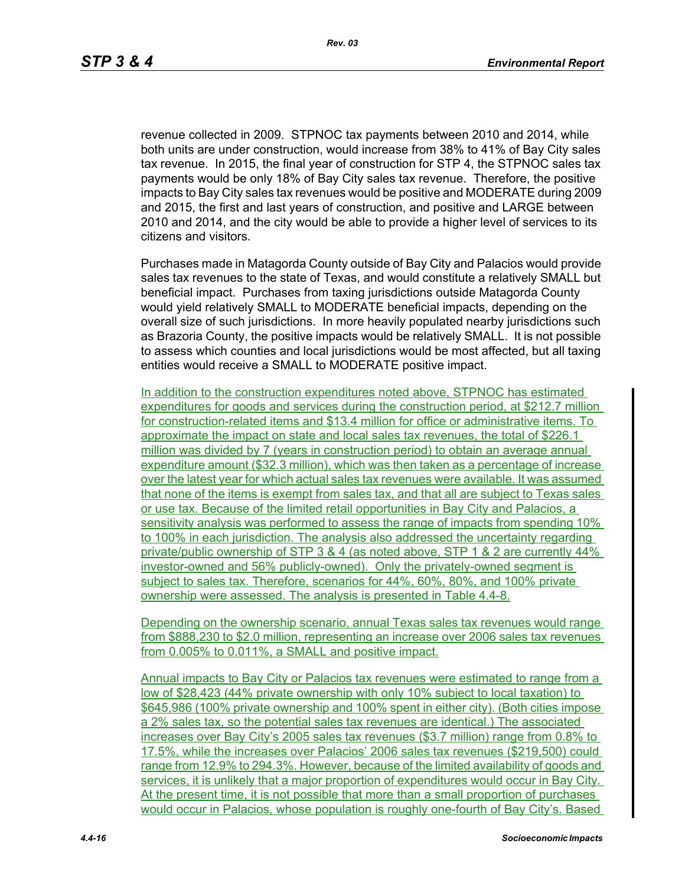revenue collected in 2009. STPNOC tax payments between 2010 and 2014, while both units are under construction, would increase from 38% to 41% of Bay City sales tax revenue. In 2015, the final year of construction for STP 4, the STPNOC sales tax payments would be only 18% of Bay City sales tax revenue. Therefore, the positive impacts to Bay City sales tax revenues would be positive and MODERATE during 2009 and 2015, the first and last years of construction, and positive and LARGE between 2010 and 2014, and the city would be able to provide a higher level of services to its citizens and visitors.

Purchases made in Matagorda County outside of Bay City and Palacios would provide sales tax revenues to the state of Texas, and would constitute a relatively SMALL but beneficial impact. Purchases from taxing jurisdictions outside Matagorda County would yield relatively SMALL to MODERATE beneficial impacts, depending on the overall size of such jurisdictions. In more heavily populated nearby jurisdictions such as Brazoria County, the positive impacts would be relatively SMALL. It is not possible to assess which counties and local jurisdictions would be most affected, but all taxing entities would receive a SMALL to MODERATE positive impact.

In addition to the construction expenditures noted above, STPNOC has estimated expenditures for goods and services during the construction period, at $212.7 million for construction-related items and $13.4 million for office or administrative items. To approximate the impact on state and local sales tax revenues, the total of $226.1 million was divided by 7 (years in construction period) to obtain an average annual expenditure amount ($32.3 million), which was then taken as a percentage of increase over the latest year for which actual sales tax revenues were available. It was assumed that none of the items is exempt from sales tax, and that all are subject to Texas sales or use tax. Because of the limited retail opportunities in Bay City and Palacios, a sensitivity analysis was performed to assess the range of impacts from spending 10% to 100% in each jurisdiction. The analysis also addressed the uncertainty regarding private/public ownership of STP 3 & 4 (as noted above, STP 1 & 2 are currently 44% investor-owned and 56% publicly-owned). Only the privately-owned segment is subject to sales tax. Therefore, scenarios for 44%, 60%, 80%, and 100% private ownership were assessed. The analysis is presented in Table 4.4-8.

Depending on the ownership scenario, annual Texas sales tax revenues would range from $888,230 to $2.0 million, representing an increase over 2006 sales tax revenues from 0.005% to 0.011%, a SMALL and positive impact.

Annual impacts to Bay City or Palacios tax revenues were estimated to range from a low of $28,423 (44% private ownership with only 10% subject to local taxation) to $645,986 (100% private ownership and 100% spent in either city). (Both cities impose a 2% sales tax, so the potential sales tax revenues are identical.) The associated increases over Bay City's 2005 sales tax revenues ($3.7 million) range from 0.8% to 17.5%, while the increases over Palacios' 2006 sales tax revenues ($219,500) could range from 12.9% to 294.3%. However, because of the limited availability of goods and services, it is unlikely that a major proportion of expenditures would occur in Bay City. At the present time, it is not possible that more than a small proportion of purchases would occur in Palacios, whose population is roughly one-fourth of Bay City's. Based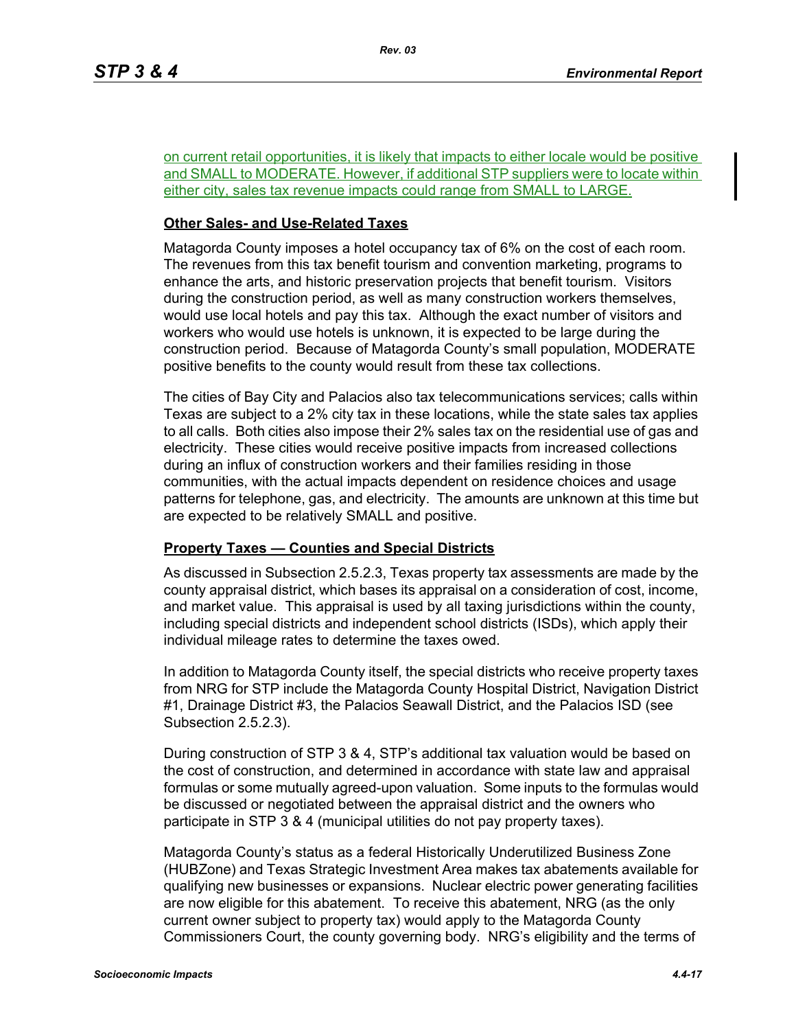on current retail opportunities, it is likely that impacts to either locale would be positive and SMALL to MODERATE. However, if additional STP suppliers were to locate within either city, sales tax revenue impacts could range from SMALL to LARGE.

**Other Sales- and Use-Related Taxes**

Matagorda County imposes a hotel occupancy tax of 6% on the cost of each room. The revenues from this tax benefit tourism and convention marketing, programs to enhance the arts, and historic preservation projects that benefit tourism. Visitors during the construction period, as well as many construction workers themselves, would use local hotels and pay this tax. Although the exact number of visitors and workers who would use hotels is unknown, it is expected to be large during the construction period. Because of Matagorda County's small population, MODERATE positive benefits to the county would result from these tax collections.

The cities of Bay City and Palacios also tax telecommunications services; calls within Texas are subject to a 2% city tax in these locations, while the state sales tax applies to all calls. Both cities also impose their 2% sales tax on the residential use of gas and electricity. These cities would receive positive impacts from increased collections during an influx of construction workers and their families residing in those communities, with the actual impacts dependent on residence choices and usage patterns for telephone, gas, and electricity. The amounts are unknown at this time but are expected to be relatively SMALL and positive.

**Property Taxes — Counties and Special Districts**

As discussed in Subsection 2.5.2.3, Texas property tax assessments are made by the county appraisal district, which bases its appraisal on a consideration of cost, income, and market value. This appraisal is used by all taxing jurisdictions within the county, including special districts and independent school districts (ISDs), which apply their individual mileage rates to determine the taxes owed.

In addition to Matagorda County itself, the special districts who receive property taxes from NRG for STP include the Matagorda County Hospital District, Navigation District #1, Drainage District #3, the Palacios Seawall District, and the Palacios ISD (see Subsection 2.5.2.3).

During construction of STP 3 & 4, STP's additional tax valuation would be based on the cost of construction, and determined in accordance with state law and appraisal formulas or some mutually agreed-upon valuation. Some inputs to the formulas would be discussed or negotiated between the appraisal district and the owners who participate in STP 3 & 4 (municipal utilities do not pay property taxes).

Matagorda County's status as a federal Historically Underutilized Business Zone (HUBZone) and Texas Strategic Investment Area makes tax abatements available for qualifying new businesses or expansions. Nuclear electric power generating facilities are now eligible for this abatement. To receive this abatement, NRG (as the only current owner subject to property tax) would apply to the Matagorda County Commissioners Court, the county governing body. NRG's eligibility and the terms of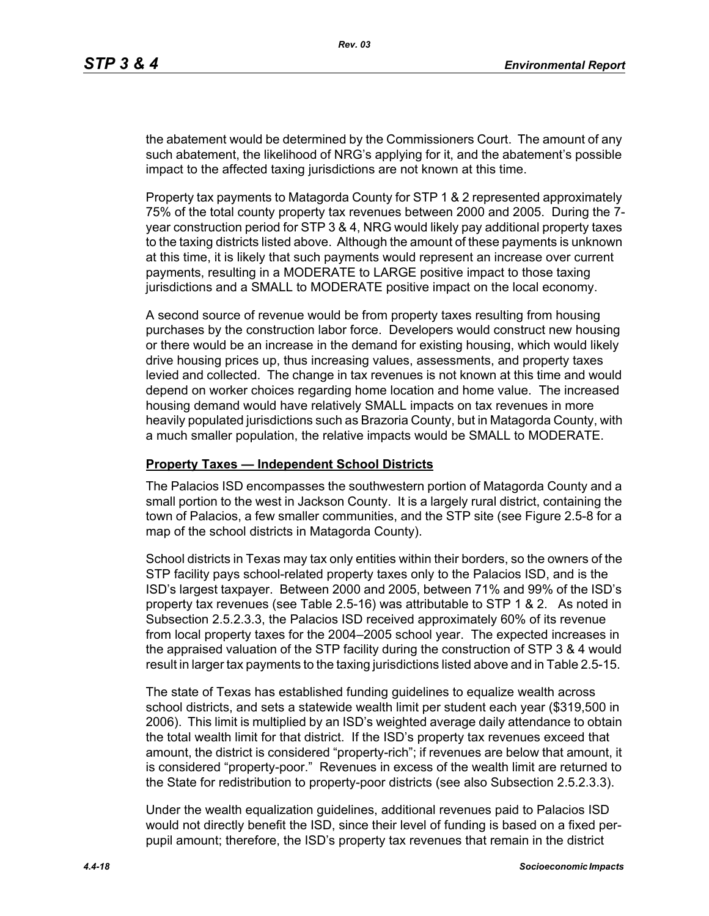the abatement would be determined by the Commissioners Court. The amount of any such abatement, the likelihood of NRG's applying for it, and the abatement's possible impact to the affected taxing jurisdictions are not known at this time.

Property tax payments to Matagorda County for STP 1 & 2 represented approximately 75% of the total county property tax revenues between 2000 and 2005. During the 7-year construction period for STP 3 & 4, NRG would likely pay additional property taxes to the taxing districts listed above. Although the amount of these payments is unknown at this time, it is likely that such payments would represent an increase over current payments, resulting in a MODERATE to LARGE positive impact to those taxing jurisdictions and a SMALL to MODERATE positive impact on the local economy.

A second source of revenue would be from property taxes resulting from housing purchases by the construction labor force. Developers would construct new housing or there would be an increase in the demand for existing housing, which would likely drive housing prices up, thus increasing values, assessments, and property taxes levied and collected. The change in tax revenues is not known at this time and would depend on worker choices regarding home location and home value. The increased housing demand would have relatively SMALL impacts on tax revenues in more heavily populated jurisdictions such as Brazoria County, but in Matagorda County, with a much smaller population, the relative impacts would be SMALL to MODERATE.

**Property Taxes — Independent School Districts**

The Palacios ISD encompasses the southwestern portion of Matagorda County and a small portion to the west in Jackson County. It is a largely rural district, containing the town of Palacios, a few smaller communities, and the STP site (see Figure 2.5-8 for a map of the school districts in Matagorda County).

School districts in Texas may tax only entities within their borders, so the owners of the STP facility pays school-related property taxes only to the Palacios ISD, and is the ISD's largest taxpayer. Between 2000 and 2005, between 71% and 99% of the ISD's property tax revenues (see Table 2.5-16) was attributable to STP 1 & 2. As noted in Subsection 2.5.2.3.3, the Palacios ISD received approximately 60% of its revenue from local property taxes for the 2004–2005 school year. The expected increases in the appraised valuation of the STP facility during the construction of STP 3 & 4 would result in larger tax payments to the taxing jurisdictions listed above and in Table 2.5-15.

The state of Texas has established funding guidelines to equalize wealth across school districts, and sets a statewide wealth limit per student each year ($319,500 in 2006). This limit is multiplied by an ISD's weighted average daily attendance to obtain the total wealth limit for that district. If the ISD's property tax revenues exceed that amount, the district is considered "property-rich"; if revenues are below that amount, it is considered "property-poor." Revenues in excess of the wealth limit are returned to the State for redistribution to property-poor districts (see also Subsection 2.5.2.3.3).

Under the wealth equalization guidelines, additional revenues paid to Palacios ISD would not directly benefit the ISD, since their level of funding is based on a fixed per-pupil amount; therefore, the ISD's property tax revenues that remain in the district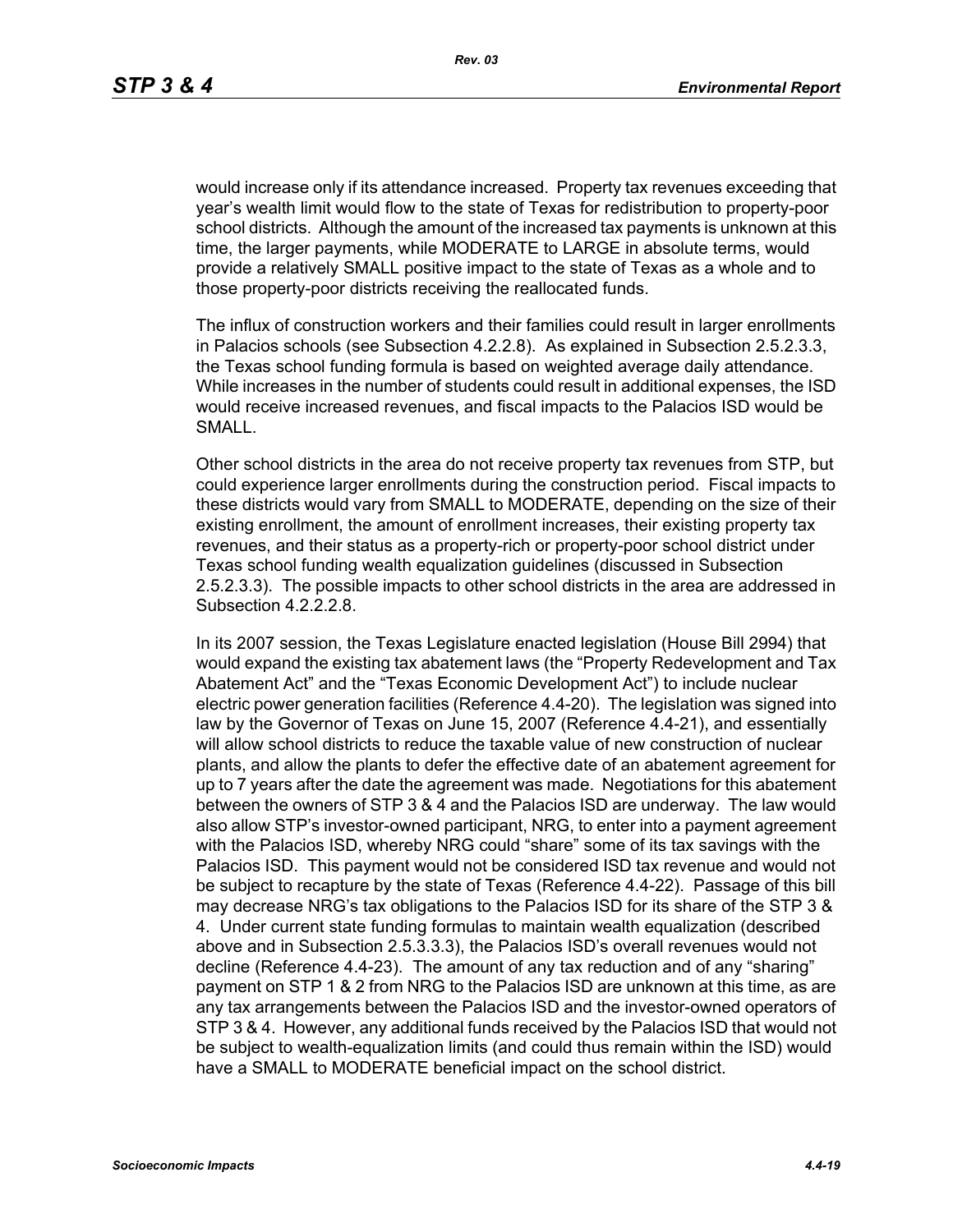would increase only if its attendance increased. Property tax revenues exceeding that year's wealth limit would flow to the state of Texas for redistribution to property-poor school districts. Although the amount of the increased tax payments is unknown at this time, the larger payments, while MODERATE to LARGE in absolute terms, would provide a relatively SMALL positive impact to the state of Texas as a whole and to those property-poor districts receiving the reallocated funds.

The influx of construction workers and their families could result in larger enrollments in Palacios schools (see Subsection 4.2.2.8). As explained in Subsection 2.5.2.3.3, the Texas school funding formula is based on weighted average daily attendance. While increases in the number of students could result in additional expenses, the ISD would receive increased revenues, and fiscal impacts to the Palacios ISD would be SMALL.

Other school districts in the area do not receive property tax revenues from STP, but could experience larger enrollments during the construction period. Fiscal impacts to these districts would vary from SMALL to MODERATE, depending on the size of their existing enrollment, the amount of enrollment increases, their existing property tax revenues, and their status as a property-rich or property-poor school district under Texas school funding wealth equalization guidelines (discussed in Subsection 2.5.2.3.3). The possible impacts to other school districts in the area are addressed in Subsection 4.2.2.2.8.

In its 2007 session, the Texas Legislature enacted legislation (House Bill 2994) that would expand the existing tax abatement laws (the "Property Redevelopment and Tax Abatement Act" and the "Texas Economic Development Act") to include nuclear electric power generation facilities (Reference 4.4-20). The legislation was signed into law by the Governor of Texas on June 15, 2007 (Reference 4.4-21), and essentially will allow school districts to reduce the taxable value of new construction of nuclear plants, and allow the plants to defer the effective date of an abatement agreement for up to 7 years after the date the agreement was made. Negotiations for this abatement between the owners of STP 3 & 4 and the Palacios ISD are underway. The law would also allow STP's investor-owned participant, NRG, to enter into a payment agreement with the Palacios ISD, whereby NRG could "share" some of its tax savings with the Palacios ISD. This payment would not be considered ISD tax revenue and would not be subject to recapture by the state of Texas (Reference 4.4-22). Passage of this bill may decrease NRG's tax obligations to the Palacios ISD for its share of the STP 3 & 4. Under current state funding formulas to maintain wealth equalization (described above and in Subsection 2.5.3.3.3), the Palacios ISD's overall revenues would not decline (Reference 4.4-23). The amount of any tax reduction and of any "sharing" payment on STP 1 & 2 from NRG to the Palacios ISD are unknown at this time, as are any tax arrangements between the Palacios ISD and the investor-owned operators of STP 3 & 4. However, any additional funds received by the Palacios ISD that would not be subject to wealth-equalization limits (and could thus remain within the ISD) would have a SMALL to MODERATE beneficial impact on the school district.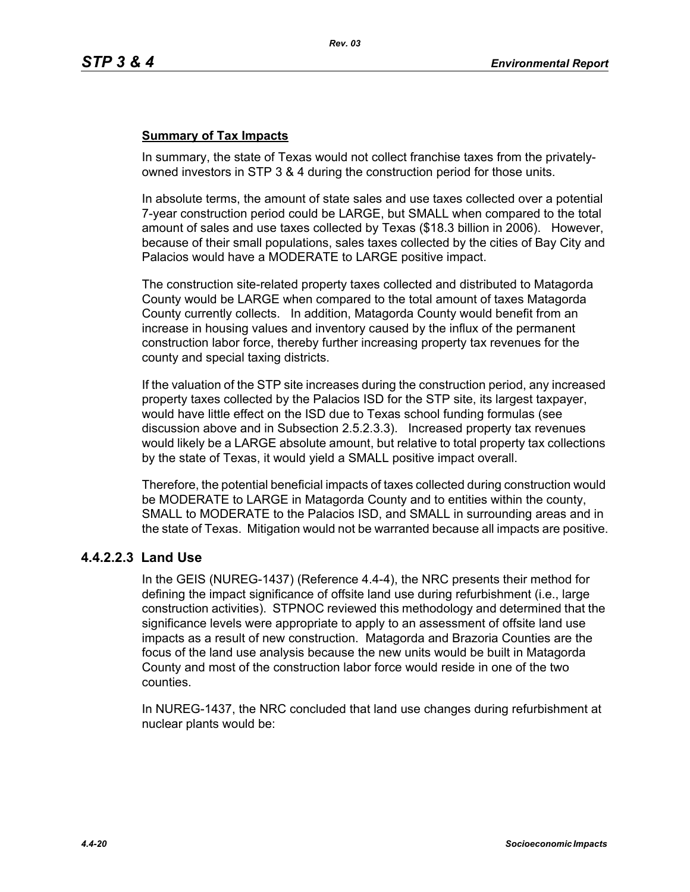**Summary of Tax Impacts**

In summary, the state of Texas would not collect franchise taxes from the privately-owned investors in STP 3 & 4 during the construction period for those units.

In absolute terms, the amount of state sales and use taxes collected over a potential 7-year construction period could be LARGE, but SMALL when compared to the total amount of sales and use taxes collected by Texas ($18.3 billion in 2006). However, because of their small populations, sales taxes collected by the cities of Bay City and Palacios would have a MODERATE to LARGE positive impact.

The construction site-related property taxes collected and distributed to Matagorda County would be LARGE when compared to the total amount of taxes Matagorda County currently collects. In addition, Matagorda County would benefit from an increase in housing values and inventory caused by the influx of the permanent construction labor force, thereby further increasing property tax revenues for the county and special taxing districts.

If the valuation of the STP site increases during the construction period, any increased property taxes collected by the Palacios ISD for the STP site, its largest taxpayer, would have little effect on the ISD due to Texas school funding formulas (see discussion above and in Subsection 2.5.2.3.3). Increased property tax revenues would likely be a LARGE absolute amount, but relative to total property tax collections by the state of Texas, it would yield a SMALL positive impact overall.

Therefore, the potential beneficial impacts of taxes collected during construction would be MODERATE to LARGE in Matagorda County and to entities within the county, SMALL to MODERATE to the Palacios ISD, and SMALL in surrounding areas and in the state of Texas. Mitigation would not be warranted because all impacts are positive.

### 4.4.2.2.3 Land Use

In the GEIS (NUREG-1437) (Reference 4.4-4), the NRC presents their method for defining the impact significance of offsite land use during refurbishment (i.e., large construction activities). STPNOC reviewed this methodology and determined that the significance levels were appropriate to apply to an assessment of offsite land use impacts as a result of new construction. Matagorda and Brazoria Counties are the focus of the land use analysis because the new units would be built in Matagorda County and most of the construction labor force would reside in one of the two counties.

In NUREG-1437, the NRC concluded that land use changes during refurbishment at nuclear plants would be: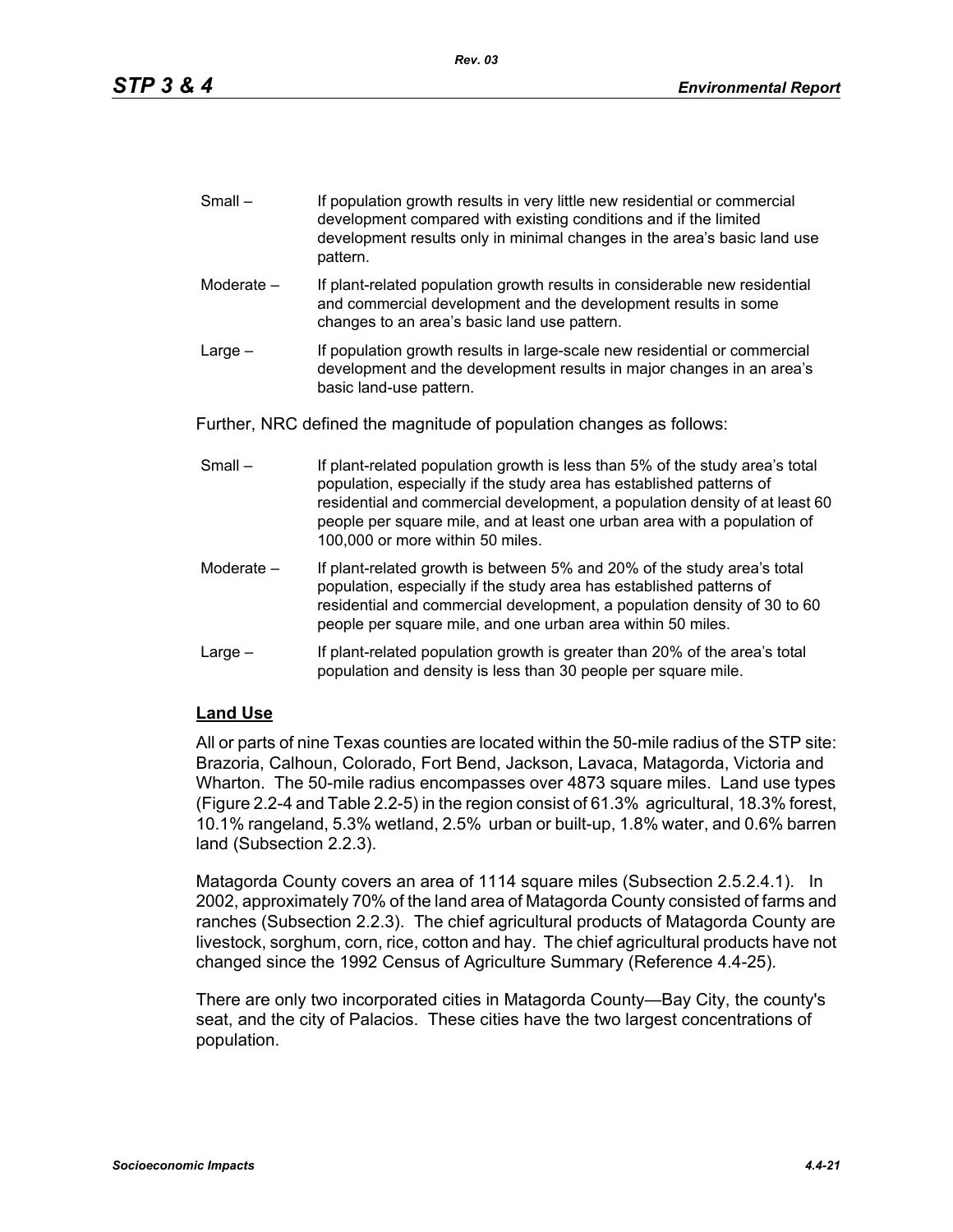Small – If population growth results in very little new residential or commercial development compared with existing conditions and if the limited development results only in minimal changes in the area's basic land use pattern.

Moderate – If plant-related population growth results in considerable new residential and commercial development and the development results in some changes to an area's basic land use pattern.

Large – If population growth results in large-scale new residential or commercial development and the development results in major changes in an area's basic land-use pattern.

Further, NRC defined the magnitude of population changes as follows:

Small – If plant-related population growth is less than 5% of the study area's total population, especially if the study area has established patterns of residential and commercial development, a population density of at least 60 people per square mile, and at least one urban area with a population of 100,000 or more within 50 miles.

Moderate – If plant-related growth is between 5% and 20% of the study area's total population, especially if the study area has established patterns of residential and commercial development, a population density of 30 to 60 people per square mile, and one urban area within 50 miles.

Large – If plant-related population growth is greater than 20% of the area's total population and density is less than 30 people per square mile.

## Land Use

All or parts of nine Texas counties are located within the 50-mile radius of the STP site: Brazoria, Calhoun, Colorado, Fort Bend, Jackson, Lavaca, Matagorda, Victoria and Wharton. The 50-mile radius encompasses over 4873 square miles. Land use types (Figure 2.2-4 and Table 2.2-5) in the region consist of 61.3% agricultural, 18.3% forest, 10.1% rangeland, 5.3% wetland, 2.5% urban or built-up, 1.8% water, and 0.6% barren land (Subsection 2.2.3).

Matagorda County covers an area of 1114 square miles (Subsection 2.5.2.4.1). In 2002, approximately 70% of the land area of Matagorda County consisted of farms and ranches (Subsection 2.2.3). The chief agricultural products of Matagorda County are livestock, sorghum, corn, rice, cotton and hay. The chief agricultural products have not changed since the 1992 Census of Agriculture Summary (Reference 4.4-25).

There are only two incorporated cities in Matagorda County—Bay City, the county's seat, and the city of Palacios. These cities have the two largest concentrations of population.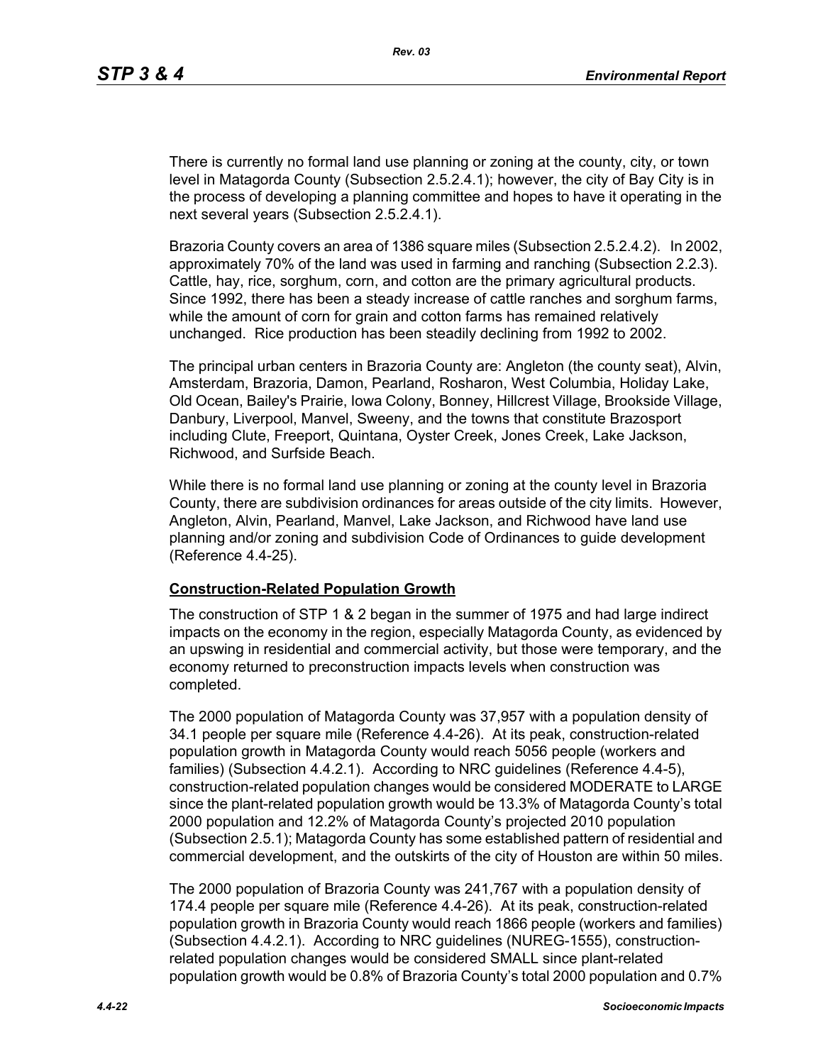There is currently no formal land use planning or zoning at the county, city, or town level in Matagorda County (Subsection 2.5.2.4.1); however, the city of Bay City is in the process of developing a planning committee and hopes to have it operating in the next several years (Subsection 2.5.2.4.1).

Brazoria County covers an area of 1386 square miles (Subsection 2.5.2.4.2). In 2002, approximately 70% of the land was used in farming and ranching (Subsection 2.2.3). Cattle, hay, rice, sorghum, corn, and cotton are the primary agricultural products. Since 1992, there has been a steady increase of cattle ranches and sorghum farms, while the amount of corn for grain and cotton farms has remained relatively unchanged. Rice production has been steadily declining from 1992 to 2002.

The principal urban centers in Brazoria County are: Angleton (the county seat), Alvin, Amsterdam, Brazoria, Damon, Pearland, Rosharon, West Columbia, Holiday Lake, Old Ocean, Bailey's Prairie, Iowa Colony, Bonney, Hillcrest Village, Brookside Village, Danbury, Liverpool, Manvel, Sweeny, and the towns that constitute Brazosport including Clute, Freeport, Quintana, Oyster Creek, Jones Creek, Lake Jackson, Richwood, and Surfside Beach.

While there is no formal land use planning or zoning at the county level in Brazoria County, there are subdivision ordinances for areas outside of the city limits. However, Angleton, Alvin, Pearland, Manvel, Lake Jackson, and Richwood have land use planning and/or zoning and subdivision Code of Ordinances to guide development (Reference 4.4-25).

**Construction-Related Population Growth**

The construction of STP 1 & 2 began in the summer of 1975 and had large indirect impacts on the economy in the region, especially Matagorda County, as evidenced by an upswing in residential and commercial activity, but those were temporary, and the economy returned to preconstruction impacts levels when construction was completed.

The 2000 population of Matagorda County was 37,957 with a population density of 34.1 people per square mile (Reference 4.4-26). At its peak, construction-related population growth in Matagorda County would reach 5056 people (workers and families) (Subsection 4.4.2.1). According to NRC guidelines (Reference 4.4-5), construction-related population changes would be considered MODERATE to LARGE since the plant-related population growth would be 13.3% of Matagorda County's total 2000 population and 12.2% of Matagorda County's projected 2010 population (Subsection 2.5.1); Matagorda County has some established pattern of residential and commercial development, and the outskirts of the city of Houston are within 50 miles.

The 2000 population of Brazoria County was 241,767 with a population density of 174.4 people per square mile (Reference 4.4-26). At its peak, construction-related population growth in Brazoria County would reach 1866 people (workers and families) (Subsection 4.4.2.1). According to NRC guidelines (NUREG-1555), construction-related population changes would be considered SMALL since plant-related population growth would be 0.8% of Brazoria County's total 2000 population and 0.7%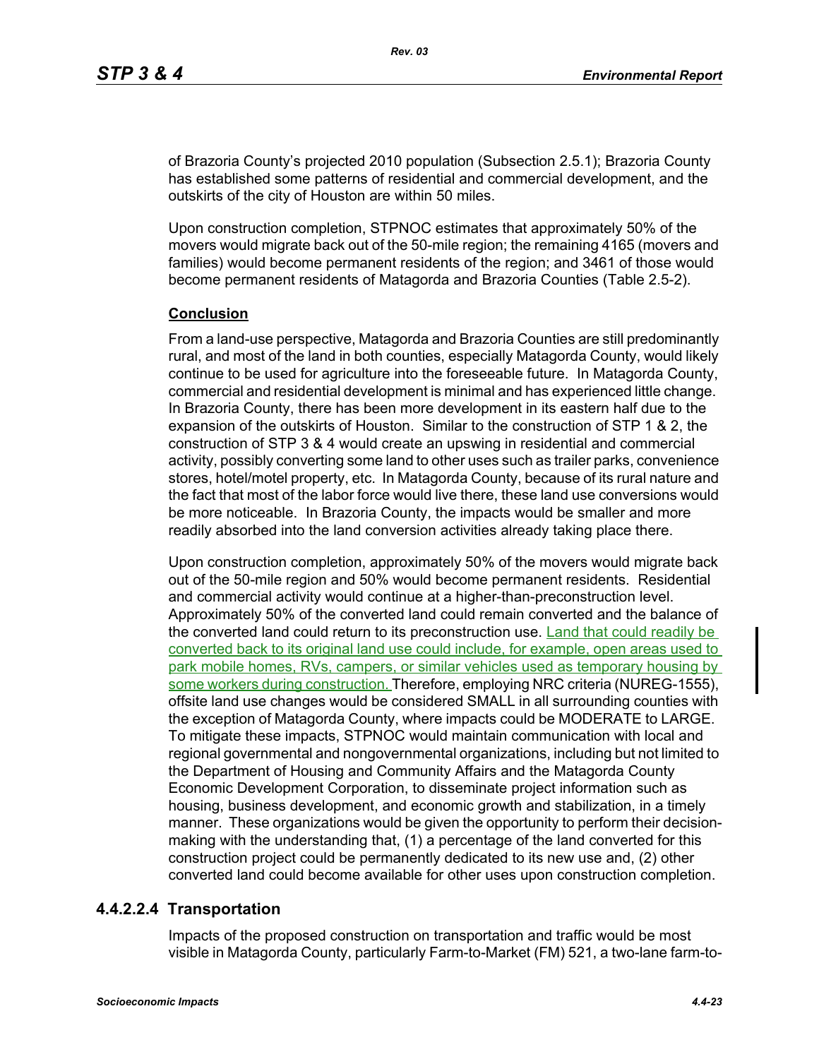of Brazoria County's projected 2010 population (Subsection 2.5.1); Brazoria County has established some patterns of residential and commercial development, and the outskirts of the city of Houston are within 50 miles.

Upon construction completion, STPNOC estimates that approximately 50% of the movers would migrate back out of the 50-mile region; the remaining 4165 (movers and families) would become permanent residents of the region; and 3461 of those would become permanent residents of Matagorda and Brazoria Counties (Table 2.5-2).

**Conclusion**

From a land-use perspective, Matagorda and Brazoria Counties are still predominantly rural, and most of the land in both counties, especially Matagorda County, would likely continue to be used for agriculture into the foreseeable future. In Matagorda County, commercial and residential development is minimal and has experienced little change. In Brazoria County, there has been more development in its eastern half due to the expansion of the outskirts of Houston. Similar to the construction of STP 1 & 2, the construction of STP 3 & 4 would create an upswing in residential and commercial activity, possibly converting some land to other uses such as trailer parks, convenience stores, hotel/motel property, etc. In Matagorda County, because of its rural nature and the fact that most of the labor force would live there, these land use conversions would be more noticeable. In Brazoria County, the impacts would be smaller and more readily absorbed into the land conversion activities already taking place there.

Upon construction completion, approximately 50% of the movers would migrate back out of the 50-mile region and 50% would become permanent residents. Residential and commercial activity would continue at a higher-than-preconstruction level. Approximately 50% of the converted land could remain converted and the balance of the converted land could return to its preconstruction use. Land that could readily be converted back to its original land use could include, for example, open areas used to park mobile homes, RVs, campers, or similar vehicles used as temporary housing by some workers during construction. Therefore, employing NRC criteria (NUREG-1555), offsite land use changes would be considered SMALL in all surrounding counties with the exception of Matagorda County, where impacts could be MODERATE to LARGE. To mitigate these impacts, STPNOC would maintain communication with local and regional governmental and nongovernmental organizations, including but not limited to the Department of Housing and Community Affairs and the Matagorda County Economic Development Corporation, to disseminate project information such as housing, business development, and economic growth and stabilization, in a timely manner. These organizations would be given the opportunity to perform their decision-making with the understanding that, (1) a percentage of the land converted for this construction project could be permanently dedicated to its new use and, (2) other converted land could become available for other uses upon construction completion.

### 4.4.2.2.4 Transportation

Impacts of the proposed construction on transportation and traffic would be most visible in Matagorda County, particularly Farm-to-Market (FM) 521, a two-lane farm-to-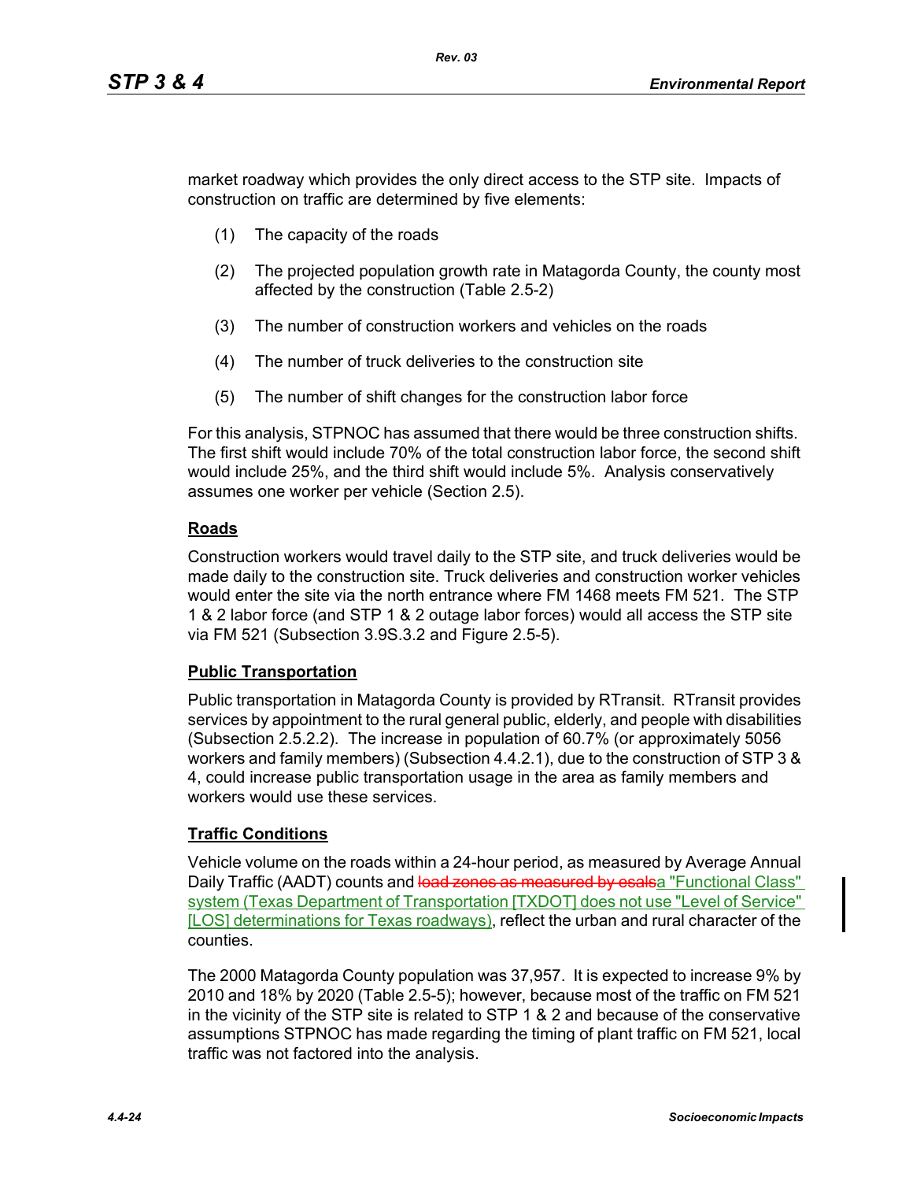market roadway which provides the only direct access to the STP site. Impacts of construction on traffic are determined by five elements:

(1) The capacity of the roads

(2) The projected population growth rate in Matagorda County, the county most affected by the construction (Table 2.5-2)

(3) The number of construction workers and vehicles on the roads

(4) The number of truck deliveries to the construction site

(5) The number of shift changes for the construction labor force

For this analysis, STPNOC has assumed that there would be three construction shifts. The first shift would include 70% of the total construction labor force, the second shift would include 25%, and the third shift would include 5%. Analysis conservatively assumes one worker per vehicle (Section 2.5).

**Roads**

Construction workers would travel daily to the STP site, and truck deliveries would be made daily to the construction site. Truck deliveries and construction worker vehicles would enter the site via the north entrance where FM 1468 meets FM 521. The STP 1 & 2 labor force (and STP 1 & 2 outage labor forces) would all access the STP site via FM 521 (Subsection 3.9S.3.2 and Figure 2.5-5).

**Public Transportation**

Public transportation in Matagorda County is provided by RTransit. RTransit provides services by appointment to the rural general public, elderly, and people with disabilities (Subsection 2.5.2.2). The increase in population of 60.7% (or approximately 5056 workers and family members) (Subsection 4.4.2.1), due to the construction of STP 3 & 4, could increase public transportation usage in the area as family members and workers would use these services.

**Traffic Conditions**

Vehicle volume on the roads within a 24-hour period, as measured by Average Annual Daily Traffic (AADT) counts and ~~load zones as measured by esals~~a "Functional Class" system (Texas Department of Transportation [TXDOT] does not use "Level of Service" [LOS] determinations for Texas roadways), reflect the urban and rural character of the counties.

The 2000 Matagorda County population was 37,957. It is expected to increase 9% by 2010 and 18% by 2020 (Table 2.5-5); however, because most of the traffic on FM 521 in the vicinity of the STP site is related to STP 1 & 2 and because of the conservative assumptions STPNOC has made regarding the timing of plant traffic on FM 521, local traffic was not factored into the analysis.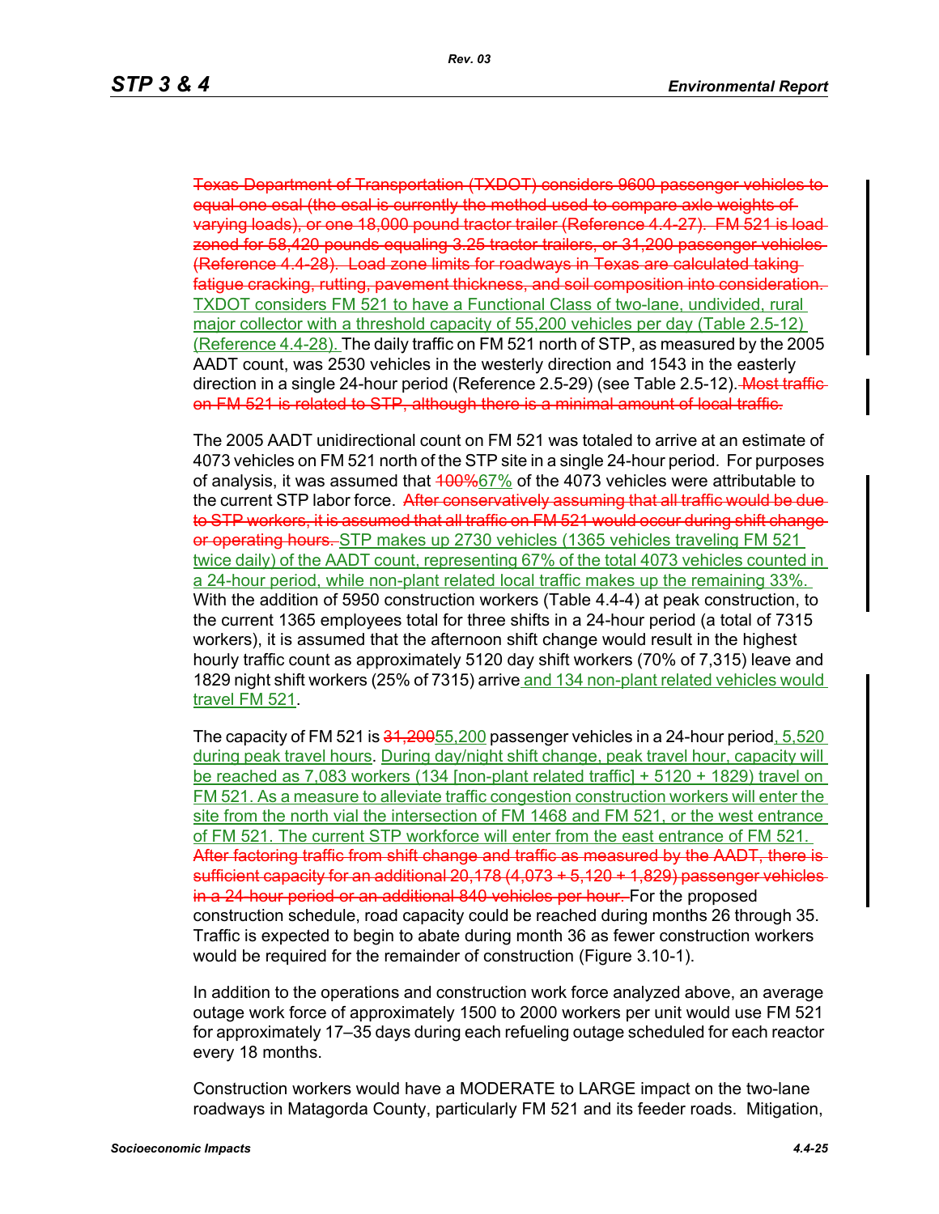~~Texas Department of Transportation (TXDOT) considers 9600 passenger vehicles to equal one esal (the esal is currently the method used to compare axle weights of varying loads), or one 18,000 pound tractor trailer (Reference 4.4-27). FM 521 is load zoned for 58,420 pounds equaling 3.25 tractor trailers, or 31,200 passenger vehicles (Reference 4.4-28). Load zone limits for roadways in Texas are calculated taking fatigue cracking, rutting, pavement thickness, and soil composition into consideration.~~ TXDOT considers FM 521 to have a Functional Class of two-lane, undivided, rural major collector with a threshold capacity of 55,200 vehicles per day (Table 2.5-12) (Reference 4.4-28). The daily traffic on FM 521 north of STP, as measured by the 2005 AADT count, was 2530 vehicles in the westerly direction and 1543 in the easterly direction in a single 24-hour period (Reference 2.5-29) (see Table 2.5-12). ~~Most traffic on FM 521 is related to STP, although there is a minimal amount of local traffic.~~

The 2005 AADT unidirectional count on FM 521 was totaled to arrive at an estimate of 4073 vehicles on FM 521 north of the STP site in a single 24-hour period. For purposes of analysis, it was assumed that ~~100%~~67% of the 4073 vehicles were attributable to the current STP labor force. ~~After conservatively assuming that all traffic would be due to STP workers, it is assumed that all traffic on FM 521 would occur during shift change or operating hours.~~ STP makes up 2730 vehicles (1365 vehicles traveling FM 521 twice daily) of the AADT count, representing 67% of the total 4073 vehicles counted in a 24-hour period, while non-plant related local traffic makes up the remaining 33%. With the addition of 5950 construction workers (Table 4.4-4) at peak construction, to the current 1365 employees total for three shifts in a 24-hour period (a total of 7315 workers), it is assumed that the afternoon shift change would result in the highest hourly traffic count as approximately 5120 day shift workers (70% of 7,315) leave and 1829 night shift workers (25% of 7315) arrive and 134 non-plant related vehicles would travel FM 521.

The capacity of FM 521 is ~~31,200~~55,200 passenger vehicles in a 24-hour period, 5,520 during peak travel hours. During day/night shift change, peak travel hour, capacity will be reached as 7,083 workers (134 [non-plant related traffic] + 5120 + 1829) travel on FM 521. As a measure to alleviate traffic congestion construction workers will enter the site from the north vial the intersection of FM 1468 and FM 521, or the west entrance of FM 521. The current STP workforce will enter from the east entrance of FM 521. ~~After factoring traffic from shift change and traffic as measured by the AADT, there is sufficient capacity for an additional 20,178 (4,073 + 5,120 + 1,829) passenger vehicles in a 24-hour period or an additional 840 vehicles per hour.~~ For the proposed construction schedule, road capacity could be reached during months 26 through 35. Traffic is expected to begin to abate during month 36 as fewer construction workers would be required for the remainder of construction (Figure 3.10-1).

In addition to the operations and construction work force analyzed above, an average outage work force of approximately 1500 to 2000 workers per unit would use FM 521 for approximately 17–35 days during each refueling outage scheduled for each reactor every 18 months.

Construction workers would have a MODERATE to LARGE impact on the two-lane roadways in Matagorda County, particularly FM 521 and its feeder roads. Mitigation,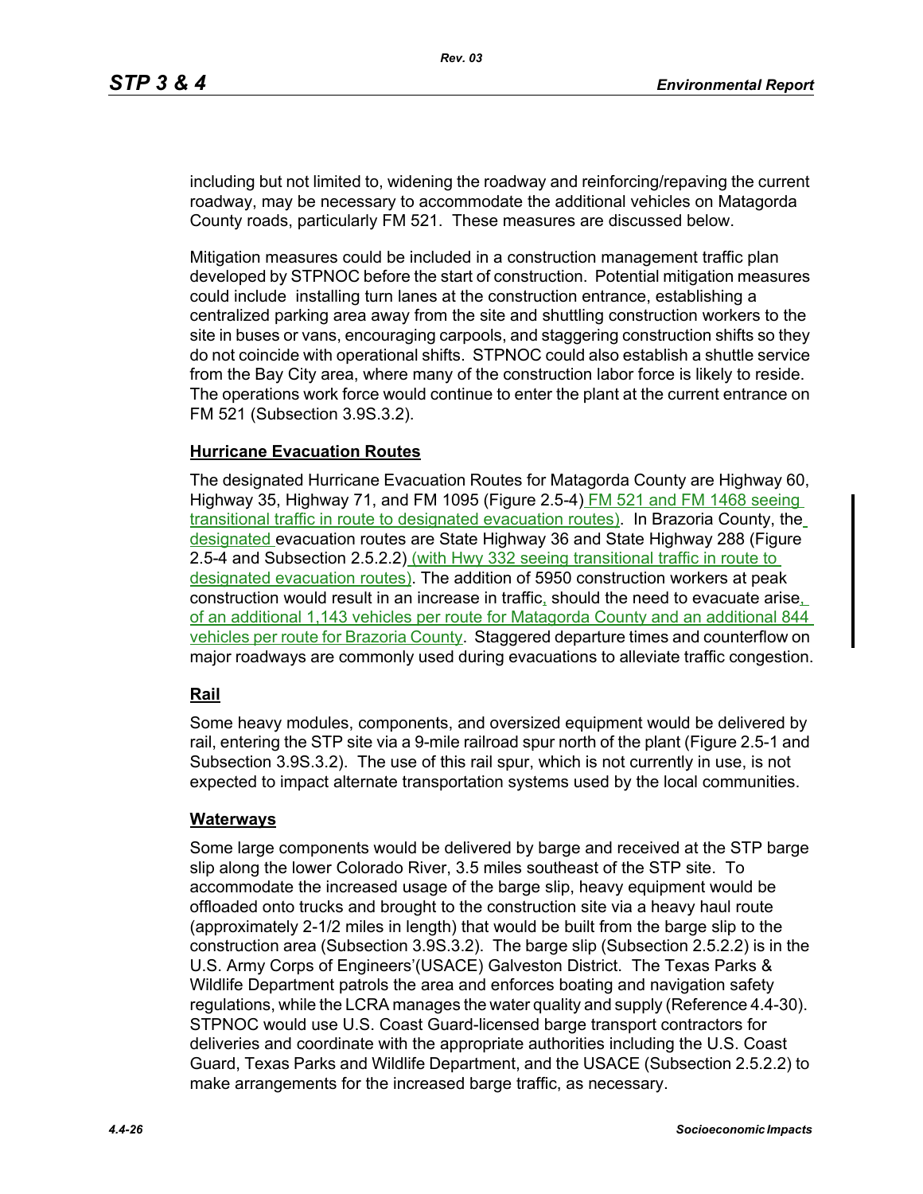including but not limited to, widening the roadway and reinforcing/repaving the current roadway, may be necessary to accommodate the additional vehicles on Matagorda County roads, particularly FM 521. These measures are discussed below.

Mitigation measures could be included in a construction management traffic plan developed by STPNOC before the start of construction. Potential mitigation measures could include installing turn lanes at the construction entrance, establishing a centralized parking area away from the site and shuttling construction workers to the site in buses or vans, encouraging carpools, and staggering construction shifts so they do not coincide with operational shifts. STPNOC could also establish a shuttle service from the Bay City area, where many of the construction labor force is likely to reside. The operations work force would continue to enter the plant at the current entrance on FM 521 (Subsection 3.9S.3.2).

**Hurricane Evacuation Routes**

The designated Hurricane Evacuation Routes for Matagorda County are Highway 60, Highway 35, Highway 71, and FM 1095 (Figure 2.5-4) FM 521 and FM 1468 seeing transitional traffic in route to designated evacuation routes). In Brazoria County, the designated evacuation routes are State Highway 36 and State Highway 288 (Figure 2.5-4 and Subsection 2.5.2.2) (with Hwy 332 seeing transitional traffic in route to designated evacuation routes). The addition of 5950 construction workers at peak construction would result in an increase in traffic, should the need to evacuate arise, of an additional 1,143 vehicles per route for Matagorda County and an additional 844 vehicles per route for Brazoria County. Staggered departure times and counterflow on major roadways are commonly used during evacuations to alleviate traffic congestion.

**Rail**

Some heavy modules, components, and oversized equipment would be delivered by rail, entering the STP site via a 9-mile railroad spur north of the plant (Figure 2.5-1 and Subsection 3.9S.3.2). The use of this rail spur, which is not currently in use, is not expected to impact alternate transportation systems used by the local communities.

**Waterways**

Some large components would be delivered by barge and received at the STP barge slip along the lower Colorado River, 3.5 miles southeast of the STP site. To accommodate the increased usage of the barge slip, heavy equipment would be offloaded onto trucks and brought to the construction site via a heavy haul route (approximately 2-1/2 miles in length) that would be built from the barge slip to the construction area (Subsection 3.9S.3.2). The barge slip (Subsection 2.5.2.2) is in the U.S. Army Corps of Engineers'(USACE) Galveston District. The Texas Parks & Wildlife Department patrols the area and enforces boating and navigation safety regulations, while the LCRA manages the water quality and supply (Reference 4.4-30). STPNOC would use U.S. Coast Guard-licensed barge transport contractors for deliveries and coordinate with the appropriate authorities including the U.S. Coast Guard, Texas Parks and Wildlife Department, and the USACE (Subsection 2.5.2.2) to make arrangements for the increased barge traffic, as necessary.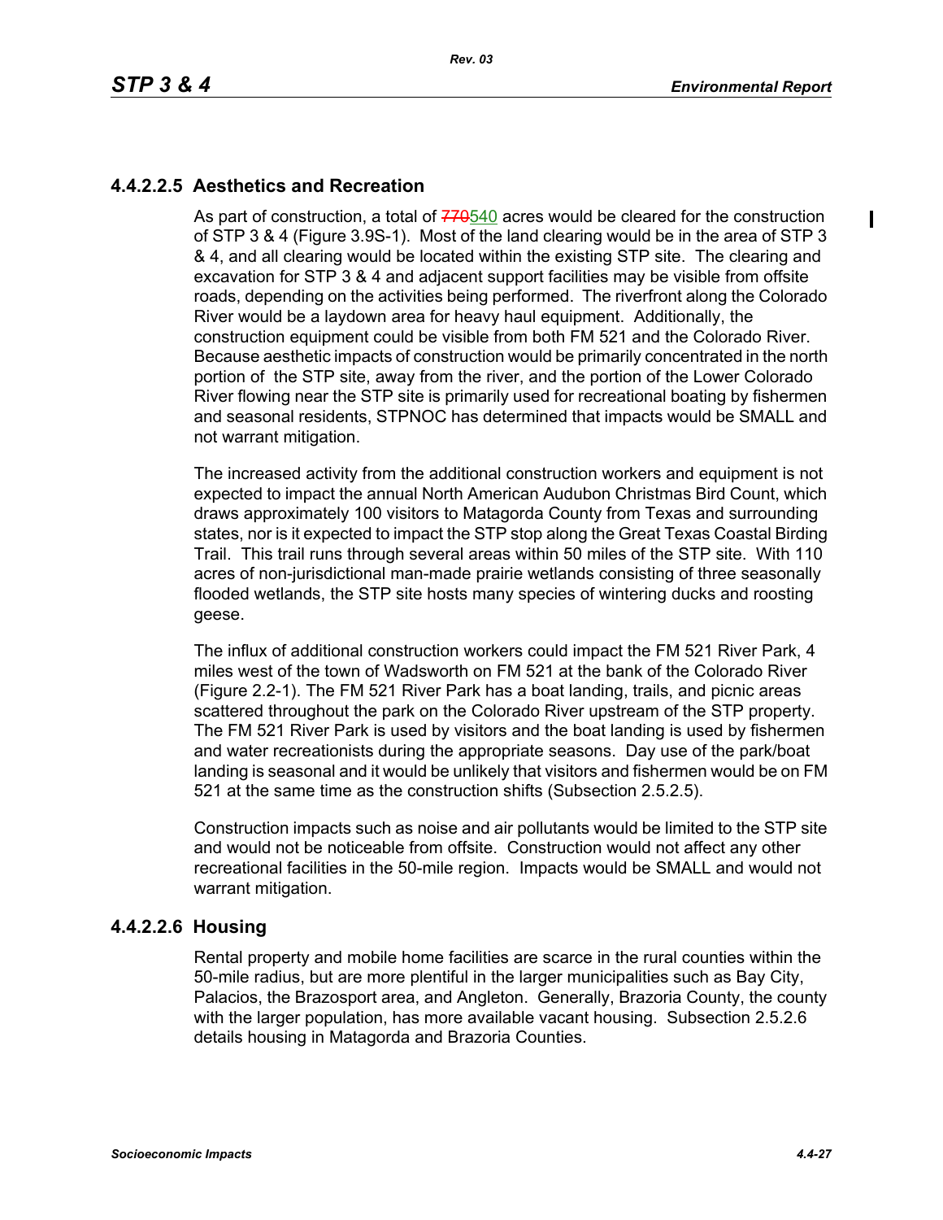### 4.4.2.2.5 Aesthetics and Recreation

As part of construction, a total of ~~770~~540 acres would be cleared for the construction of STP 3 & 4 (Figure 3.9S-1). Most of the land clearing would be in the area of STP 3 & 4, and all clearing would be located within the existing STP site. The clearing and excavation for STP 3 & 4 and adjacent support facilities may be visible from offsite roads, depending on the activities being performed. The riverfront along the Colorado River would be a laydown area for heavy haul equipment. Additionally, the construction equipment could be visible from both FM 521 and the Colorado River. Because aesthetic impacts of construction would be primarily concentrated in the north portion of the STP site, away from the river, and the portion of the Lower Colorado River flowing near the STP site is primarily used for recreational boating by fishermen and seasonal residents, STPNOC has determined that impacts would be SMALL and not warrant mitigation.

The increased activity from the additional construction workers and equipment is not expected to impact the annual North American Audubon Christmas Bird Count, which draws approximately 100 visitors to Matagorda County from Texas and surrounding states, nor is it expected to impact the STP stop along the Great Texas Coastal Birding Trail. This trail runs through several areas within 50 miles of the STP site. With 110 acres of non-jurisdictional man-made prairie wetlands consisting of three seasonally flooded wetlands, the STP site hosts many species of wintering ducks and roosting geese.

The influx of additional construction workers could impact the FM 521 River Park, 4 miles west of the town of Wadsworth on FM 521 at the bank of the Colorado River (Figure 2.2-1). The FM 521 River Park has a boat landing, trails, and picnic areas scattered throughout the park on the Colorado River upstream of the STP property. The FM 521 River Park is used by visitors and the boat landing is used by fishermen and water recreationists during the appropriate seasons. Day use of the park/boat landing is seasonal and it would be unlikely that visitors and fishermen would be on FM 521 at the same time as the construction shifts (Subsection 2.5.2.5).

Construction impacts such as noise and air pollutants would be limited to the STP site and would not be noticeable from offsite. Construction would not affect any other recreational facilities in the 50-mile region. Impacts would be SMALL and would not warrant mitigation.

### 4.4.2.2.6 Housing

Rental property and mobile home facilities are scarce in the rural counties within the 50-mile radius, but are more plentiful in the larger municipalities such as Bay City, Palacios, the Brazosport area, and Angleton. Generally, Brazoria County, the county with the larger population, has more available vacant housing. Subsection 2.5.2.6 details housing in Matagorda and Brazoria Counties.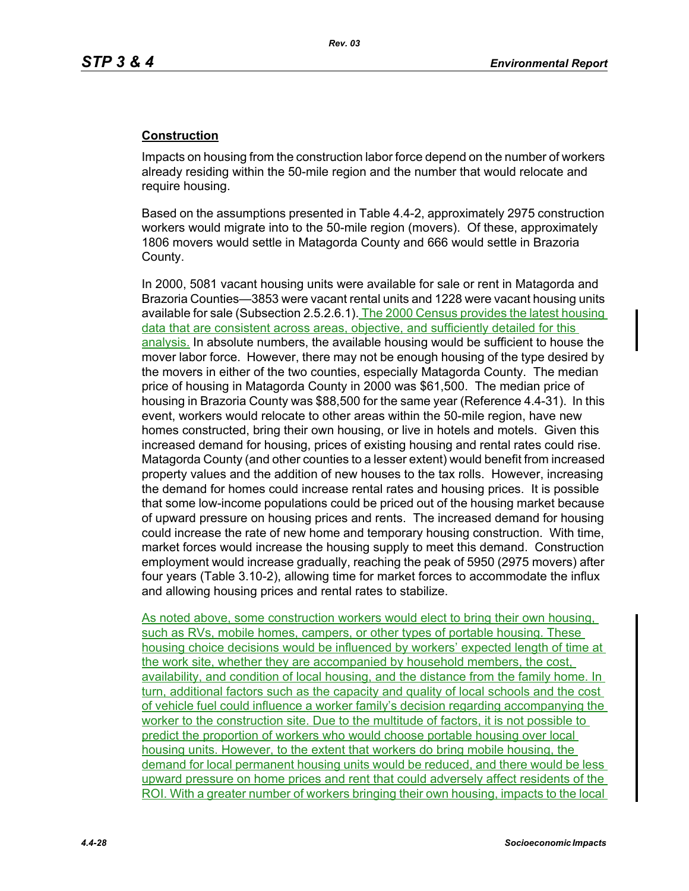**Construction**

Impacts on housing from the construction labor force depend on the number of workers already residing within the 50-mile region and the number that would relocate and require housing.

Based on the assumptions presented in Table 4.4-2, approximately 2975 construction workers would migrate into to the 50-mile region (movers). Of these, approximately 1806 movers would settle in Matagorda County and 666 would settle in Brazoria County.

In 2000, 5081 vacant housing units were available for sale or rent in Matagorda and Brazoria Counties—3853 were vacant rental units and 1228 were vacant housing units available for sale (Subsection 2.5.2.6.1). The 2000 Census provides the latest housing data that are consistent across areas, objective, and sufficiently detailed for this analysis. In absolute numbers, the available housing would be sufficient to house the mover labor force. However, there may not be enough housing of the type desired by the movers in either of the two counties, especially Matagorda County. The median price of housing in Matagorda County in 2000 was $61,500. The median price of housing in Brazoria County was $88,500 for the same year (Reference 4.4-31). In this event, workers would relocate to other areas within the 50-mile region, have new homes constructed, bring their own housing, or live in hotels and motels. Given this increased demand for housing, prices of existing housing and rental rates could rise. Matagorda County (and other counties to a lesser extent) would benefit from increased property values and the addition of new houses to the tax rolls. However, increasing the demand for homes could increase rental rates and housing prices. It is possible that some low-income populations could be priced out of the housing market because of upward pressure on housing prices and rents. The increased demand for housing could increase the rate of new home and temporary housing construction. With time, market forces would increase the housing supply to meet this demand. Construction employment would increase gradually, reaching the peak of 5950 (2975 movers) after four years (Table 3.10-2), allowing time for market forces to accommodate the influx and allowing housing prices and rental rates to stabilize.

As noted above, some construction workers would elect to bring their own housing, such as RVs, mobile homes, campers, or other types of portable housing. These housing choice decisions would be influenced by workers' expected length of time at the work site, whether they are accompanied by household members, the cost, availability, and condition of local housing, and the distance from the family home. In turn, additional factors such as the capacity and quality of local schools and the cost of vehicle fuel could influence a worker family's decision regarding accompanying the worker to the construction site. Due to the multitude of factors, it is not possible to predict the proportion of workers who would choose portable housing over local housing units. However, to the extent that workers do bring mobile housing, the demand for local permanent housing units would be reduced, and there would be less upward pressure on home prices and rent that could adversely affect residents of the ROI. With a greater number of workers bringing their own housing, impacts to the local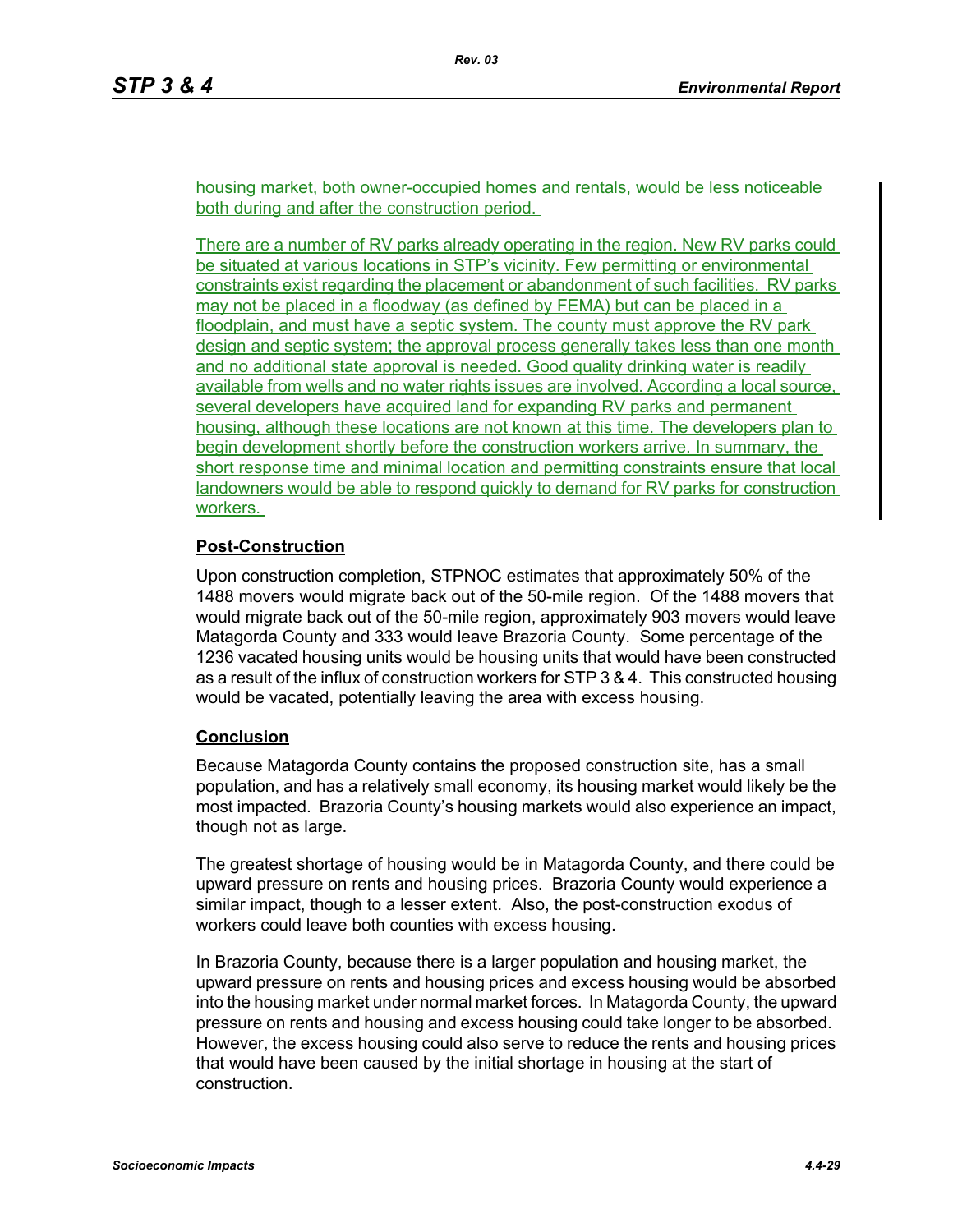housing market, both owner-occupied homes and rentals, would be less noticeable both during and after the construction period.

There are a number of RV parks already operating in the region. New RV parks could be situated at various locations in STP's vicinity. Few permitting or environmental constraints exist regarding the placement or abandonment of such facilities. RV parks may not be placed in a floodway (as defined by FEMA) but can be placed in a floodplain, and must have a septic system. The county must approve the RV park design and septic system; the approval process generally takes less than one month and no additional state approval is needed. Good quality drinking water is readily available from wells and no water rights issues are involved. According a local source, several developers have acquired land for expanding RV parks and permanent housing, although these locations are not known at this time. The developers plan to begin development shortly before the construction workers arrive. In summary, the short response time and minimal location and permitting constraints ensure that local landowners would be able to respond quickly to demand for RV parks for construction workers.

**Post-Construction**

Upon construction completion, STPNOC estimates that approximately 50% of the 1488 movers would migrate back out of the 50-mile region. Of the 1488 movers that would migrate back out of the 50-mile region, approximately 903 movers would leave Matagorda County and 333 would leave Brazoria County. Some percentage of the 1236 vacated housing units would be housing units that would have been constructed as a result of the influx of construction workers for STP 3 & 4. This constructed housing would be vacated, potentially leaving the area with excess housing.

**Conclusion**

Because Matagorda County contains the proposed construction site, has a small population, and has a relatively small economy, its housing market would likely be the most impacted. Brazoria County's housing markets would also experience an impact, though not as large.

The greatest shortage of housing would be in Matagorda County, and there could be upward pressure on rents and housing prices. Brazoria County would experience a similar impact, though to a lesser extent. Also, the post-construction exodus of workers could leave both counties with excess housing.

In Brazoria County, because there is a larger population and housing market, the upward pressure on rents and housing prices and excess housing would be absorbed into the housing market under normal market forces. In Matagorda County, the upward pressure on rents and housing and excess housing could take longer to be absorbed. However, the excess housing could also serve to reduce the rents and housing prices that would have been caused by the initial shortage in housing at the start of construction.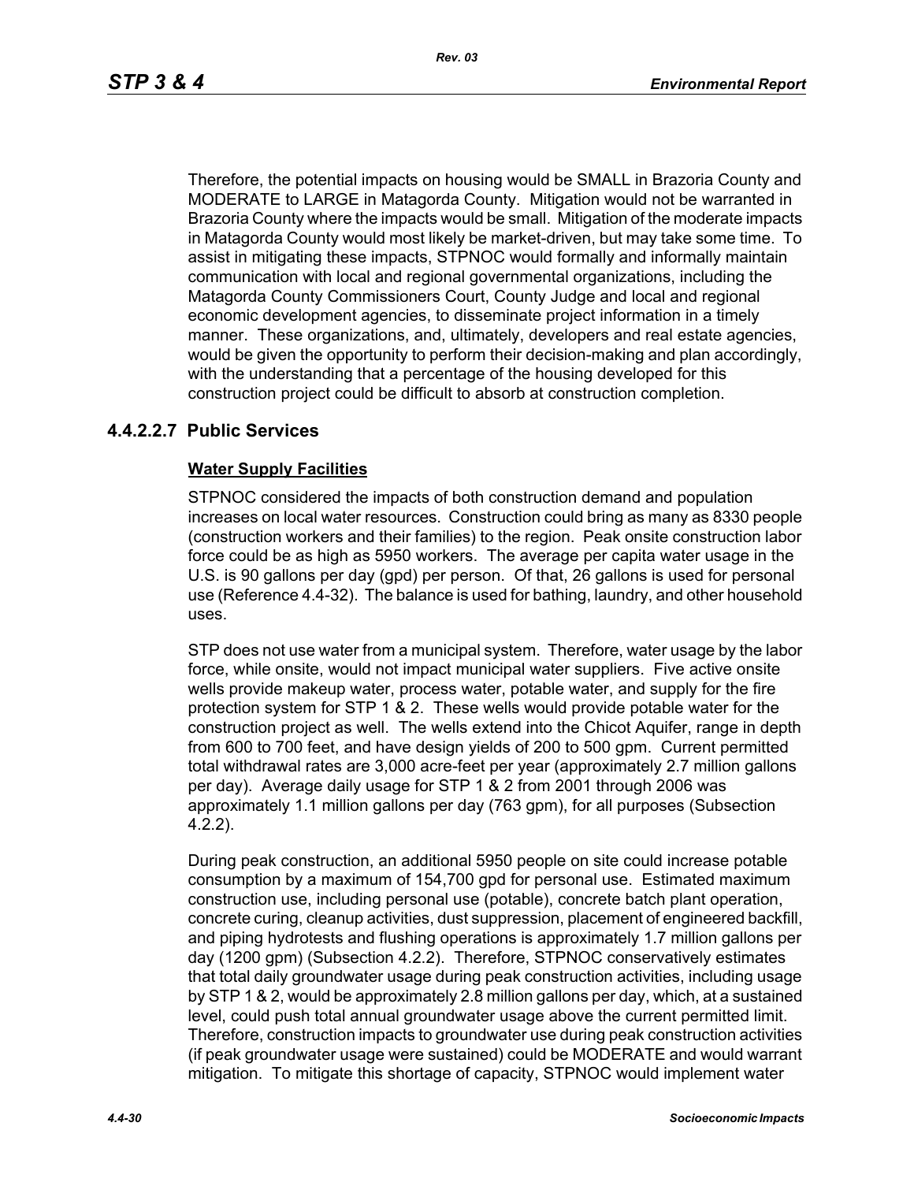Therefore, the potential impacts on housing would be SMALL in Brazoria County and MODERATE to LARGE in Matagorda County. Mitigation would not be warranted in Brazoria County where the impacts would be small. Mitigation of the moderate impacts in Matagorda County would most likely be market-driven, but may take some time. To assist in mitigating these impacts, STPNOC would formally and informally maintain communication with local and regional governmental organizations, including the Matagorda County Commissioners Court, County Judge and local and regional economic development agencies, to disseminate project information in a timely manner. These organizations, and, ultimately, developers and real estate agencies, would be given the opportunity to perform their decision-making and plan accordingly, with the understanding that a percentage of the housing developed for this construction project could be difficult to absorb at construction completion.

### 4.4.2.2.7 Public Services

**Water Supply Facilities**

STPNOC considered the impacts of both construction demand and population increases on local water resources. Construction could bring as many as 8330 people (construction workers and their families) to the region. Peak onsite construction labor force could be as high as 5950 workers. The average per capita water usage in the U.S. is 90 gallons per day (gpd) per person. Of that, 26 gallons is used for personal use (Reference 4.4-32). The balance is used for bathing, laundry, and other household uses.

STP does not use water from a municipal system. Therefore, water usage by the labor force, while onsite, would not impact municipal water suppliers. Five active onsite wells provide makeup water, process water, potable water, and supply for the fire protection system for STP 1 & 2. These wells would provide potable water for the construction project as well. The wells extend into the Chicot Aquifer, range in depth from 600 to 700 feet, and have design yields of 200 to 500 gpm. Current permitted total withdrawal rates are 3,000 acre-feet per year (approximately 2.7 million gallons per day). Average daily usage for STP 1 & 2 from 2001 through 2006 was approximately 1.1 million gallons per day (763 gpm), for all purposes (Subsection 4.2.2).

During peak construction, an additional 5950 people on site could increase potable consumption by a maximum of 154,700 gpd for personal use. Estimated maximum construction use, including personal use (potable), concrete batch plant operation, concrete curing, cleanup activities, dust suppression, placement of engineered backfill, and piping hydrotests and flushing operations is approximately 1.7 million gallons per day (1200 gpm) (Subsection 4.2.2). Therefore, STPNOC conservatively estimates that total daily groundwater usage during peak construction activities, including usage by STP 1 & 2, would be approximately 2.8 million gallons per day, which, at a sustained level, could push total annual groundwater usage above the current permitted limit. Therefore, construction impacts to groundwater use during peak construction activities (if peak groundwater usage were sustained) could be MODERATE and would warrant mitigation. To mitigate this shortage of capacity, STPNOC would implement water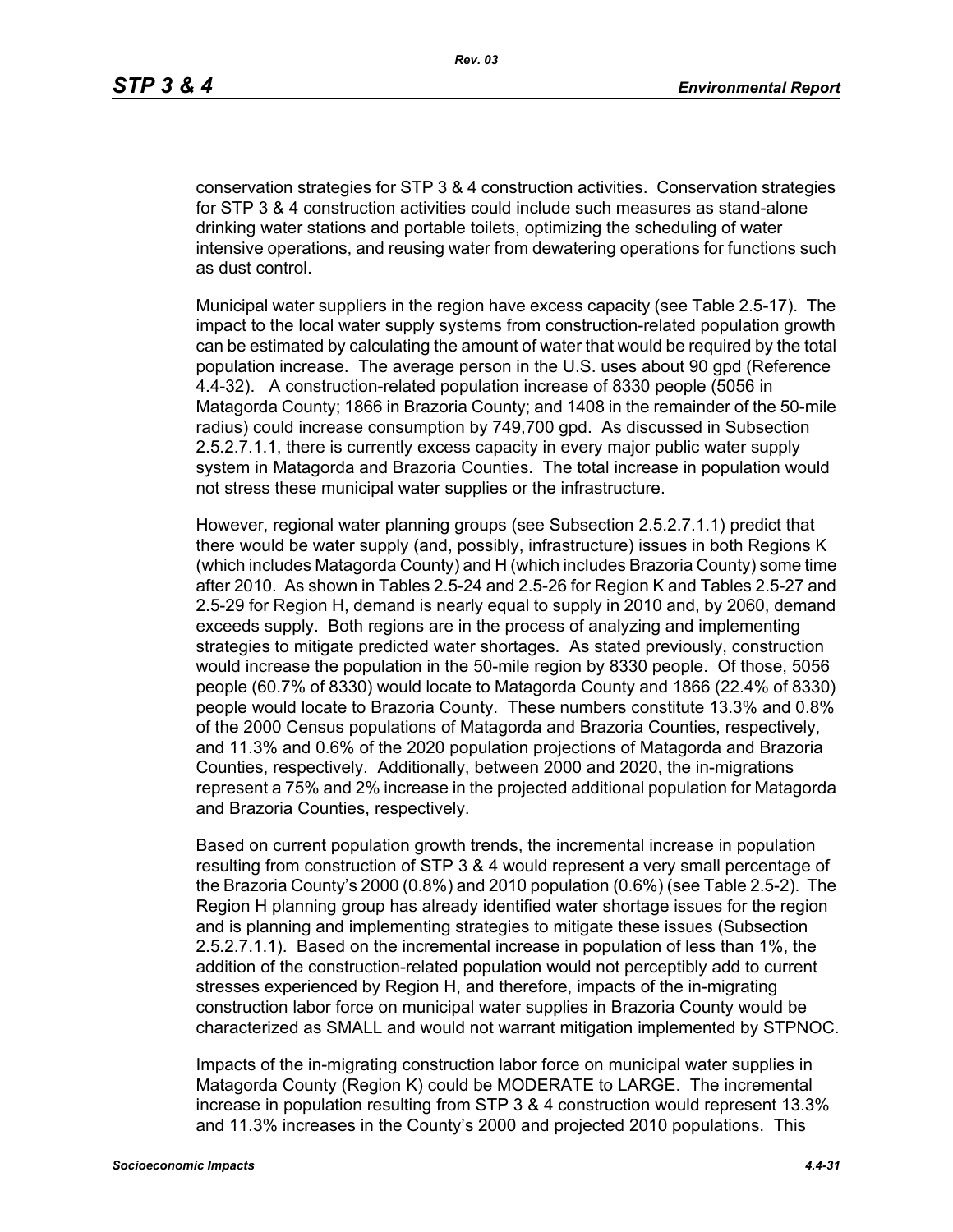conservation strategies for STP 3 & 4 construction activities. Conservation strategies for STP 3 & 4 construction activities could include such measures as stand-alone drinking water stations and portable toilets, optimizing the scheduling of water intensive operations, and reusing water from dewatering operations for functions such as dust control.

Municipal water suppliers in the region have excess capacity (see Table 2.5-17). The impact to the local water supply systems from construction-related population growth can be estimated by calculating the amount of water that would be required by the total population increase. The average person in the U.S. uses about 90 gpd (Reference 4.4-32). A construction-related population increase of 8330 people (5056 in Matagorda County; 1866 in Brazoria County; and 1408 in the remainder of the 50-mile radius) could increase consumption by 749,700 gpd. As discussed in Subsection 2.5.2.7.1.1, there is currently excess capacity in every major public water supply system in Matagorda and Brazoria Counties. The total increase in population would not stress these municipal water supplies or the infrastructure.

However, regional water planning groups (see Subsection 2.5.2.7.1.1) predict that there would be water supply (and, possibly, infrastructure) issues in both Regions K (which includes Matagorda County) and H (which includes Brazoria County) some time after 2010. As shown in Tables 2.5-24 and 2.5-26 for Region K and Tables 2.5-27 and 2.5-29 for Region H, demand is nearly equal to supply in 2010 and, by 2060, demand exceeds supply. Both regions are in the process of analyzing and implementing strategies to mitigate predicted water shortages. As stated previously, construction would increase the population in the 50-mile region by 8330 people. Of those, 5056 people (60.7% of 8330) would locate to Matagorda County and 1866 (22.4% of 8330) people would locate to Brazoria County. These numbers constitute 13.3% and 0.8% of the 2000 Census populations of Matagorda and Brazoria Counties, respectively, and 11.3% and 0.6% of the 2020 population projections of Matagorda and Brazoria Counties, respectively. Additionally, between 2000 and 2020, the in-migrations represent a 75% and 2% increase in the projected additional population for Matagorda and Brazoria Counties, respectively.

Based on current population growth trends, the incremental increase in population resulting from construction of STP 3 & 4 would represent a very small percentage of the Brazoria County's 2000 (0.8%) and 2010 population (0.6%) (see Table 2.5-2). The Region H planning group has already identified water shortage issues for the region and is planning and implementing strategies to mitigate these issues (Subsection 2.5.2.7.1.1). Based on the incremental increase in population of less than 1%, the addition of the construction-related population would not perceptibly add to current stresses experienced by Region H, and therefore, impacts of the in-migrating construction labor force on municipal water supplies in Brazoria County would be characterized as SMALL and would not warrant mitigation implemented by STPNOC.

Impacts of the in-migrating construction labor force on municipal water supplies in Matagorda County (Region K) could be MODERATE to LARGE. The incremental increase in population resulting from STP 3 & 4 construction would represent 13.3% and 11.3% increases in the County's 2000 and projected 2010 populations. This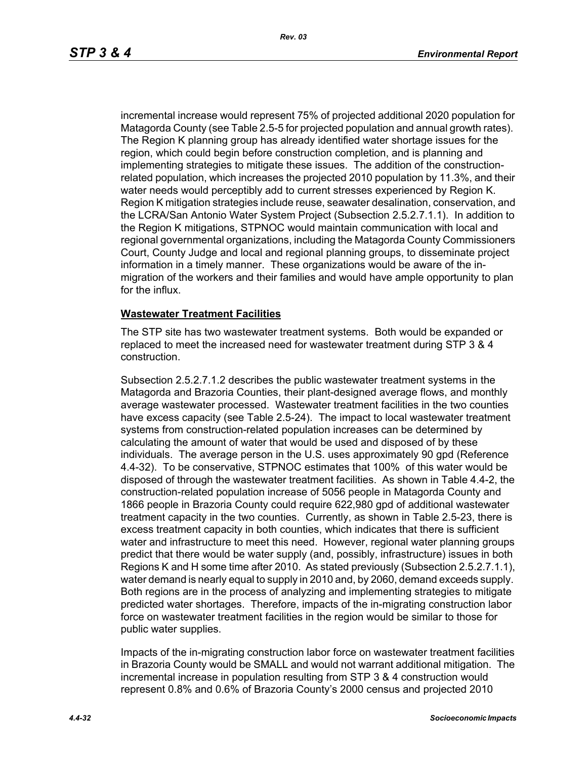incremental increase would represent 75% of projected additional 2020 population for Matagorda County (see Table 2.5-5 for projected population and annual growth rates). The Region K planning group has already identified water shortage issues for the region, which could begin before construction completion, and is planning and implementing strategies to mitigate these issues. The addition of the construction-related population, which increases the projected 2010 population by 11.3%, and their water needs would perceptibly add to current stresses experienced by Region K. Region K mitigation strategies include reuse, seawater desalination, conservation, and the LCRA/San Antonio Water System Project (Subsection 2.5.2.7.1.1). In addition to the Region K mitigations, STPNOC would maintain communication with local and regional governmental organizations, including the Matagorda County Commissioners Court, County Judge and local and regional planning groups, to disseminate project information in a timely manner. These organizations would be aware of the in-migration of the workers and their families and would have ample opportunity to plan for the influx.

**Wastewater Treatment Facilities**

The STP site has two wastewater treatment systems. Both would be expanded or replaced to meet the increased need for wastewater treatment during STP 3 & 4 construction.

Subsection 2.5.2.7.1.2 describes the public wastewater treatment systems in the Matagorda and Brazoria Counties, their plant-designed average flows, and monthly average wastewater processed. Wastewater treatment facilities in the two counties have excess capacity (see Table 2.5-24). The impact to local wastewater treatment systems from construction-related population increases can be determined by calculating the amount of water that would be used and disposed of by these individuals. The average person in the U.S. uses approximately 90 gpd (Reference 4.4-32). To be conservative, STPNOC estimates that 100% of this water would be disposed of through the wastewater treatment facilities. As shown in Table 4.4-2, the construction-related population increase of 5056 people in Matagorda County and 1866 people in Brazoria County could require 622,980 gpd of additional wastewater treatment capacity in the two counties. Currently, as shown in Table 2.5-23, there is excess treatment capacity in both counties, which indicates that there is sufficient water and infrastructure to meet this need. However, regional water planning groups predict that there would be water supply (and, possibly, infrastructure) issues in both Regions K and H some time after 2010. As stated previously (Subsection 2.5.2.7.1.1), water demand is nearly equal to supply in 2010 and, by 2060, demand exceeds supply. Both regions are in the process of analyzing and implementing strategies to mitigate predicted water shortages. Therefore, impacts of the in-migrating construction labor force on wastewater treatment facilities in the region would be similar to those for public water supplies.

Impacts of the in-migrating construction labor force on wastewater treatment facilities in Brazoria County would be SMALL and would not warrant additional mitigation. The incremental increase in population resulting from STP 3 & 4 construction would represent 0.8% and 0.6% of Brazoria County's 2000 census and projected 2010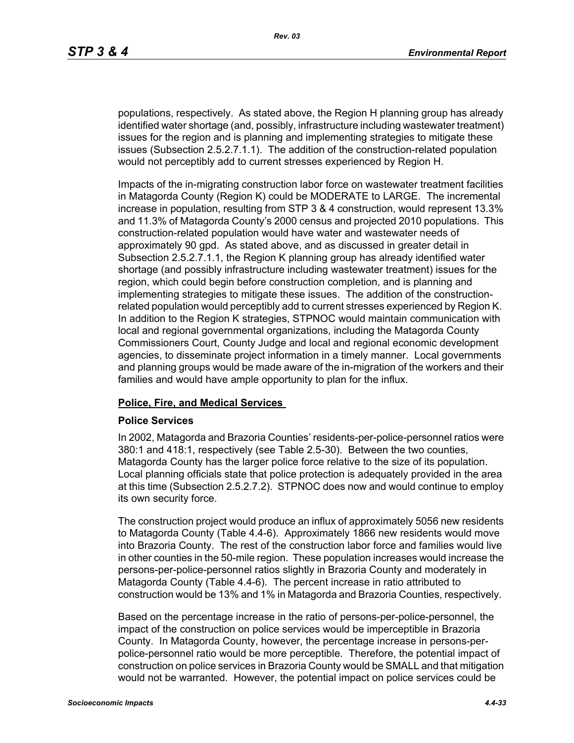populations, respectively. As stated above, the Region H planning group has already identified water shortage (and, possibly, infrastructure including wastewater treatment) issues for the region and is planning and implementing strategies to mitigate these issues (Subsection 2.5.2.7.1.1). The addition of the construction-related population would not perceptibly add to current stresses experienced by Region H.

Impacts of the in-migrating construction labor force on wastewater treatment facilities in Matagorda County (Region K) could be MODERATE to LARGE. The incremental increase in population, resulting from STP 3 & 4 construction, would represent 13.3% and 11.3% of Matagorda County's 2000 census and projected 2010 populations. This construction-related population would have water and wastewater needs of approximately 90 gpd. As stated above, and as discussed in greater detail in Subsection 2.5.2.7.1.1, the Region K planning group has already identified water shortage (and possibly infrastructure including wastewater treatment) issues for the region, which could begin before construction completion, and is planning and implementing strategies to mitigate these issues. The addition of the construction-related population would perceptibly add to current stresses experienced by Region K. In addition to the Region K strategies, STPNOC would maintain communication with local and regional governmental organizations, including the Matagorda County Commissioners Court, County Judge and local and regional economic development agencies, to disseminate project information in a timely manner. Local governments and planning groups would be made aware of the in-migration of the workers and their families and would have ample opportunity to plan for the influx.

**Police, Fire, and Medical Services**

**Police Services**

In 2002, Matagorda and Brazoria Counties' residents-per-police-personnel ratios were 380:1 and 418:1, respectively (see Table 2.5-30). Between the two counties, Matagorda County has the larger police force relative to the size of its population. Local planning officials state that police protection is adequately provided in the area at this time (Subsection 2.5.2.7.2). STPNOC does now and would continue to employ its own security force.

The construction project would produce an influx of approximately 5056 new residents to Matagorda County (Table 4.4-6). Approximately 1866 new residents would move into Brazoria County. The rest of the construction labor force and families would live in other counties in the 50-mile region. These population increases would increase the persons-per-police-personnel ratios slightly in Brazoria County and moderately in Matagorda County (Table 4.4-6). The percent increase in ratio attributed to construction would be 13% and 1% in Matagorda and Brazoria Counties, respectively.

Based on the percentage increase in the ratio of persons-per-police-personnel, the impact of the construction on police services would be imperceptible in Brazoria County. In Matagorda County, however, the percentage increase in persons-per-police-personnel ratio would be more perceptible. Therefore, the potential impact of construction on police services in Brazoria County would be SMALL and that mitigation would not be warranted. However, the potential impact on police services could be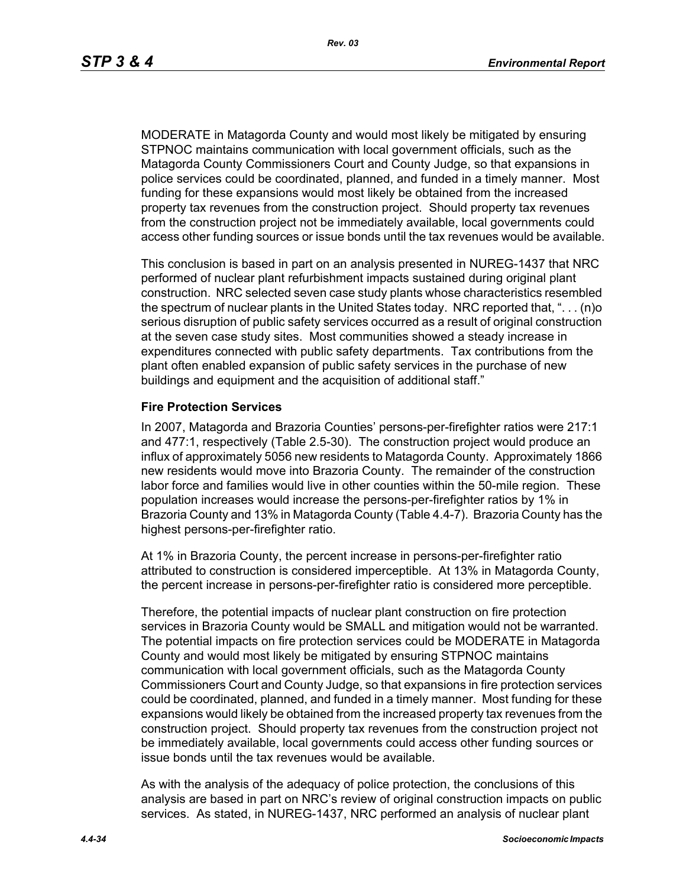MODERATE in Matagorda County and would most likely be mitigated by ensuring STPNOC maintains communication with local government officials, such as the Matagorda County Commissioners Court and County Judge, so that expansions in police services could be coordinated, planned, and funded in a timely manner. Most funding for these expansions would most likely be obtained from the increased property tax revenues from the construction project. Should property tax revenues from the construction project not be immediately available, local governments could access other funding sources or issue bonds until the tax revenues would be available.

This conclusion is based in part on an analysis presented in NUREG-1437 that NRC performed of nuclear plant refurbishment impacts sustained during original plant construction. NRC selected seven case study plants whose characteristics resembled the spectrum of nuclear plants in the United States today. NRC reported that, ". . . (n)o serious disruption of public safety services occurred as a result of original construction at the seven case study sites. Most communities showed a steady increase in expenditures connected with public safety departments. Tax contributions from the plant often enabled expansion of public safety services in the purchase of new buildings and equipment and the acquisition of additional staff."

### Fire Protection Services

In 2007, Matagorda and Brazoria Counties' persons-per-firefighter ratios were 217:1 and 477:1, respectively (Table 2.5-30). The construction project would produce an influx of approximately 5056 new residents to Matagorda County. Approximately 1866 new residents would move into Brazoria County. The remainder of the construction labor force and families would live in other counties within the 50-mile region. These population increases would increase the persons-per-firefighter ratios by 1% in Brazoria County and 13% in Matagorda County (Table 4.4-7). Brazoria County has the highest persons-per-firefighter ratio.

At 1% in Brazoria County, the percent increase in persons-per-firefighter ratio attributed to construction is considered imperceptible. At 13% in Matagorda County, the percent increase in persons-per-firefighter ratio is considered more perceptible.

Therefore, the potential impacts of nuclear plant construction on fire protection services in Brazoria County would be SMALL and mitigation would not be warranted. The potential impacts on fire protection services could be MODERATE in Matagorda County and would most likely be mitigated by ensuring STPNOC maintains communication with local government officials, such as the Matagorda County Commissioners Court and County Judge, so that expansions in fire protection services could be coordinated, planned, and funded in a timely manner. Most funding for these expansions would likely be obtained from the increased property tax revenues from the construction project. Should property tax revenues from the construction project not be immediately available, local governments could access other funding sources or issue bonds until the tax revenues would be available.

As with the analysis of the adequacy of police protection, the conclusions of this analysis are based in part on NRC's review of original construction impacts on public services. As stated, in NUREG-1437, NRC performed an analysis of nuclear plant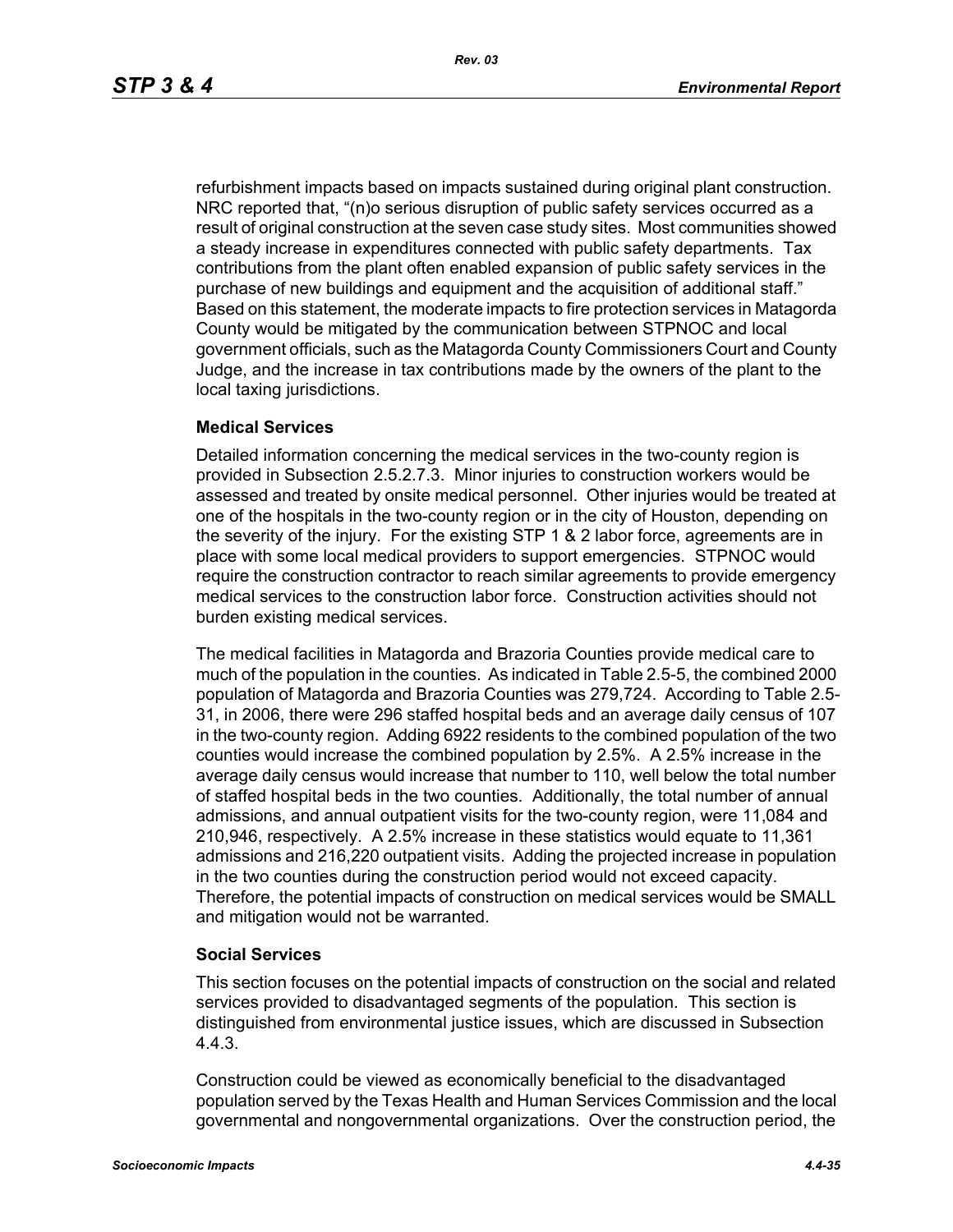refurbishment impacts based on impacts sustained during original plant construction. NRC reported that, "(n)o serious disruption of public safety services occurred as a result of original construction at the seven case study sites. Most communities showed a steady increase in expenditures connected with public safety departments. Tax contributions from the plant often enabled expansion of public safety services in the purchase of new buildings and equipment and the acquisition of additional staff." Based on this statement, the moderate impacts to fire protection services in Matagorda County would be mitigated by the communication between STPNOC and local government officials, such as the Matagorda County Commissioners Court and County Judge, and the increase in tax contributions made by the owners of the plant to the local taxing jurisdictions.

### Medical Services

Detailed information concerning the medical services in the two-county region is provided in Subsection 2.5.2.7.3. Minor injuries to construction workers would be assessed and treated by onsite medical personnel. Other injuries would be treated at one of the hospitals in the two-county region or in the city of Houston, depending on the severity of the injury. For the existing STP 1 & 2 labor force, agreements are in place with some local medical providers to support emergencies. STPNOC would require the construction contractor to reach similar agreements to provide emergency medical services to the construction labor force. Construction activities should not burden existing medical services.

The medical facilities in Matagorda and Brazoria Counties provide medical care to much of the population in the counties. As indicated in Table 2.5-5, the combined 2000 population of Matagorda and Brazoria Counties was 279,724. According to Table 2.5-31, in 2006, there were 296 staffed hospital beds and an average daily census of 107 in the two-county region. Adding 6922 residents to the combined population of the two counties would increase the combined population by 2.5%. A 2.5% increase in the average daily census would increase that number to 110, well below the total number of staffed hospital beds in the two counties. Additionally, the total number of annual admissions, and annual outpatient visits for the two-county region, were 11,084 and 210,946, respectively. A 2.5% increase in these statistics would equate to 11,361 admissions and 216,220 outpatient visits. Adding the projected increase in population in the two counties during the construction period would not exceed capacity. Therefore, the potential impacts of construction on medical services would be SMALL and mitigation would not be warranted.

### Social Services

This section focuses on the potential impacts of construction on the social and related services provided to disadvantaged segments of the population. This section is distinguished from environmental justice issues, which are discussed in Subsection 4.4.3.

Construction could be viewed as economically beneficial to the disadvantaged population served by the Texas Health and Human Services Commission and the local governmental and nongovernmental organizations. Over the construction period, the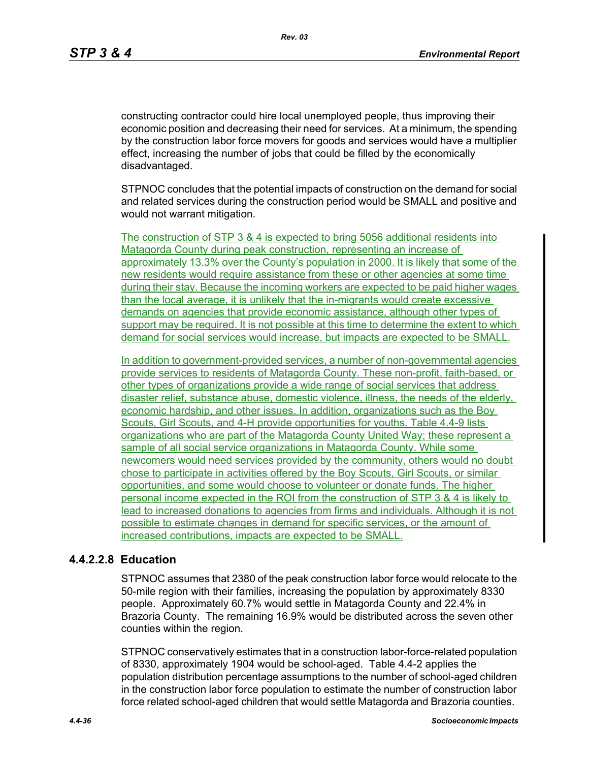constructing contractor could hire local unemployed people, thus improving their economic position and decreasing their need for services. At a minimum, the spending by the construction labor force movers for goods and services would have a multiplier effect, increasing the number of jobs that could be filled by the economically disadvantaged.

STPNOC concludes that the potential impacts of construction on the demand for social and related services during the construction period would be SMALL and positive and would not warrant mitigation.

The construction of STP 3 & 4 is expected to bring 5056 additional residents into Matagorda County during peak construction, representing an increase of approximately 13.3% over the County's population in 2000. It is likely that some of the new residents would require assistance from these or other agencies at some time during their stay. Because the incoming workers are expected to be paid higher wages than the local average, it is unlikely that the in-migrants would create excessive demands on agencies that provide economic assistance, although other types of support may be required. It is not possible at this time to determine the extent to which demand for social services would increase, but impacts are expected to be SMALL.

In addition to government-provided services, a number of non-governmental agencies provide services to residents of Matagorda County. These non-profit, faith-based, or other types of organizations provide a wide range of social services that address disaster relief, substance abuse, domestic violence, illness, the needs of the elderly, economic hardship, and other issues. In addition, organizations such as the Boy Scouts, Girl Scouts, and 4-H provide opportunities for youths. Table 4.4-9 lists organizations who are part of the Matagorda County United Way; these represent a sample of all social service organizations in Matagorda County. While some newcomers would need services provided by the community, others would no doubt chose to participate in activities offered by the Boy Scouts, Girl Scouts, or similar opportunities, and some would choose to volunteer or donate funds. The higher personal income expected in the ROI from the construction of STP 3 & 4 is likely to lead to increased donations to agencies from firms and individuals. Although it is not possible to estimate changes in demand for specific services, or the amount of increased contributions, impacts are expected to be SMALL.

#### 4.4.2.2.8 Education

STPNOC assumes that 2380 of the peak construction labor force would relocate to the 50-mile region with their families, increasing the population by approximately 8330 people. Approximately 60.7% would settle in Matagorda County and 22.4% in Brazoria County. The remaining 16.9% would be distributed across the seven other counties within the region.

STPNOC conservatively estimates that in a construction labor-force-related population of 8330, approximately 1904 would be school-aged. Table 4.4-2 applies the population distribution percentage assumptions to the number of school-aged children in the construction labor force population to estimate the number of construction labor force related school-aged children that would settle Matagorda and Brazoria counties.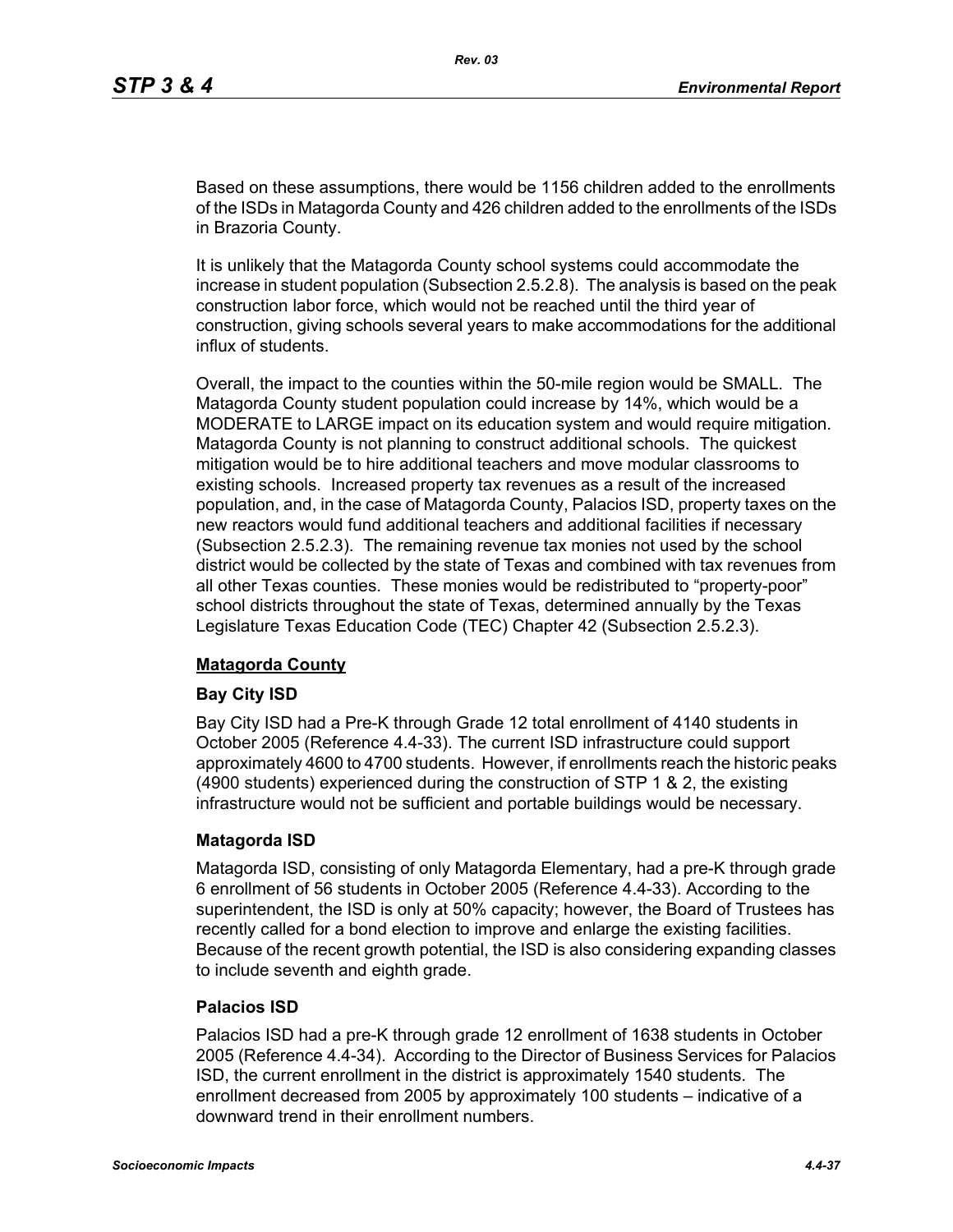Based on these assumptions, there would be 1156 children added to the enrollments of the ISDs in Matagorda County and 426 children added to the enrollments of the ISDs in Brazoria County.

It is unlikely that the Matagorda County school systems could accommodate the increase in student population (Subsection 2.5.2.8). The analysis is based on the peak construction labor force, which would not be reached until the third year of construction, giving schools several years to make accommodations for the additional influx of students.

Overall, the impact to the counties within the 50-mile region would be SMALL. The Matagorda County student population could increase by 14%, which would be a MODERATE to LARGE impact on its education system and would require mitigation. Matagorda County is not planning to construct additional schools. The quickest mitigation would be to hire additional teachers and move modular classrooms to existing schools. Increased property tax revenues as a result of the increased population, and, in the case of Matagorda County, Palacios ISD, property taxes on the new reactors would fund additional teachers and additional facilities if necessary (Subsection 2.5.2.3). The remaining revenue tax monies not used by the school district would be collected by the state of Texas and combined with tax revenues from all other Texas counties. These monies would be redistributed to "property-poor" school districts throughout the state of Texas, determined annually by the Texas Legislature Texas Education Code (TEC) Chapter 42 (Subsection 2.5.2.3).

**Matagorda County**

### Bay City ISD

Bay City ISD had a Pre-K through Grade 12 total enrollment of 4140 students in October 2005 (Reference 4.4-33). The current ISD infrastructure could support approximately 4600 to 4700 students. However, if enrollments reach the historic peaks (4900 students) experienced during the construction of STP 1 & 2, the existing infrastructure would not be sufficient and portable buildings would be necessary.

### Matagorda ISD

Matagorda ISD, consisting of only Matagorda Elementary, had a pre-K through grade 6 enrollment of 56 students in October 2005 (Reference 4.4-33). According to the superintendent, the ISD is only at 50% capacity; however, the Board of Trustees has recently called for a bond election to improve and enlarge the existing facilities. Because of the recent growth potential, the ISD is also considering expanding classes to include seventh and eighth grade.

### Palacios ISD

Palacios ISD had a pre-K through grade 12 enrollment of 1638 students in October 2005 (Reference 4.4-34). According to the Director of Business Services for Palacios ISD, the current enrollment in the district is approximately 1540 students. The enrollment decreased from 2005 by approximately 100 students – indicative of a downward trend in their enrollment numbers.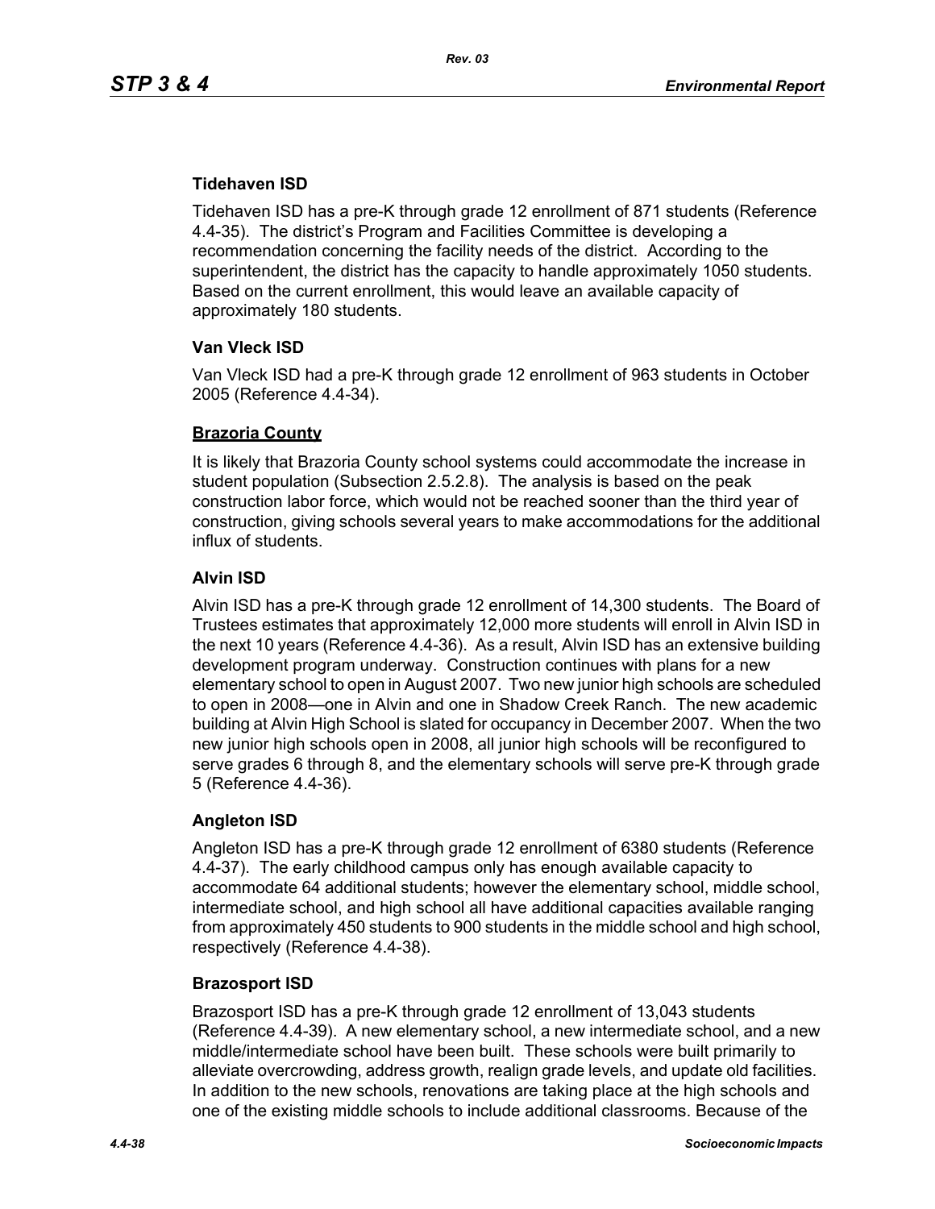### Tidehaven ISD

Tidehaven ISD has a pre-K through grade 12 enrollment of 871 students (Reference 4.4-35). The district's Program and Facilities Committee is developing a recommendation concerning the facility needs of the district. According to the superintendent, the district has the capacity to handle approximately 1050 students. Based on the current enrollment, this would leave an available capacity of approximately 180 students.

### Van Vleck ISD

Van Vleck ISD had a pre-K through grade 12 enrollment of 963 students in October 2005 (Reference 4.4-34).

## Brazoria County

It is likely that Brazoria County school systems could accommodate the increase in student population (Subsection 2.5.2.8). The analysis is based on the peak construction labor force, which would not be reached sooner than the third year of construction, giving schools several years to make accommodations for the additional influx of students.

### Alvin ISD

Alvin ISD has a pre-K through grade 12 enrollment of 14,300 students. The Board of Trustees estimates that approximately 12,000 more students will enroll in Alvin ISD in the next 10 years (Reference 4.4-36). As a result, Alvin ISD has an extensive building development program underway. Construction continues with plans for a new elementary school to open in August 2007. Two new junior high schools are scheduled to open in 2008—one in Alvin and one in Shadow Creek Ranch. The new academic building at Alvin High School is slated for occupancy in December 2007. When the two new junior high schools open in 2008, all junior high schools will be reconfigured to serve grades 6 through 8, and the elementary schools will serve pre-K through grade 5 (Reference 4.4-36).

### Angleton ISD

Angleton ISD has a pre-K through grade 12 enrollment of 6380 students (Reference 4.4-37). The early childhood campus only has enough available capacity to accommodate 64 additional students; however the elementary school, middle school, intermediate school, and high school all have additional capacities available ranging from approximately 450 students to 900 students in the middle school and high school, respectively (Reference 4.4-38).

### Brazosport ISD

Brazosport ISD has a pre-K through grade 12 enrollment of 13,043 students (Reference 4.4-39). A new elementary school, a new intermediate school, and a new middle/intermediate school have been built. These schools were built primarily to alleviate overcrowding, address growth, realign grade levels, and update old facilities. In addition to the new schools, renovations are taking place at the high schools and one of the existing middle schools to include additional classrooms. Because of the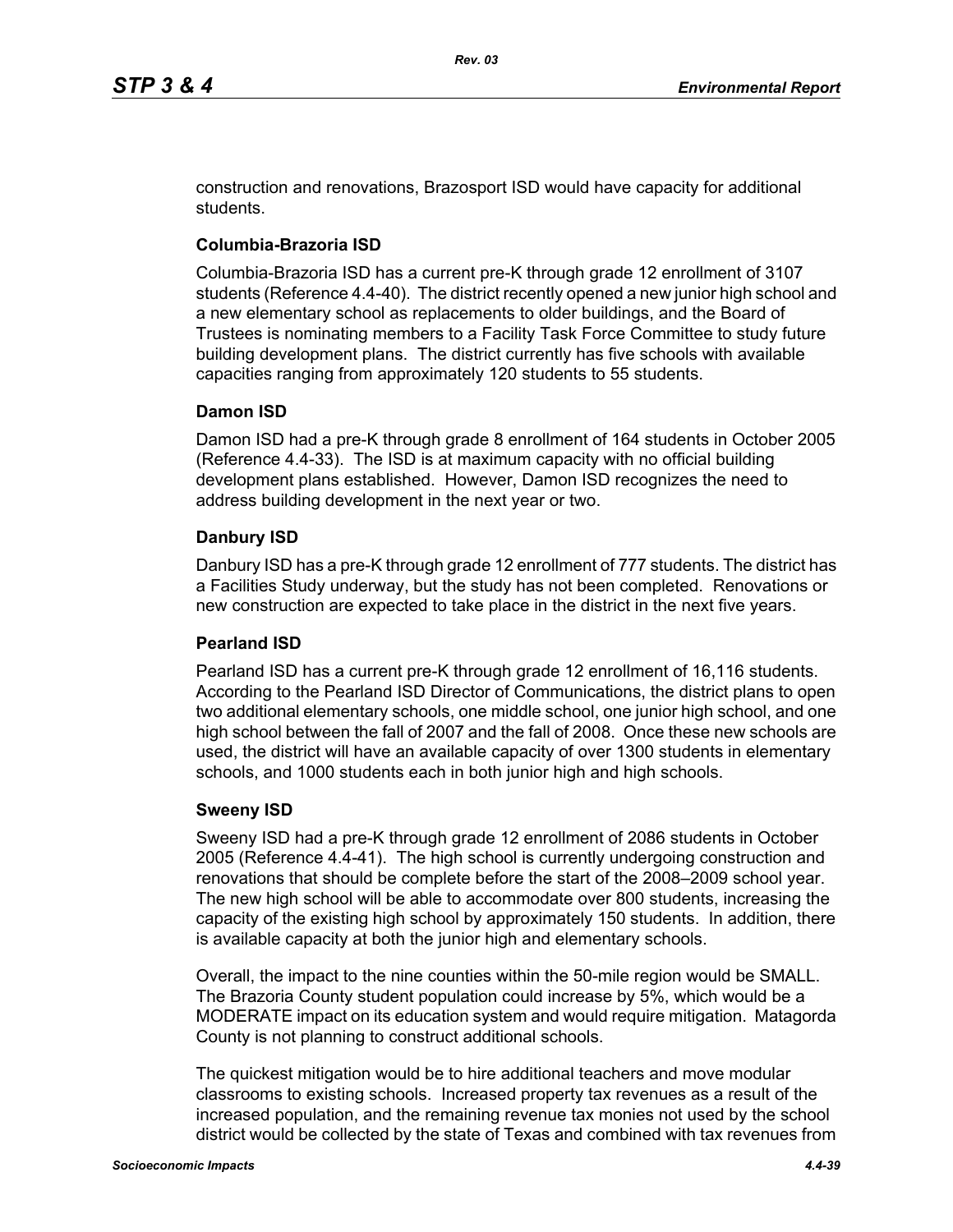construction and renovations, Brazosport ISD would have capacity for additional students.

**Columbia-Brazoria ISD**

Columbia-Brazoria ISD has a current pre-K through grade 12 enrollment of 3107 students (Reference 4.4-40). The district recently opened a new junior high school and a new elementary school as replacements to older buildings, and the Board of Trustees is nominating members to a Facility Task Force Committee to study future building development plans. The district currently has five schools with available capacities ranging from approximately 120 students to 55 students.

**Damon ISD**

Damon ISD had a pre-K through grade 8 enrollment of 164 students in October 2005 (Reference 4.4-33). The ISD is at maximum capacity with no official building development plans established. However, Damon ISD recognizes the need to address building development in the next year or two.

**Danbury ISD**

Danbury ISD has a pre-K through grade 12 enrollment of 777 students. The district has a Facilities Study underway, but the study has not been completed. Renovations or new construction are expected to take place in the district in the next five years.

**Pearland ISD**

Pearland ISD has a current pre-K through grade 12 enrollment of 16,116 students. According to the Pearland ISD Director of Communications, the district plans to open two additional elementary schools, one middle school, one junior high school, and one high school between the fall of 2007 and the fall of 2008. Once these new schools are used, the district will have an available capacity of over 1300 students in elementary schools, and 1000 students each in both junior high and high schools.

**Sweeny ISD**

Sweeny ISD had a pre-K through grade 12 enrollment of 2086 students in October 2005 (Reference 4.4-41). The high school is currently undergoing construction and renovations that should be complete before the start of the 2008–2009 school year. The new high school will be able to accommodate over 800 students, increasing the capacity of the existing high school by approximately 150 students. In addition, there is available capacity at both the junior high and elementary schools.

Overall, the impact to the nine counties within the 50-mile region would be SMALL. The Brazoria County student population could increase by 5%, which would be a MODERATE impact on its education system and would require mitigation. Matagorda County is not planning to construct additional schools.

The quickest mitigation would be to hire additional teachers and move modular classrooms to existing schools. Increased property tax revenues as a result of the increased population, and the remaining revenue tax monies not used by the school district would be collected by the state of Texas and combined with tax revenues from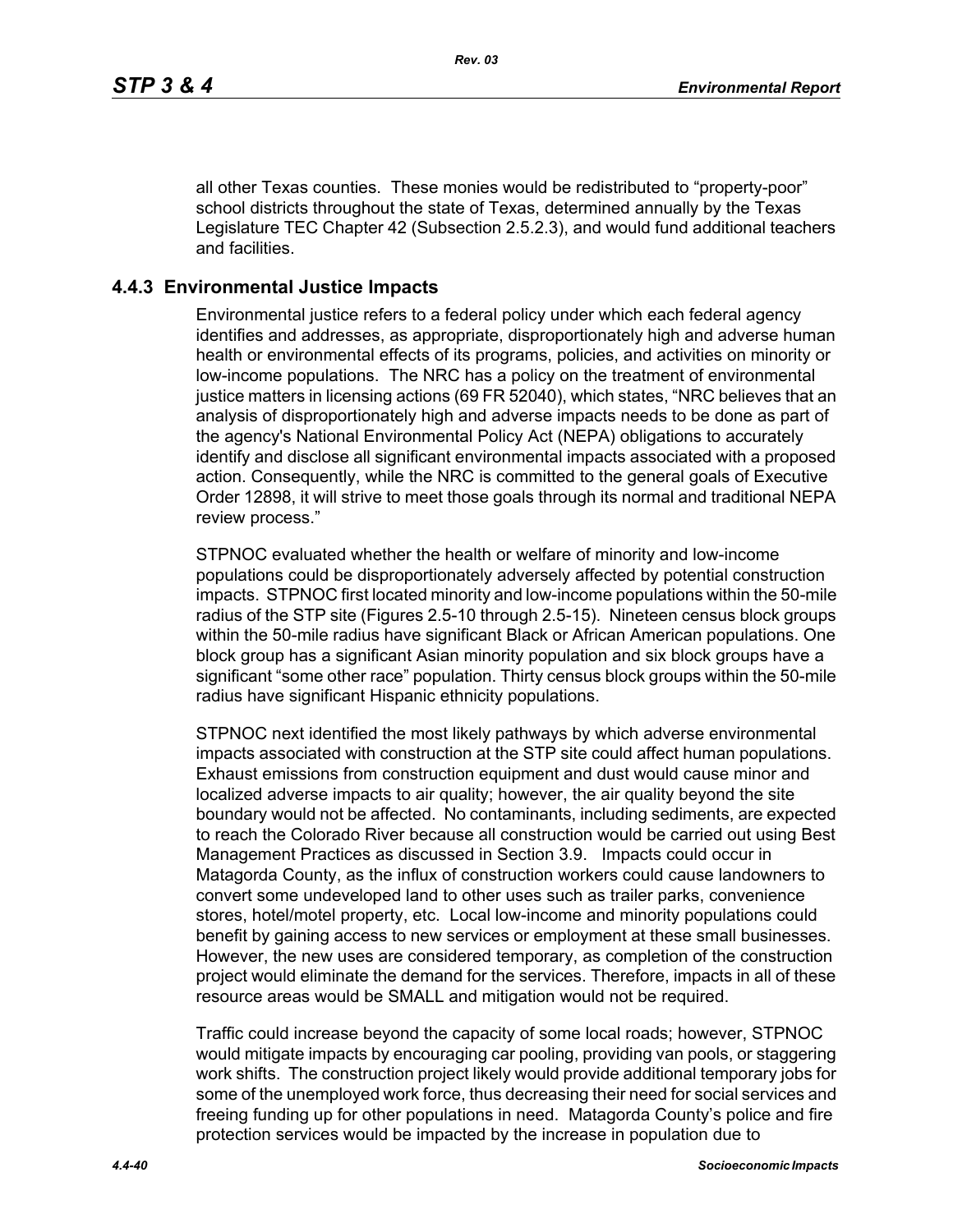all other Texas counties. These monies would be redistributed to “property-poor” school districts throughout the state of Texas, determined annually by the Texas Legislature TEC Chapter 42 (Subsection 2.5.2.3), and would fund additional teachers and facilities.

### 4.4.3 Environmental Justice Impacts

Environmental justice refers to a federal policy under which each federal agency identifies and addresses, as appropriate, disproportionately high and adverse human health or environmental effects of its programs, policies, and activities on minority or low-income populations. The NRC has a policy on the treatment of environmental justice matters in licensing actions (69 FR 52040), which states, “NRC believes that an analysis of disproportionately high and adverse impacts needs to be done as part of the agency's National Environmental Policy Act (NEPA) obligations to accurately identify and disclose all significant environmental impacts associated with a proposed action. Consequently, while the NRC is committed to the general goals of Executive Order 12898, it will strive to meet those goals through its normal and traditional NEPA review process.”

STPNOC evaluated whether the health or welfare of minority and low-income populations could be disproportionately adversely affected by potential construction impacts. STPNOC first located minority and low-income populations within the 50-mile radius of the STP site (Figures 2.5-10 through 2.5-15). Nineteen census block groups within the 50-mile radius have significant Black or African American populations. One block group has a significant Asian minority population and six block groups have a significant “some other race” population. Thirty census block groups within the 50-mile radius have significant Hispanic ethnicity populations.

STPNOC next identified the most likely pathways by which adverse environmental impacts associated with construction at the STP site could affect human populations. Exhaust emissions from construction equipment and dust would cause minor and localized adverse impacts to air quality; however, the air quality beyond the site boundary would not be affected. No contaminants, including sediments, are expected to reach the Colorado River because all construction would be carried out using Best Management Practices as discussed in Section 3.9. Impacts could occur in Matagorda County, as the influx of construction workers could cause landowners to convert some undeveloped land to other uses such as trailer parks, convenience stores, hotel/motel property, etc. Local low-income and minority populations could benefit by gaining access to new services or employment at these small businesses. However, the new uses are considered temporary, as completion of the construction project would eliminate the demand for the services. Therefore, impacts in all of these resource areas would be SMALL and mitigation would not be required.

Traffic could increase beyond the capacity of some local roads; however, STPNOC would mitigate impacts by encouraging car pooling, providing van pools, or staggering work shifts. The construction project likely would provide additional temporary jobs for some of the unemployed work force, thus decreasing their need for social services and freeing funding up for other populations in need. Matagorda County’s police and fire protection services would be impacted by the increase in population due to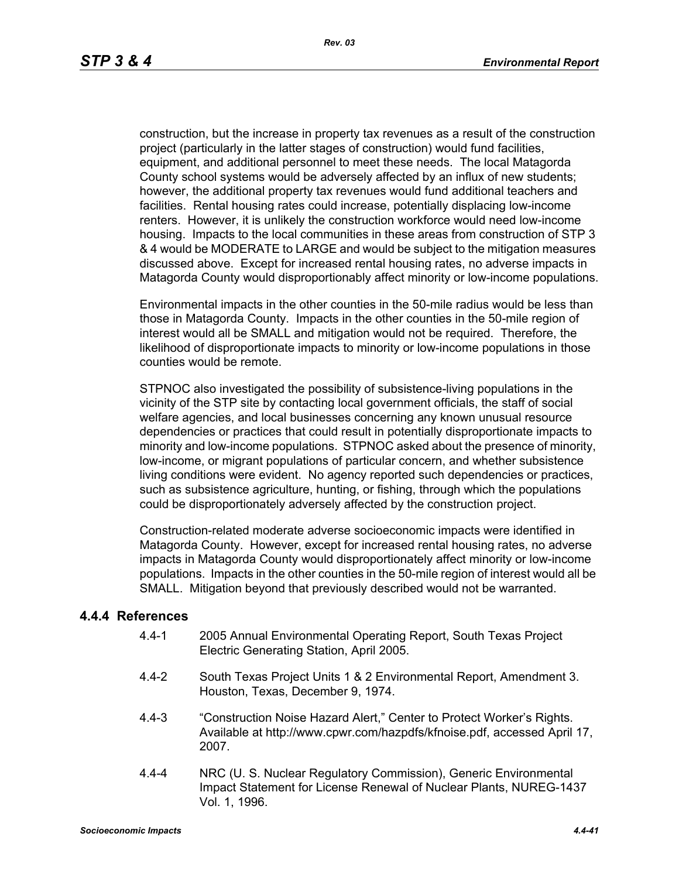construction, but the increase in property tax revenues as a result of the construction project (particularly in the latter stages of construction) would fund facilities, equipment, and additional personnel to meet these needs. The local Matagorda County school systems would be adversely affected by an influx of new students; however, the additional property tax revenues would fund additional teachers and facilities. Rental housing rates could increase, potentially displacing low-income renters. However, it is unlikely the construction workforce would need low-income housing. Impacts to the local communities in these areas from construction of STP 3 & 4 would be MODERATE to LARGE and would be subject to the mitigation measures discussed above. Except for increased rental housing rates, no adverse impacts in Matagorda County would disproportionably affect minority or low-income populations.

Environmental impacts in the other counties in the 50-mile radius would be less than those in Matagorda County. Impacts in the other counties in the 50-mile region of interest would all be SMALL and mitigation would not be required. Therefore, the likelihood of disproportionate impacts to minority or low-income populations in those counties would be remote.

STPNOC also investigated the possibility of subsistence-living populations in the vicinity of the STP site by contacting local government officials, the staff of social welfare agencies, and local businesses concerning any known unusual resource dependencies or practices that could result in potentially disproportionate impacts to minority and low-income populations. STPNOC asked about the presence of minority, low-income, or migrant populations of particular concern, and whether subsistence living conditions were evident. No agency reported such dependencies or practices, such as subsistence agriculture, hunting, or fishing, through which the populations could be disproportionately adversely affected by the construction project.

Construction-related moderate adverse socioeconomic impacts were identified in Matagorda County. However, except for increased rental housing rates, no adverse impacts in Matagorda County would disproportionately affect minority or low-income populations. Impacts in the other counties in the 50-mile region of interest would all be SMALL. Mitigation beyond that previously described would not be warranted.

### 4.4.4 References

4.4-1 2005 Annual Environmental Operating Report, South Texas Project Electric Generating Station, April 2005.

4.4-2 South Texas Project Units 1 & 2 Environmental Report, Amendment 3. Houston, Texas, December 9, 1974.

4.4-3 "Construction Noise Hazard Alert," Center to Protect Worker's Rights. Available at http://www.cpwr.com/hazpdfs/kfnoise.pdf, accessed April 17, 2007.

4.4-4 NRC (U. S. Nuclear Regulatory Commission), Generic Environmental Impact Statement for License Renewal of Nuclear Plants, NUREG-1437 Vol. 1, 1996.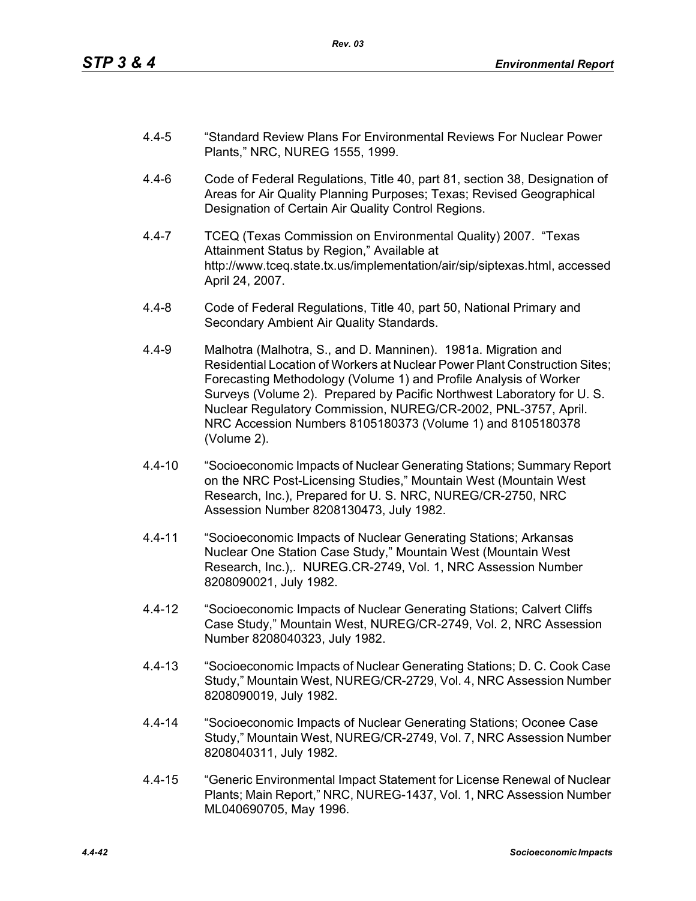4.4-5 “Standard Review Plans For Environmental Reviews For Nuclear Power Plants,” NRC, NUREG 1555, 1999.

4.4-6 Code of Federal Regulations, Title 40, part 81, section 38, Designation of Areas for Air Quality Planning Purposes; Texas; Revised Geographical Designation of Certain Air Quality Control Regions.

4.4-7 TCEQ (Texas Commission on Environmental Quality) 2007. “Texas Attainment Status by Region,” Available at http://www.tceq.state.tx.us/implementation/air/sip/siptexas.html, accessed April 24, 2007.

4.4-8 Code of Federal Regulations, Title 40, part 50, National Primary and Secondary Ambient Air Quality Standards.

4.4-9 Malhotra (Malhotra, S., and D. Manninen). 1981a. Migration and Residential Location of Workers at Nuclear Power Plant Construction Sites; Forecasting Methodology (Volume 1) and Profile Analysis of Worker Surveys (Volume 2). Prepared by Pacific Northwest Laboratory for U. S. Nuclear Regulatory Commission, NUREG/CR-2002, PNL-3757, April. NRC Accession Numbers 8105180373 (Volume 1) and 8105180378 (Volume 2).

4.4-10 “Socioeconomic Impacts of Nuclear Generating Stations; Summary Report on the NRC Post-Licensing Studies,” Mountain West (Mountain West Research, Inc.), Prepared for U. S. NRC, NUREG/CR-2750, NRC Assession Number 8208130473, July 1982.

4.4-11 “Socioeconomic Impacts of Nuclear Generating Stations; Arkansas Nuclear One Station Case Study,” Mountain West (Mountain West Research, Inc.),. NUREG.CR-2749, Vol. 1, NRC Assession Number 8208090021, July 1982.

4.4-12 “Socioeconomic Impacts of Nuclear Generating Stations; Calvert Cliffs Case Study,” Mountain West, NUREG/CR-2749, Vol. 2, NRC Assession Number 8208040323, July 1982.

4.4-13 “Socioeconomic Impacts of Nuclear Generating Stations; D. C. Cook Case Study,” Mountain West, NUREG/CR-2729, Vol. 4, NRC Assession Number 8208090019, July 1982.

4.4-14 “Socioeconomic Impacts of Nuclear Generating Stations; Oconee Case Study,” Mountain West, NUREG/CR-2749, Vol. 7, NRC Assession Number 8208040311, July 1982.

4.4-15 “Generic Environmental Impact Statement for License Renewal of Nuclear Plants; Main Report,” NRC, NUREG-1437, Vol. 1, NRC Assession Number ML040690705, May 1996.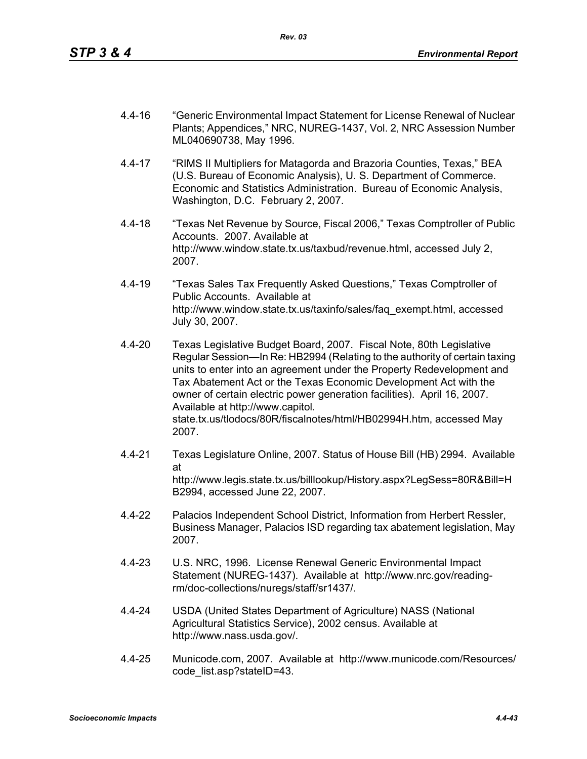4.4-16 "Generic Environmental Impact Statement for License Renewal of Nuclear Plants; Appendices," NRC, NUREG-1437, Vol. 2, NRC Assession Number ML040690738, May 1996.

4.4-17 "RIMS II Multipliers for Matagorda and Brazoria Counties, Texas," BEA (U.S. Bureau of Economic Analysis), U. S. Department of Commerce. Economic and Statistics Administration. Bureau of Economic Analysis, Washington, D.C. February 2, 2007.

4.4-18 "Texas Net Revenue by Source, Fiscal 2006," Texas Comptroller of Public Accounts. 2007. Available at http://www.window.state.tx.us/taxbud/revenue.html, accessed July 2, 2007.

4.4-19 "Texas Sales Tax Frequently Asked Questions," Texas Comptroller of Public Accounts. Available at http://www.window.state.tx.us/taxinfo/sales/faq_exempt.html, accessed July 30, 2007.

4.4-20 Texas Legislative Budget Board, 2007. Fiscal Note, 80th Legislative Regular Session—In Re: HB2994 (Relating to the authority of certain taxing units to enter into an agreement under the Property Redevelopment and Tax Abatement Act or the Texas Economic Development Act with the owner of certain electric power generation facilities). April 16, 2007. Available at http://www.capitol.state.tx.us/tlodocs/80R/fiscalnotes/html/HB02994H.htm, accessed May 2007.

4.4-21 Texas Legislature Online, 2007. Status of House Bill (HB) 2994. Available at http://www.legis.state.tx.us/billlookup/History.aspx?LegSess=80R&Bill=HB2994, accessed June 22, 2007.

4.4-22 Palacios Independent School District, Information from Herbert Ressler, Business Manager, Palacios ISD regarding tax abatement legislation, May 2007.

4.4-23 U.S. NRC, 1996. License Renewal Generic Environmental Impact Statement (NUREG-1437). Available at http://www.nrc.gov/reading-rm/doc-collections/nuregs/staff/sr1437/.

4.4-24 USDA (United States Department of Agriculture) NASS (National Agricultural Statistics Service), 2002 census. Available at http://www.nass.usda.gov/.

4.4-25 Municode.com, 2007. Available at http://www.municode.com/Resources/code_list.asp?stateID=43.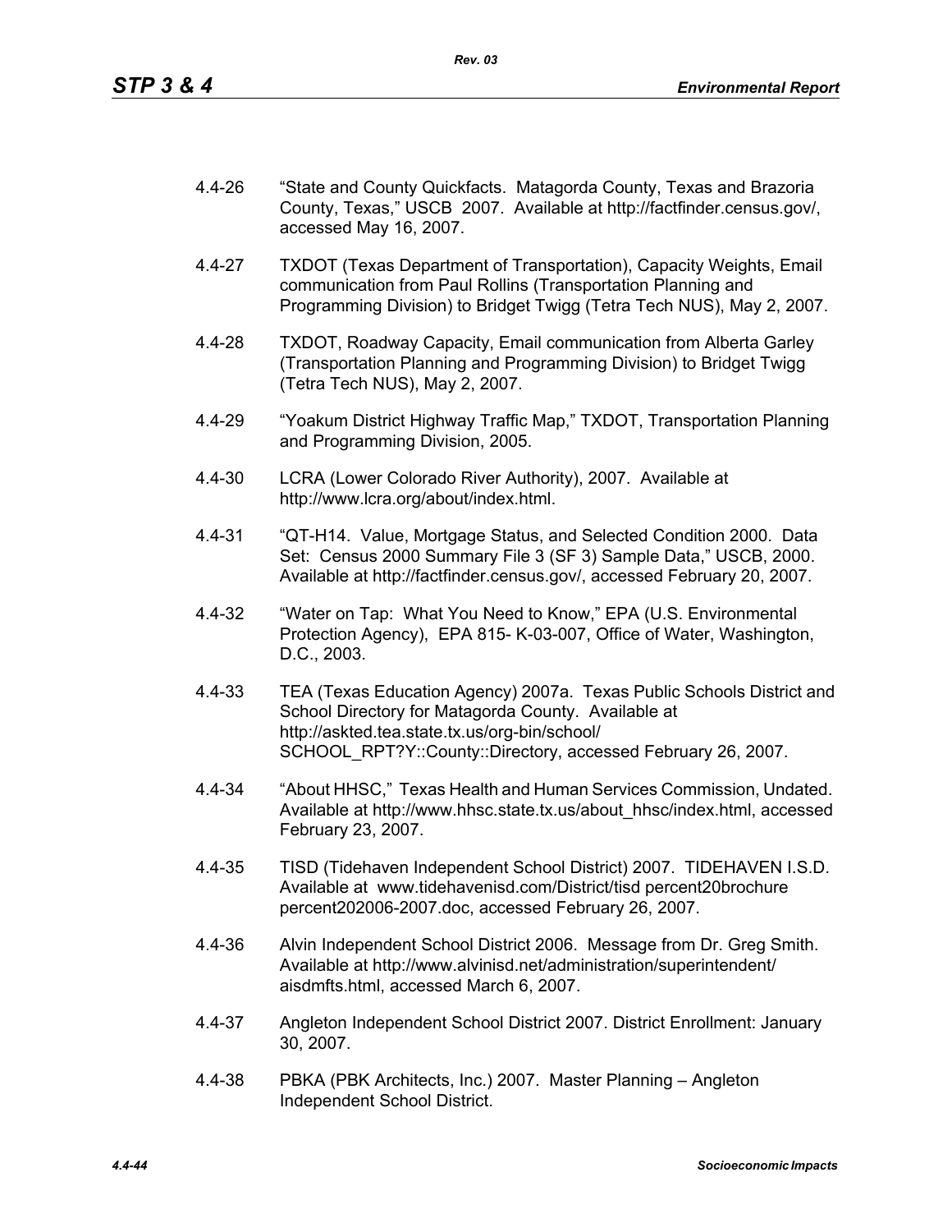4.4-26 "State and County Quickfacts. Matagorda County, Texas and Brazoria County, Texas," USCB 2007. Available at http://factfinder.census.gov/, accessed May 16, 2007.

4.4-27 TXDOT (Texas Department of Transportation), Capacity Weights, Email communication from Paul Rollins (Transportation Planning and Programming Division) to Bridget Twigg (Tetra Tech NUS), May 2, 2007.

4.4-28 TXDOT, Roadway Capacity, Email communication from Alberta Garley (Transportation Planning and Programming Division) to Bridget Twigg (Tetra Tech NUS), May 2, 2007.

4.4-29 "Yoakum District Highway Traffic Map," TXDOT, Transportation Planning and Programming Division, 2005.

4.4-30 LCRA (Lower Colorado River Authority), 2007. Available at http://www.lcra.org/about/index.html.

4.4-31 "QT-H14. Value, Mortgage Status, and Selected Condition 2000. Data Set: Census 2000 Summary File 3 (SF 3) Sample Data," USCB, 2000. Available at http://factfinder.census.gov/, accessed February 20, 2007.

4.4-32 "Water on Tap: What You Need to Know," EPA (U.S. Environmental Protection Agency), EPA 815- K-03-007, Office of Water, Washington, D.C., 2003.

4.4-33 TEA (Texas Education Agency) 2007a. Texas Public Schools District and School Directory for Matagorda County. Available at http://askted.tea.state.tx.us/org-bin/school/SCHOOL_RPT?Y::County::Directory, accessed February 26, 2007.

4.4-34 "About HHSC," Texas Health and Human Services Commission, Undated. Available at http://www.hhsc.state.tx.us/about_hhsc/index.html, accessed February 23, 2007.

4.4-35 TISD (Tidehaven Independent School District) 2007. TIDEHAVEN I.S.D. Available at www.tidehavenisd.com/District/tisd percent20brochure percent202006-2007.doc, accessed February 26, 2007.

4.4-36 Alvin Independent School District 2006. Message from Dr. Greg Smith. Available at http://www.alvinisd.net/administration/superintendent/aisdmfts.html, accessed March 6, 2007.

4.4-37 Angleton Independent School District 2007. District Enrollment: January 30, 2007.

4.4-38 PBKA (PBK Architects, Inc.) 2007. Master Planning – Angleton Independent School District.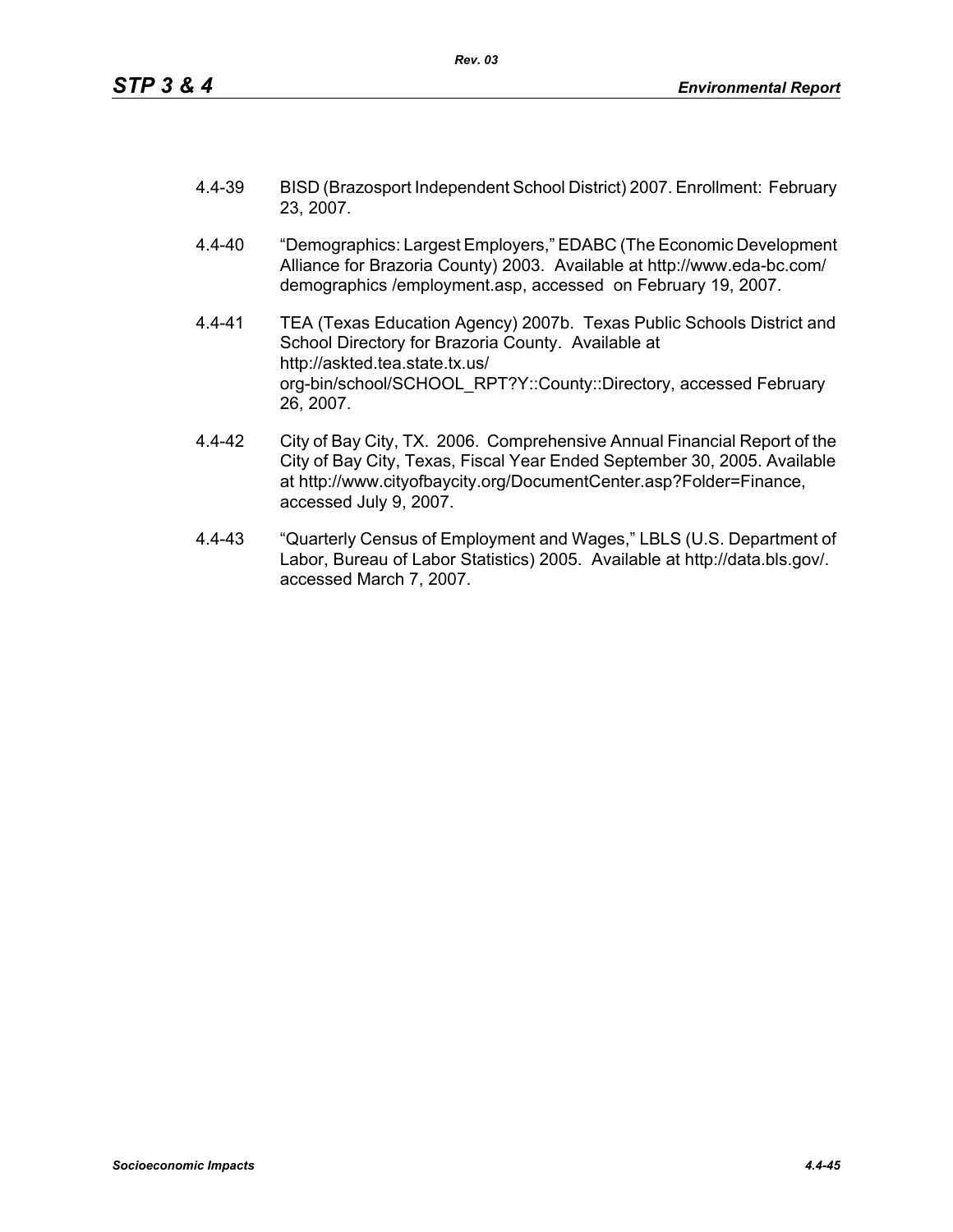4.4-39 BISD (Brazosport Independent School District) 2007. Enrollment: February 23, 2007.

4.4-40 "Demographics: Largest Employers," EDABC (The Economic Development Alliance for Brazoria County) 2003. Available at http://www.eda-bc.com/ demographics /employment.asp, accessed on February 19, 2007.

4.4-41 TEA (Texas Education Agency) 2007b. Texas Public Schools District and School Directory for Brazoria County. Available at http://askted.tea.state.tx.us/ org-bin/school/SCHOOL_RPT?Y::County::Directory, accessed February 26, 2007.

4.4-42 City of Bay City, TX. 2006. Comprehensive Annual Financial Report of the City of Bay City, Texas, Fiscal Year Ended September 30, 2005. Available at http://www.cityofbaycity.org/DocumentCenter.asp?Folder=Finance, accessed July 9, 2007.

4.4-43 "Quarterly Census of Employment and Wages," LBLS (U.S. Department of Labor, Bureau of Labor Statistics) 2005. Available at http://data.bls.gov/. accessed March 7, 2007.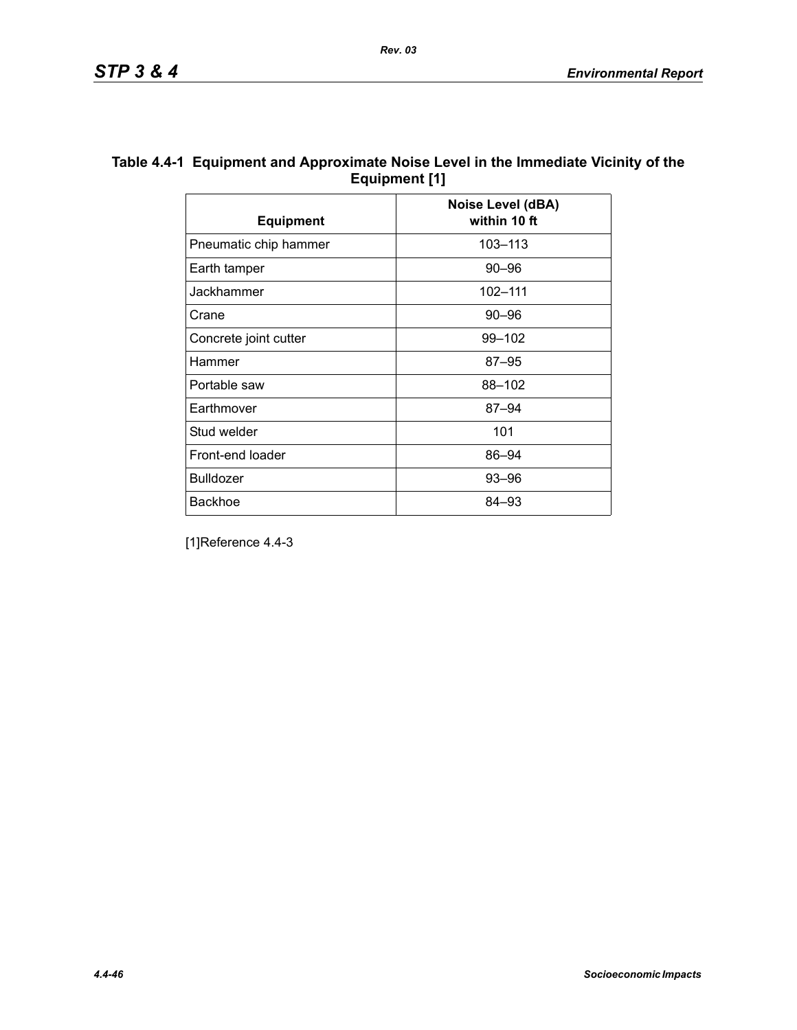**Table 4.4-1 Equipment and Approximate Noise Level in the Immediate Vicinity of the Equipment [1]**

| Equipment | Noise Level (dBA) within 10 ft |
|---|---|
| Pneumatic chip hammer | 103–113 |
| Earth tamper | 90–96 |
| Jackhammer | 102–111 |
| Crane | 90–96 |
| Concrete joint cutter | 99–102 |
| Hammer | 87–95 |
| Portable saw | 88–102 |
| Earthmover | 87–94 |
| Stud welder | 101 |
| Front-end loader | 86–94 |
| Bulldozer | 93–96 |
| Backhoe | 84–93 |

[1]Reference 4.4-3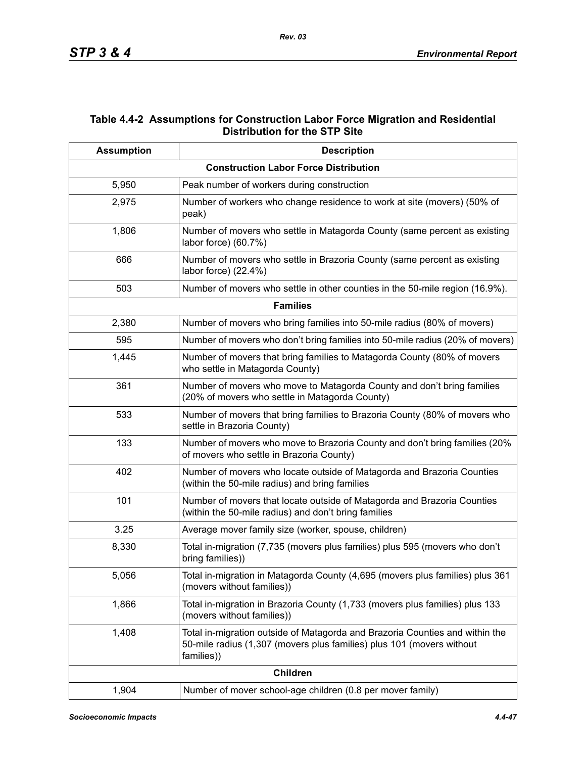**Table 4.4-2 Assumptions for Construction Labor Force Migration and Residential Distribution for the STP Site**

| Assumption | Description |
|---|---|
| **Construction Labor Force Distribution** | |
| 5,950 | Peak number of workers during construction |
| 2,975 | Number of workers who change residence to work at site (movers) (50% of peak) |
| 1,806 | Number of movers who settle in Matagorda County (same percent as existing labor force) (60.7%) |
| 666 | Number of movers who settle in Brazoria County (same percent as existing labor force) (22.4%) |
| 503 | Number of movers who settle in other counties in the 50-mile region (16.9%). |
| **Families** | |
| 2,380 | Number of movers who bring families into 50-mile radius (80% of movers) |
| 595 | Number of movers who don't bring families into 50-mile radius (20% of movers) |
| 1,445 | Number of movers that bring families to Matagorda County (80% of movers who settle in Matagorda County) |
| 361 | Number of movers who move to Matagorda County and don't bring families (20% of movers who settle in Matagorda County) |
| 533 | Number of movers that bring families to Brazoria County (80% of movers who settle in Brazoria County) |
| 133 | Number of movers who move to Brazoria County and don't bring families (20% of movers who settle in Brazoria County) |
| 402 | Number of movers who locate outside of Matagorda and Brazoria Counties (within the 50-mile radius) and bring families |
| 101 | Number of movers that locate outside of Matagorda and Brazoria Counties (within the 50-mile radius) and don't bring families |
| 3.25 | Average mover family size (worker, spouse, children) |
| 8,330 | Total in-migration (7,735 (movers plus families) plus 595 (movers who don't bring families)) |
| 5,056 | Total in-migration in Matagorda County (4,695 (movers plus families) plus 361 (movers without families)) |
| 1,866 | Total in-migration in Brazoria County (1,733 (movers plus families) plus 133 (movers without families)) |
| 1,408 | Total in-migration outside of Matagorda and Brazoria Counties and within the 50-mile radius (1,307 (movers plus families) plus 101 (movers without families)) |
| **Children** | |
| 1,904 | Number of mover school-age children (0.8 per mover family) |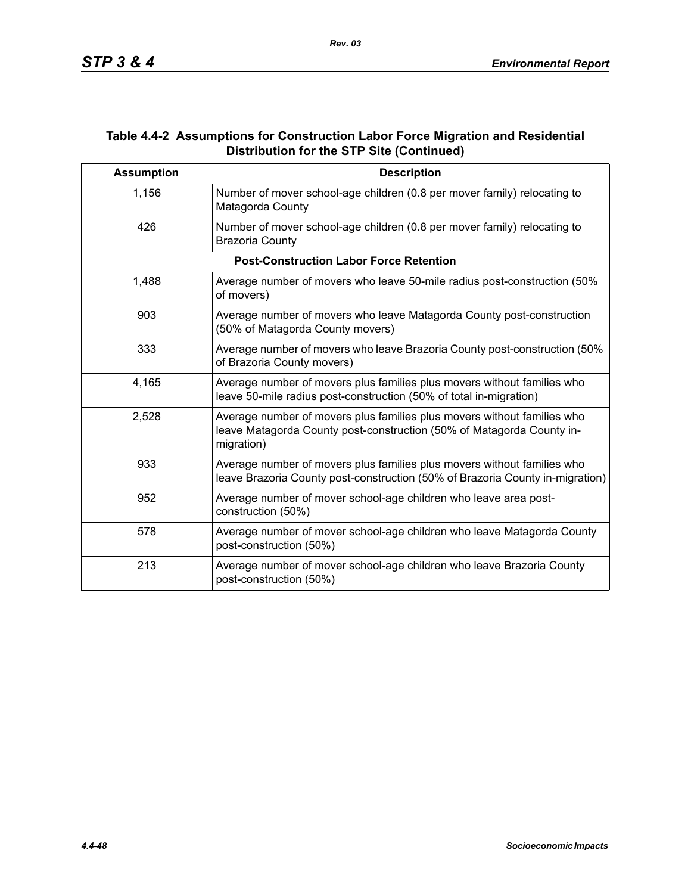### Table 4.4-2 Assumptions for Construction Labor Force Migration and Residential Distribution for the STP Site (Continued)

| Assumption | Description |
|---|---|
| 1,156 | Number of mover school-age children (0.8 per mover family) relocating to Matagorda County |
| 426 | Number of mover school-age children (0.8 per mover family) relocating to Brazoria County |
| **Post-Construction Labor Force Retention** | |
| 1,488 | Average number of movers who leave 50-mile radius post-construction (50% of movers) |
| 903 | Average number of movers who leave Matagorda County post-construction (50% of Matagorda County movers) |
| 333 | Average number of movers who leave Brazoria County post-construction (50% of Brazoria County movers) |
| 4,165 | Average number of movers plus families plus movers without families who leave 50-mile radius post-construction (50% of total in-migration) |
| 2,528 | Average number of movers plus families plus movers without families who leave Matagorda County post-construction (50% of Matagorda County in-migration) |
| 933 | Average number of movers plus families plus movers without families who leave Brazoria County post-construction (50% of Brazoria County in-migration) |
| 952 | Average number of mover school-age children who leave area post-construction (50%) |
| 578 | Average number of mover school-age children who leave Matagorda County post-construction (50%) |
| 213 | Average number of mover school-age children who leave Brazoria County post-construction (50%) |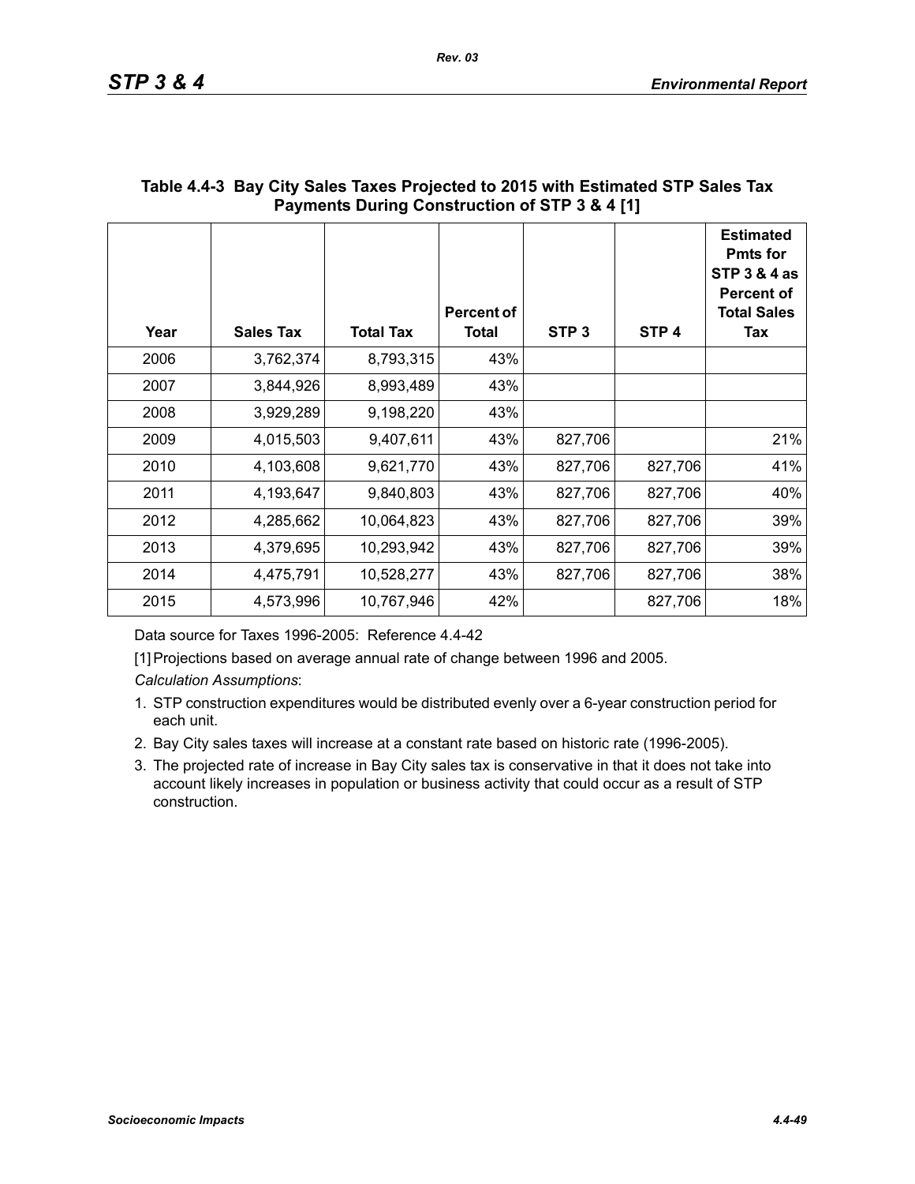**Table 4.4-3 Bay City Sales Taxes Projected to 2015 with Estimated STP Sales Tax Payments During Construction of STP 3 & 4 [1]**

| Year | Sales Tax | Total Tax | Percent of Total | STP 3 | STP 4 | Estimated Pmts for STP 3 & 4 as Percent of Total Sales Tax |
|---|---|---|---|---|---|---|
| 2006 | 3,762,374 | 8,793,315 | 43% | | | |
| 2007 | 3,844,926 | 8,993,489 | 43% | | | |
| 2008 | 3,929,289 | 9,198,220 | 43% | | | |
| 2009 | 4,015,503 | 9,407,611 | 43% | 827,706 | | 21% |
| 2010 | 4,103,608 | 9,621,770 | 43% | 827,706 | 827,706 | 41% |
| 2011 | 4,193,647 | 9,840,803 | 43% | 827,706 | 827,706 | 40% |
| 2012 | 4,285,662 | 10,064,823 | 43% | 827,706 | 827,706 | 39% |
| 2013 | 4,379,695 | 10,293,942 | 43% | 827,706 | 827,706 | 39% |
| 2014 | 4,475,791 | 10,528,277 | 43% | 827,706 | 827,706 | 38% |
| 2015 | 4,573,996 | 10,767,946 | 42% | | 827,706 | 18% |

Data source for Taxes 1996-2005: Reference 4.4-42

[1] Projections based on average annual rate of change between 1996 and 2005.

*Calculation Assumptions*:

1. STP construction expenditures would be distributed evenly over a 6-year construction period for each unit.
2. Bay City sales taxes will increase at a constant rate based on historic rate (1996-2005).
3. The projected rate of increase in Bay City sales tax is conservative in that it does not take into account likely increases in population or business activity that could occur as a result of STP construction.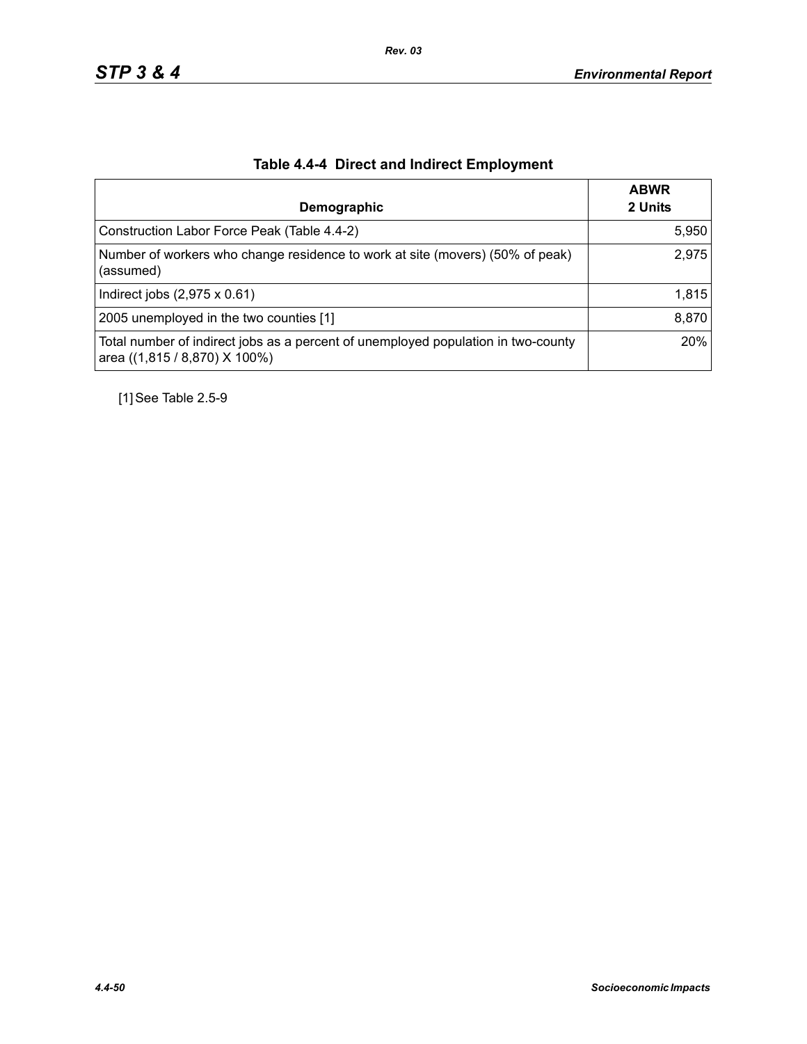## Table 4.4-4 Direct and Indirect Employment

| Demographic | ABWR 2 Units |
|---|---|
| Construction Labor Force Peak (Table 4.4-2) | 5,950 |
| Number of workers who change residence to work at site (movers) (50% of peak) (assumed) | 2,975 |
| Indirect jobs (2,975 x 0.61) | 1,815 |
| 2005 unemployed in the two counties [1] | 8,870 |
| Total number of indirect jobs as a percent of unemployed population in two-county area ((1,815 / 8,870) X 100%) | 20% |

[1] See Table 2.5-9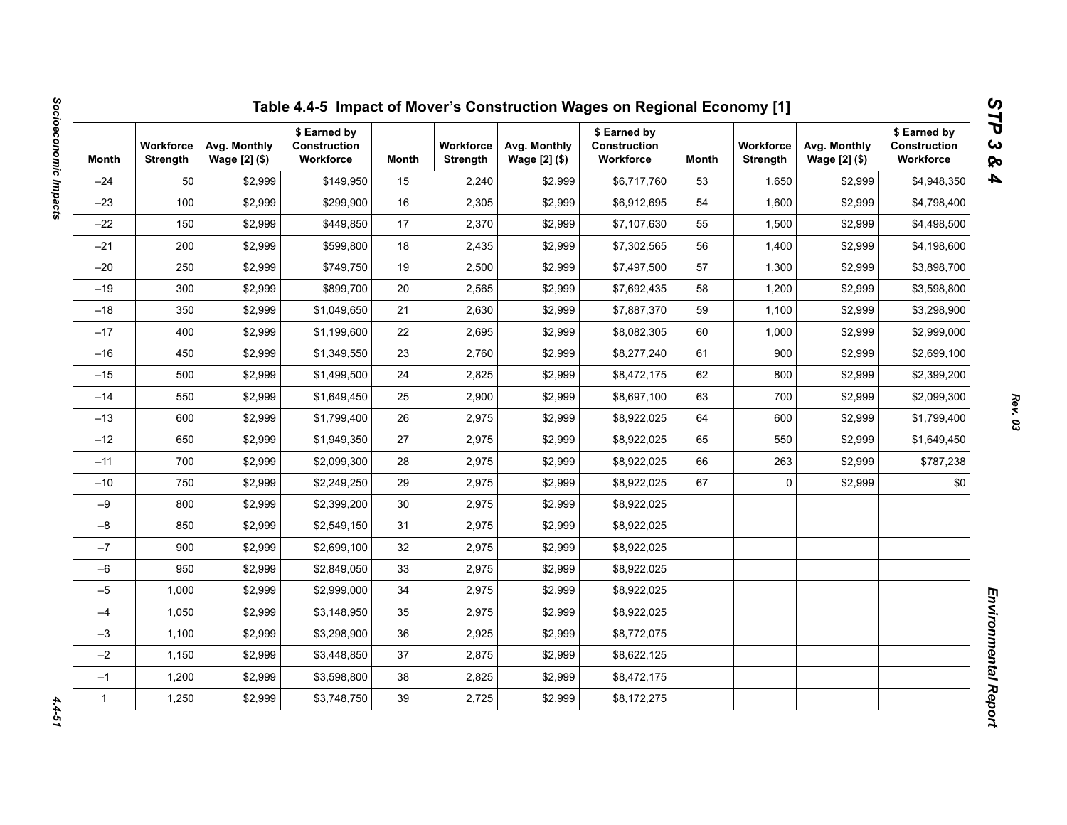# Table 4.4-5 Impact of Mover's Construction Wages on Regional Economy [1]

| Month | Workforce Strength | Avg. Monthly Wage [2] ($) | $ Earned by Construction Workforce | Month | Workforce Strength | Avg. Monthly Wage [2] ($) | $ Earned by Construction Workforce | Month | Workforce Strength | Avg. Monthly Wage [2] ($) | $ Earned by Construction Workforce |
|---|---|---|---|---|---|---|---|---|---|---|---|
| –24 | 50 | $2,999 | $149,950 | 15 | 2,240 | $2,999 | $6,717,760 | 53 | 1,650 | $2,999 | $4,948,350 |
| –23 | 100 | $2,999 | $299,900 | 16 | 2,305 | $2,999 | $6,912,695 | 54 | 1,600 | $2,999 | $4,798,400 |
| –22 | 150 | $2,999 | $449,850 | 17 | 2,370 | $2,999 | $7,107,630 | 55 | 1,500 | $2,999 | $4,498,500 |
| –21 | 200 | $2,999 | $599,800 | 18 | 2,435 | $2,999 | $7,302,565 | 56 | 1,400 | $2,999 | $4,198,600 |
| –20 | 250 | $2,999 | $749,750 | 19 | 2,500 | $2,999 | $7,497,500 | 57 | 1,300 | $2,999 | $3,898,700 |
| –19 | 300 | $2,999 | $899,700 | 20 | 2,565 | $2,999 | $7,692,435 | 58 | 1,200 | $2,999 | $3,598,800 |
| –18 | 350 | $2,999 | $1,049,650 | 21 | 2,630 | $2,999 | $7,887,370 | 59 | 1,100 | $2,999 | $3,298,900 |
| –17 | 400 | $2,999 | $1,199,600 | 22 | 2,695 | $2,999 | $8,082,305 | 60 | 1,000 | $2,999 | $2,999,000 |
| –16 | 450 | $2,999 | $1,349,550 | 23 | 2,760 | $2,999 | $8,277,240 | 61 | 900 | $2,999 | $2,699,100 |
| –15 | 500 | $2,999 | $1,499,500 | 24 | 2,825 | $2,999 | $8,472,175 | 62 | 800 | $2,999 | $2,399,200 |
| –14 | 550 | $2,999 | $1,649,450 | 25 | 2,900 | $2,999 | $8,697,100 | 63 | 700 | $2,999 | $2,099,300 |
| –13 | 600 | $2,999 | $1,799,400 | 26 | 2,975 | $2,999 | $8,922,025 | 64 | 600 | $2,999 | $1,799,400 |
| –12 | 650 | $2,999 | $1,949,350 | 27 | 2,975 | $2,999 | $8,922,025 | 65 | 550 | $2,999 | $1,649,450 |
| –11 | 700 | $2,999 | $2,099,300 | 28 | 2,975 | $2,999 | $8,922,025 | 66 | 263 | $2,999 | $787,238 |
| –10 | 750 | $2,999 | $2,249,250 | 29 | 2,975 | $2,999 | $8,922,025 | 67 | 0 | $2,999 | $0 |
| –9 | 800 | $2,999 | $2,399,200 | 30 | 2,975 | $2,999 | $8,922,025 | | | | |
| –8 | 850 | $2,999 | $2,549,150 | 31 | 2,975 | $2,999 | $8,922,025 | | | | |
| –7 | 900 | $2,999 | $2,699,100 | 32 | 2,975 | $2,999 | $8,922,025 | | | | |
| –6 | 950 | $2,999 | $2,849,050 | 33 | 2,975 | $2,999 | $8,922,025 | | | | |
| –5 | 1,000 | $2,999 | $2,999,000 | 34 | 2,975 | $2,999 | $8,922,025 | | | | |
| –4 | 1,050 | $2,999 | $3,148,950 | 35 | 2,975 | $2,999 | $8,922,025 | | | | |
| –3 | 1,100 | $2,999 | $3,298,900 | 36 | 2,925 | $2,999 | $8,772,075 | | | | |
| –2 | 1,150 | $2,999 | $3,448,850 | 37 | 2,875 | $2,999 | $8,622,125 | | | | |
| –1 | 1,200 | $2,999 | $3,598,800 | 38 | 2,825 | $2,999 | $8,472,175 | | | | |
| 1 | 1,250 | $2,999 | $3,748,750 | 39 | 2,725 | $2,999 | $8,172,275 | | | | |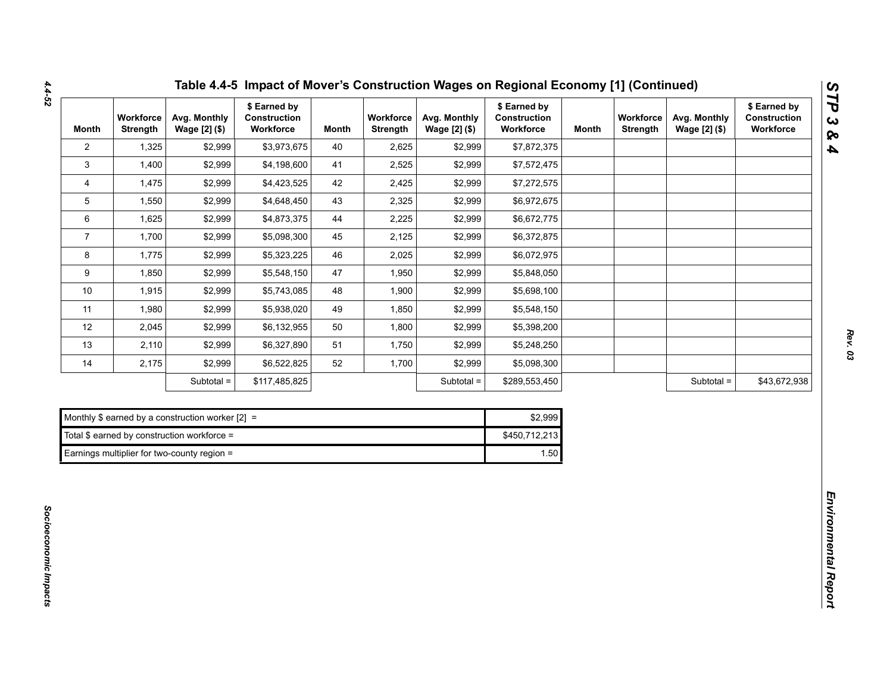## Table 4.4-5 Impact of Mover's Construction Wages on Regional Economy [1] (Continued)

| Month | Workforce Strength | Avg. Monthly Wage [2] ($) | $ Earned by Construction Workforce | Month | Workforce Strength | Avg. Monthly Wage [2] ($) | $ Earned by Construction Workforce | Month | Workforce Strength | Avg. Monthly Wage [2] ($) | $ Earned by Construction Workforce |
|---|---|---|---|---|---|---|---|---|---|---|---|
| 2 | 1,325 | $2,999 | $3,973,675 | 40 | 2,625 | $2,999 | $7,872,375 | | | | |
| 3 | 1,400 | $2,999 | $4,198,600 | 41 | 2,525 | $2,999 | $7,572,475 | | | | |
| 4 | 1,475 | $2,999 | $4,423,525 | 42 | 2,425 | $2,999 | $7,272,575 | | | | |
| 5 | 1,550 | $2,999 | $4,648,450 | 43 | 2,325 | $2,999 | $6,972,675 | | | | |
| 6 | 1,625 | $2,999 | $4,873,375 | 44 | 2,225 | $2,999 | $6,672,775 | | | | |
| 7 | 1,700 | $2,999 | $5,098,300 | 45 | 2,125 | $2,999 | $6,372,875 | | | | |
| 8 | 1,775 | $2,999 | $5,323,225 | 46 | 2,025 | $2,999 | $6,072,975 | | | | |
| 9 | 1,850 | $2,999 | $5,548,150 | 47 | 1,950 | $2,999 | $5,848,050 | | | | |
| 10 | 1,915 | $2,999 | $5,743,085 | 48 | 1,900 | $2,999 | $5,698,100 | | | | |
| 11 | 1,980 | $2,999 | $5,938,020 | 49 | 1,850 | $2,999 | $5,548,150 | | | | |
| 12 | 2,045 | $2,999 | $6,132,955 | 50 | 1,800 | $2,999 | $5,398,200 | | | | |
| 13 | 2,110 | $2,999 | $6,327,890 | 51 | 1,750 | $2,999 | $5,248,250 | | | | |
| 14 | 2,175 | $2,999 | $6,522,825 | 52 | 1,700 | $2,999 | $5,098,300 | | | | |
| | | Subtotal = | $117,485,825 | | | Subtotal = | $289,553,450 | | | Subtotal = | $43,672,938 |

| | |
|---|---|
| Monthly $ earned by a construction worker [2] = | $2,999 |
| Total $ earned by construction workforce = | $450,712,213 |
| Earnings multiplier for two-county region = | 1.50 |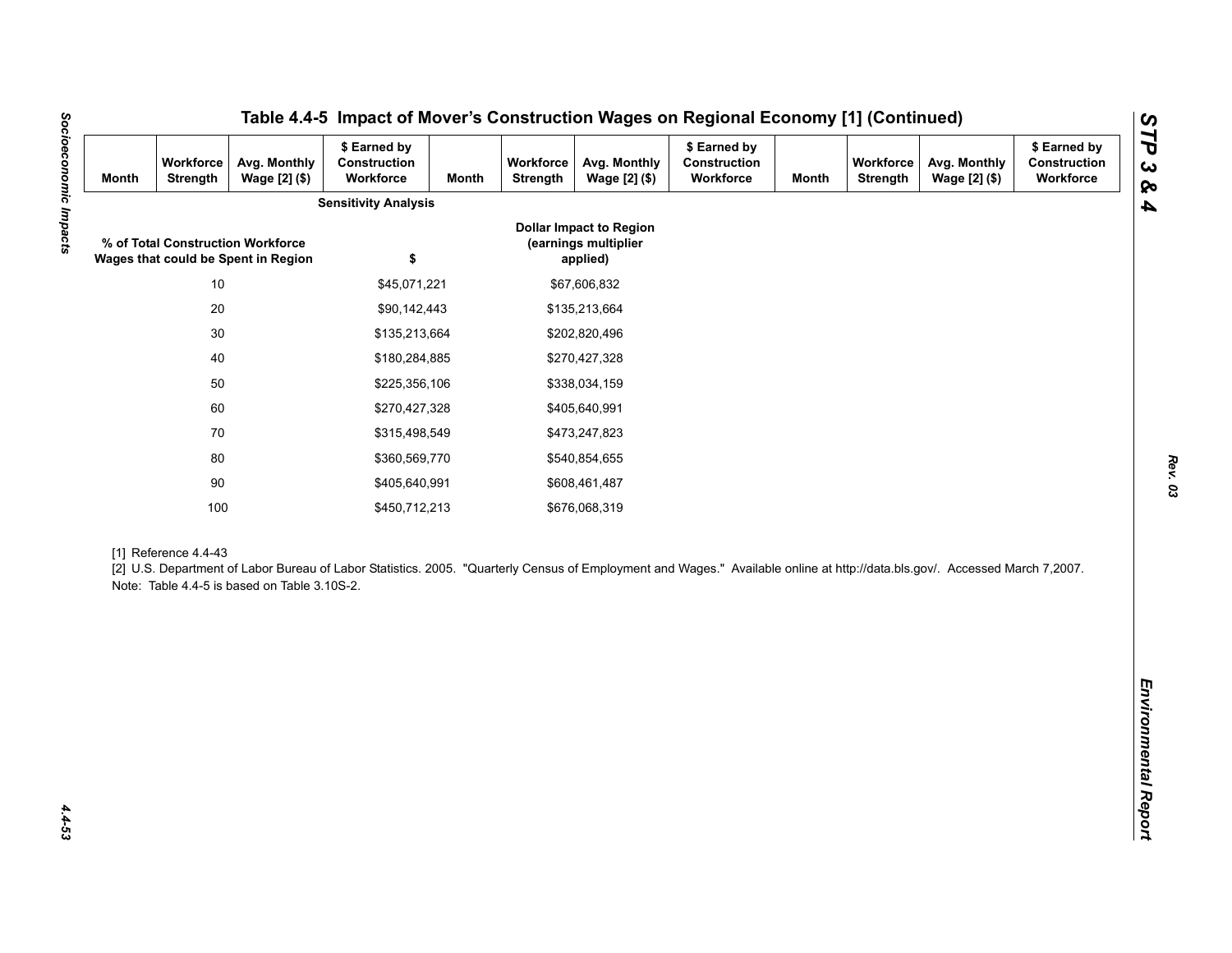## Table 4.4-5 Impact of Mover's Construction Wages on Regional Economy [1] (Continued)

| Month | Workforce Strength | Avg. Monthly Wage [2] ($) | $ Earned by Construction Workforce | Month | Workforce Strength | Avg. Monthly Wage [2] ($) | $ Earned by Construction Workforce | Month | Workforce Strength | Avg. Monthly Wage [2] ($) | $ Earned by Construction Workforce |
|---|---|---|---|---|---|---|---|---|---|---|---|

**Sensitivity Analysis**

| % of Total Construction Workforce Wages that could be Spent in Region | $ | Dollar Impact to Region (earnings multiplier applied) |
|---|---|---|
| 10 | $45,071,221 | $67,606,832 |
| 20 | $90,142,443 | $135,213,664 |
| 30 | $135,213,664 | $202,820,496 |
| 40 | $180,284,885 | $270,427,328 |
| 50 | $225,356,106 | $338,034,159 |
| 60 | $270,427,328 | $405,640,991 |
| 70 | $315,498,549 | $473,247,823 |
| 80 | $360,569,770 | $540,854,655 |
| 90 | $405,640,991 | $608,461,487 |
| 100 | $450,712,213 | $676,068,319 |

[1] Reference 4.4-43

[2] U.S. Department of Labor Bureau of Labor Statistics. 2005. "Quarterly Census of Employment and Wages." Available online at http://data.bls.gov/. Accessed March 7,2007.

Note: Table 4.4-5 is based on Table 3.10S-2.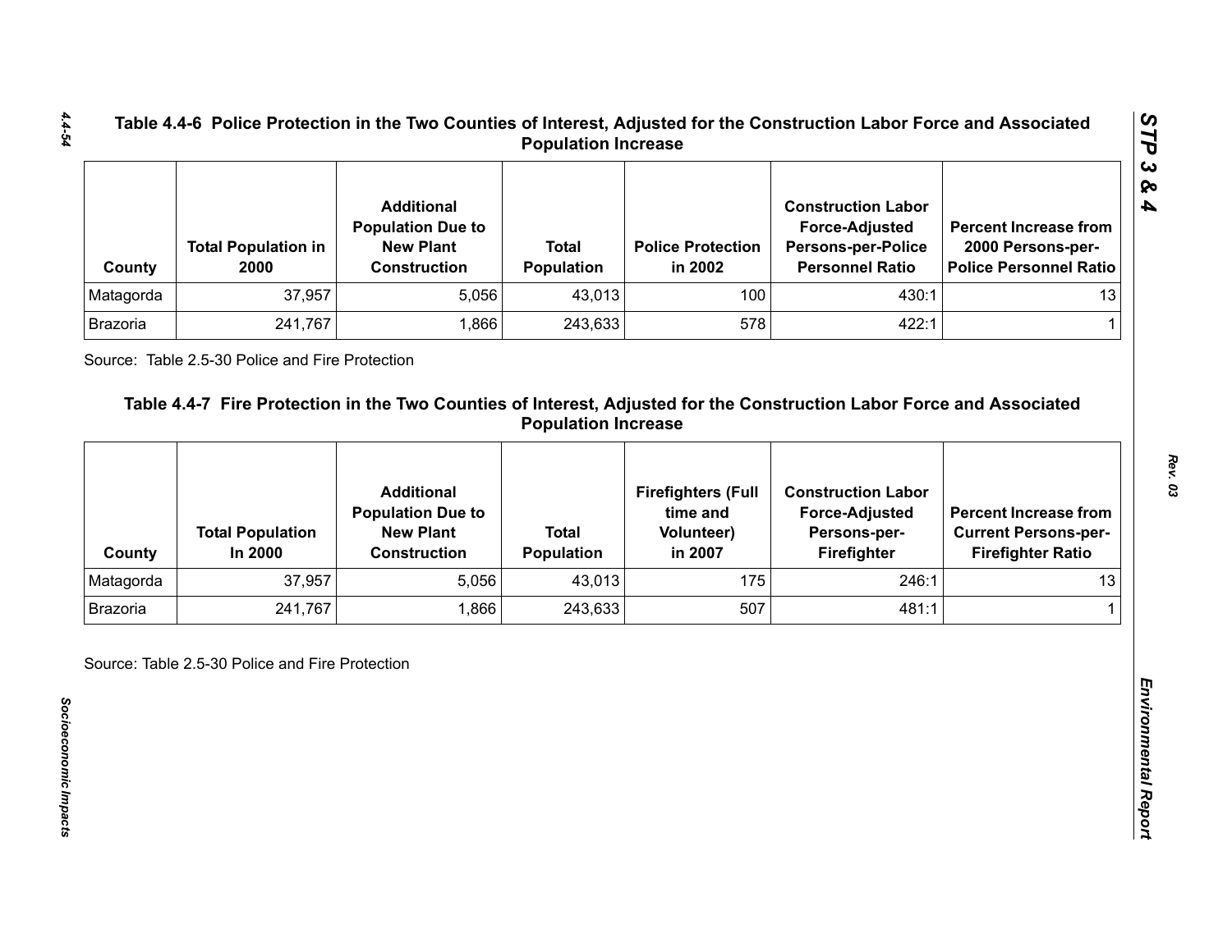## Table 4.4-6 Police Protection in the Two Counties of Interest, Adjusted for the Construction Labor Force and Associated Population Increase

| County | Total Population in 2000 | Additional Population Due to New Plant Construction | Total Population | Police Protection in 2002 | Construction Labor Force-Adjusted Persons-per-Police Personnel Ratio | Percent Increase from 2000 Persons-per-Police Personnel Ratio |
|---|---|---|---|---|---|---|
| Matagorda | 37,957 | 5,056 | 43,013 | 100 | 430:1 | 13 |
| Brazoria | 241,767 | 1,866 | 243,633 | 578 | 422:1 | 1 |

Source: Table 2.5-30 Police and Fire Protection

## Table 4.4-7 Fire Protection in the Two Counties of Interest, Adjusted for the Construction Labor Force and Associated Population Increase

| County | Total Population In 2000 | Additional Population Due to New Plant Construction | Total Population | Firefighters (Full time and Volunteer) in 2007 | Construction Labor Force-Adjusted Persons-per-Firefighter | Percent Increase from Current Persons-per-Firefighter Ratio |
|---|---|---|---|---|---|---|
| Matagorda | 37,957 | 5,056 | 43,013 | 175 | 246:1 | 13 |
| Brazoria | 241,767 | 1,866 | 243,633 | 507 | 481:1 | 1 |

Source: Table 2.5-30 Police and Fire Protection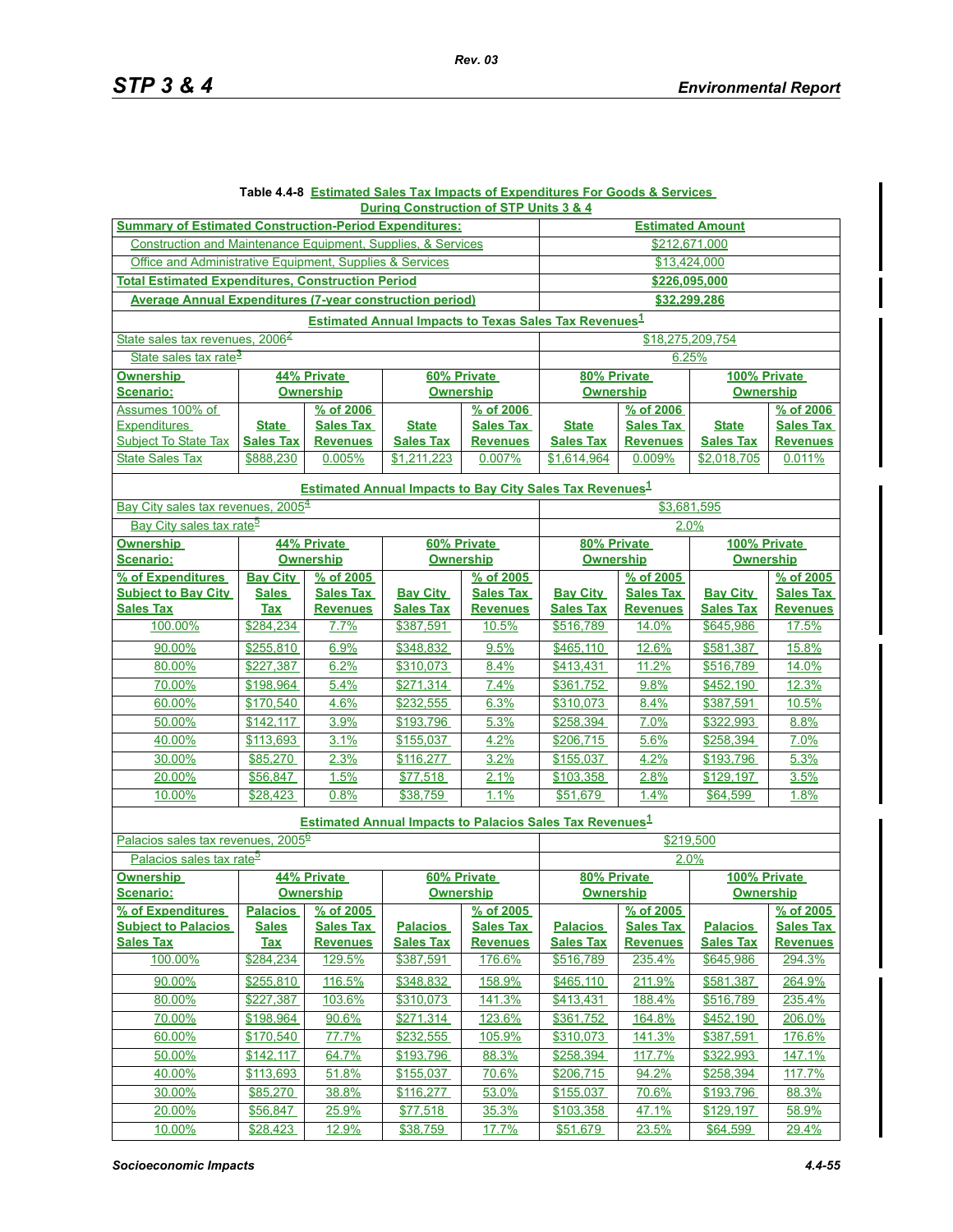**Table 4.4-8 Estimated Sales Tax Impacts of Expenditures For Goods & Services During Construction of STP Units 3 & 4**

| Summary of Estimated Construction-Period Expenditures: | | | | | Estimated Amount | | | |
|---|---|---|---|---|---|---|---|---|
| Construction and Maintenance Equipment, Supplies, & Services | | | | | $212,671,000 | | | |
| Office and Administrative Equipment, Supplies & Services | | | | | $13,424,000 | | | |
| **Total Estimated Expenditures, Construction Period** | | | | | **$226,095,000** | | | |
| **Average Annual Expenditures (7-year construction period)** | | | | | **$32,299,286** | | | |
| **Estimated Annual Impacts to Texas Sales Tax Revenues[1]** | | | | | | | | |
| State sales tax revenues, 2006[2] | | | | | $18,275,209,754 | | | |
| State sales tax rate[3] | | | | | 6.25% | | | |
| **Ownership Scenario:** | **44% Private Ownership** | | **60% Private Ownership** | | **80% Private Ownership** | | **100% Private Ownership** | |
| Assumes 100% of Expenditures Subject To State Tax | **State Sales Tax** | **% of 2006 Sales Tax Revenues** | **State Sales Tax** | **% of 2006 Sales Tax Revenues** | **State Sales Tax** | **% of 2006 Sales Tax Revenues** | **State Sales Tax** | **% of 2006 Sales Tax Revenues** |
| State Sales Tax | $888,230 | 0.005% | $1,211,223 | 0.007% | $1,614,964 | 0.009% | $2,018,705 | 0.011% |
| **Estimated Annual Impacts to Bay City Sales Tax Revenues[1]** | | | | | | | | |
| Bay City sales tax revenues, 2005[4] | | | | | $3,681,595 | | | |
| Bay City sales tax rate[5] | | | | | 2.0% | | | |
| **Ownership Scenario:** | **44% Private Ownership** | | **60% Private Ownership** | | **80% Private Ownership** | | **100% Private Ownership** | |
| **% of Expenditures Subject to Bay City Sales Tax** | **Bay City Sales Tax** | **% of 2005 Sales Tax Revenues** | **Bay City Sales Tax** | **% of 2005 Sales Tax Revenues** | **Bay City Sales Tax** | **% of 2005 Sales Tax Revenues** | **Bay City Sales Tax** | **% of 2005 Sales Tax Revenues** |
| 100.00% | $284,234 | 7.7% | $387,591 | 10.5% | $516,789 | 14.0% | $645,986 | 17.5% |
| 90.00% | $255,810 | 6.9% | $348,832 | 9.5% | $465,110 | 12.6% | $581,387 | 15.8% |
| 80.00% | $227,387 | 6.2% | $310,073 | 8.4% | $413,431 | 11.2% | $516,789 | 14.0% |
| 70.00% | $198,964 | 5.4% | $271,314 | 7.4% | $361,752 | 9.8% | $452,190 | 12.3% |
| 60.00% | $170,540 | 4.6% | $232,555 | 6.3% | $310,073 | 8.4% | $387,591 | 10.5% |
| 50.00% | $142,117 | 3.9% | $193,796 | 5.3% | $258,394 | 7.0% | $322,993 | 8.8% |
| 40.00% | $113,693 | 3.1% | $155,037 | 4.2% | $206,715 | 5.6% | $258,394 | 7.0% |
| 30.00% | $85,270 | 2.3% | $116,277 | 3.2% | $155,037 | 4.2% | $193,796 | 5.3% |
| 20.00% | $56,847 | 1.5% | $77,518 | 2.1% | $103,358 | 2.8% | $129,197 | 3.5% |
| 10.00% | $28,423 | 0.8% | $38,759 | 1.1% | $51,679 | 1.4% | $64,599 | 1.8% |
| **Estimated Annual Impacts to Palacios Sales Tax Revenues[1]** | | | | | | | | |
| Palacios sales tax revenues, 2005[6] | | | | | $219,500 | | | |
| Palacios sales tax rate[5] | | | | | 2.0% | | | |
| **Ownership Scenario:** | **44% Private Ownership** | | **60% Private Ownership** | | **80% Private Ownership** | | **100% Private Ownership** | |
| **% of Expenditures Subject to Palacios Sales Tax** | **Palacios Sales Tax** | **% of 2005 Sales Tax Revenues** | **Palacios Sales Tax** | **% of 2005 Sales Tax Revenues** | **Palacios Sales Tax** | **% of 2005 Sales Tax Revenues** | **Palacios Sales Tax** | **% of 2005 Sales Tax Revenues** |
| 100.00% | $284,234 | 129.5% | $387,591 | 176.6% | $516,789 | 235.4% | $645,986 | 294.3% |
| 90.00% | $255,810 | 116.5% | $348,832 | 158.9% | $465,110 | 211.9% | $581,387 | 264.9% |
| 80.00% | $227,387 | 103.6% | $310,073 | 141.3% | $413,431 | 188.4% | $516,789 | 235.4% |
| 70.00% | $198,964 | 90.6% | $271,314 | 123.6% | $361,752 | 164.8% | $452,190 | 206.0% |
| 60.00% | $170,540 | 77.7% | $232,555 | 105.9% | $310,073 | 141.3% | $387,591 | 176.6% |
| 50.00% | $142,117 | 64.7% | $193,796 | 88.3% | $258,394 | 117.7% | $322,993 | 147.1% |
| 40.00% | $113,693 | 51.8% | $155,037 | 70.6% | $206,715 | 94.2% | $258,394 | 117.7% |
| 30.00% | $85,270 | 38.8% | $116,277 | 53.0% | $155,037 | 70.6% | $193,796 | 88.3% |
| 20.00% | $56,847 | 25.9% | $77,518 | 35.3% | $103,358 | 47.1% | $129,197 | 58.9% |
| 10.00% | $28,423 | 12.9% | $38,759 | 17.7% | $51,679 | 23.5% | $64,599 | 29.4% |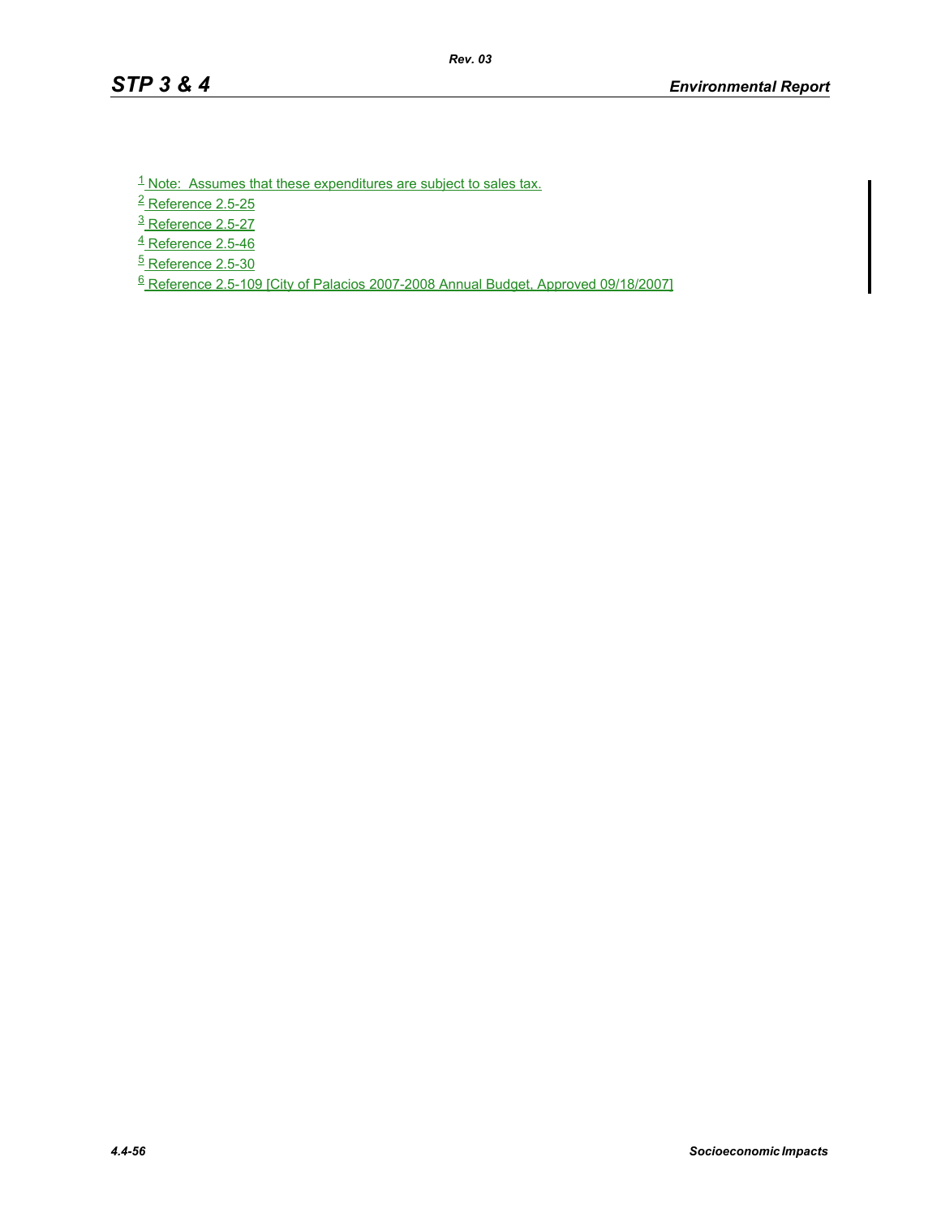[1] Note: Assumes that these expenditures are subject to sales tax.

[2] Reference 2.5-25

[3] Reference 2.5-27

[4] Reference 2.5-46

[5] Reference 2.5-30

[6] Reference 2.5-109 [City of Palacios 2007-2008 Annual Budget, Approved 09/18/2007]